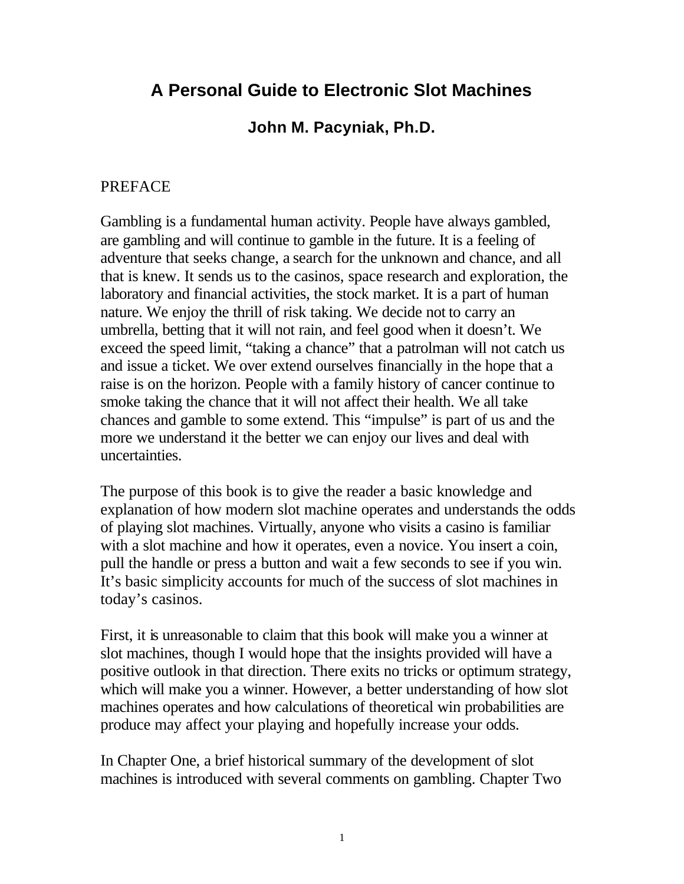# A Personal Guide to Electronic Slot Machines

**John M. Pacyniak, Ph.D.**

## PREFACE

Gambling is a fundamental human activity. People have always gambled, are gambling and will continue to gamble in the future. It is a feeling of adventure that seeks change, a search for the unknown and chance, and all that is knew. It sends us to the casinos, space research and exploration, the laboratory and financial activities, the stock market. It is a part of human nature. We enjoy the thrill of risk taking. We decide not to carry an umbrella, betting that it will not rain, and feel good when it doesn't. We exceed the speed limit, "taking a chance" that a patrolman will not catch us and issue a ticket. We over extend ourselves financially in the hope that a raise is on the horizon. People with a family history of cancer continue to smoke taking the chance that it will not affect their health. We all take chances and gamble to some extend. This "impulse" is part of us and the more we understand it the better we can enjoy our lives and deal with uncertainties.

The purpose of this book is to give the reader a basic knowledge and explanation of how modern slot machine operates and understands the odds of playing slot machines. Virtually, anyone who visits a casino is familiar with a slot machine and how it operates, even a novice. You insert a coin, pull the handle or press a button and wait a few seconds to see if you win. It's basic simplicity accounts for much of the success of slot machines in today's casinos.

First, it is unreasonable to claim that this book will make you a winner at slot machines, though I would hope that the insights provided will have a positive outlook in that direction. There exits no tricks or optimum strategy, which will make you a winner. However, a better understanding of how slot machines operates and how calculations of theoretical win probabilities are produce may affect your playing and hopefully increase your odds.

In Chapter One, a brief historical summary of the development of slot machines is introduced with several comments on gambling. Chapter Two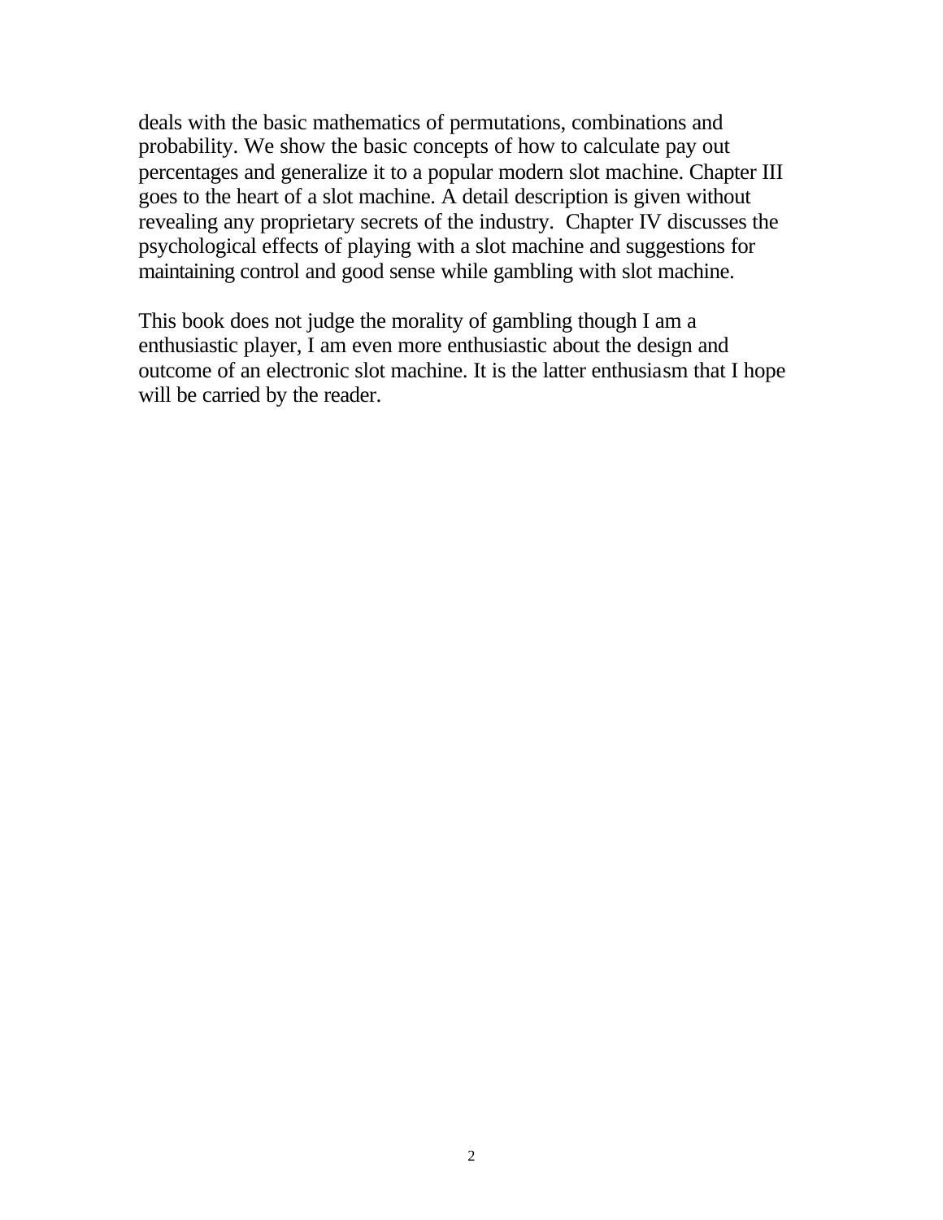deals with the basic mathematics of permutations, combinations and probability. We show the basic concepts of how to calculate pay out percentages and generalize it to a popular modern slot machine. Chapter III goes to the heart of a slot machine. A detail description is given without revealing any proprietary secrets of the industry. Chapter IV discusses the psychological effects of playing with a slot machine and suggestions for maintaining control and good sense while gambling with slot machine.

This book does not judge the morality of gambling though I am a enthusiastic player, I am even more enthusiastic about the design and outcome of an electronic slot machine. It is the latter enthusiasm that I hope will be carried by the reader.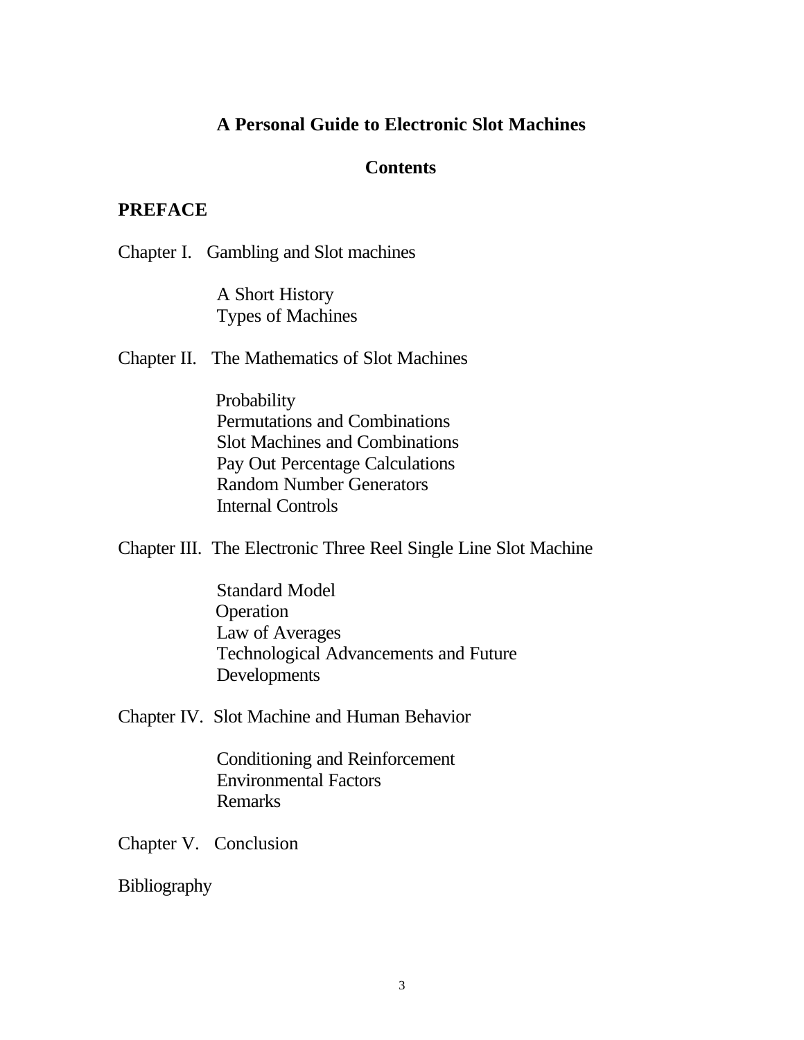# A Personal Guide to Electronic Slot Machines

## Contents

**PREFACE**

Chapter I. Gambling and Slot machines

- A Short History
- Types of Machines

Chapter II. The Mathematics of Slot Machines

- Probability
- Permutations and Combinations
- Slot Machines and Combinations
- Pay Out Percentage Calculations
- Random Number Generators
- Internal Controls

Chapter III. The Electronic Three Reel Single Line Slot Machine

- Standard Model
- Operation
- Law of Averages
- Technological Advancements and Future Developments

Chapter IV. Slot Machine and Human Behavior

- Conditioning and Reinforcement
- Environmental Factors
- Remarks

Chapter V. Conclusion

Bibliography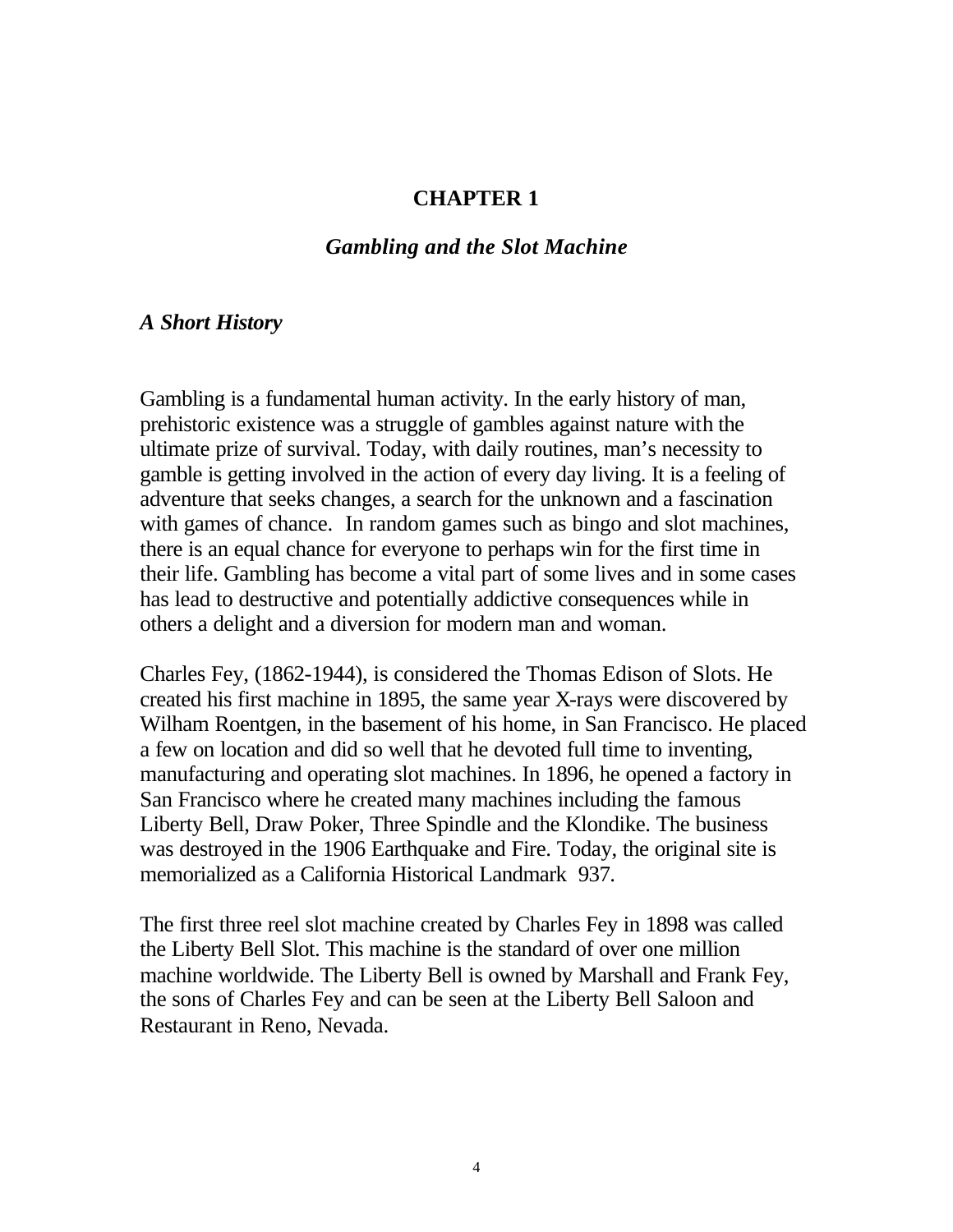# CHAPTER 1

## *Gambling and the Slot Machine*

### *A Short History*

Gambling is a fundamental human activity. In the early history of man, prehistoric existence was a struggle of gambles against nature with the ultimate prize of survival. Today, with daily routines, man's necessity to gamble is getting involved in the action of every day living. It is a feeling of adventure that seeks changes, a search for the unknown and a fascination with games of chance. In random games such as bingo and slot machines, there is an equal chance for everyone to perhaps win for the first time in their life. Gambling has become a vital part of some lives and in some cases has lead to destructive and potentially addictive consequences while in others a delight and a diversion for modern man and woman.

Charles Fey, (1862-1944), is considered the Thomas Edison of Slots. He created his first machine in 1895, the same year X-rays were discovered by Wilham Roentgen, in the basement of his home, in San Francisco. He placed a few on location and did so well that he devoted full time to inventing, manufacturing and operating slot machines. In 1896, he opened a factory in San Francisco where he created many machines including the famous Liberty Bell, Draw Poker, Three Spindle and the Klondike. The business was destroyed in the 1906 Earthquake and Fire. Today, the original site is memorialized as a California Historical Landmark 937.

The first three reel slot machine created by Charles Fey in 1898 was called the Liberty Bell Slot. This machine is the standard of over one million machine worldwide. The Liberty Bell is owned by Marshall and Frank Fey, the sons of Charles Fey and can be seen at the Liberty Bell Saloon and Restaurant in Reno, Nevada.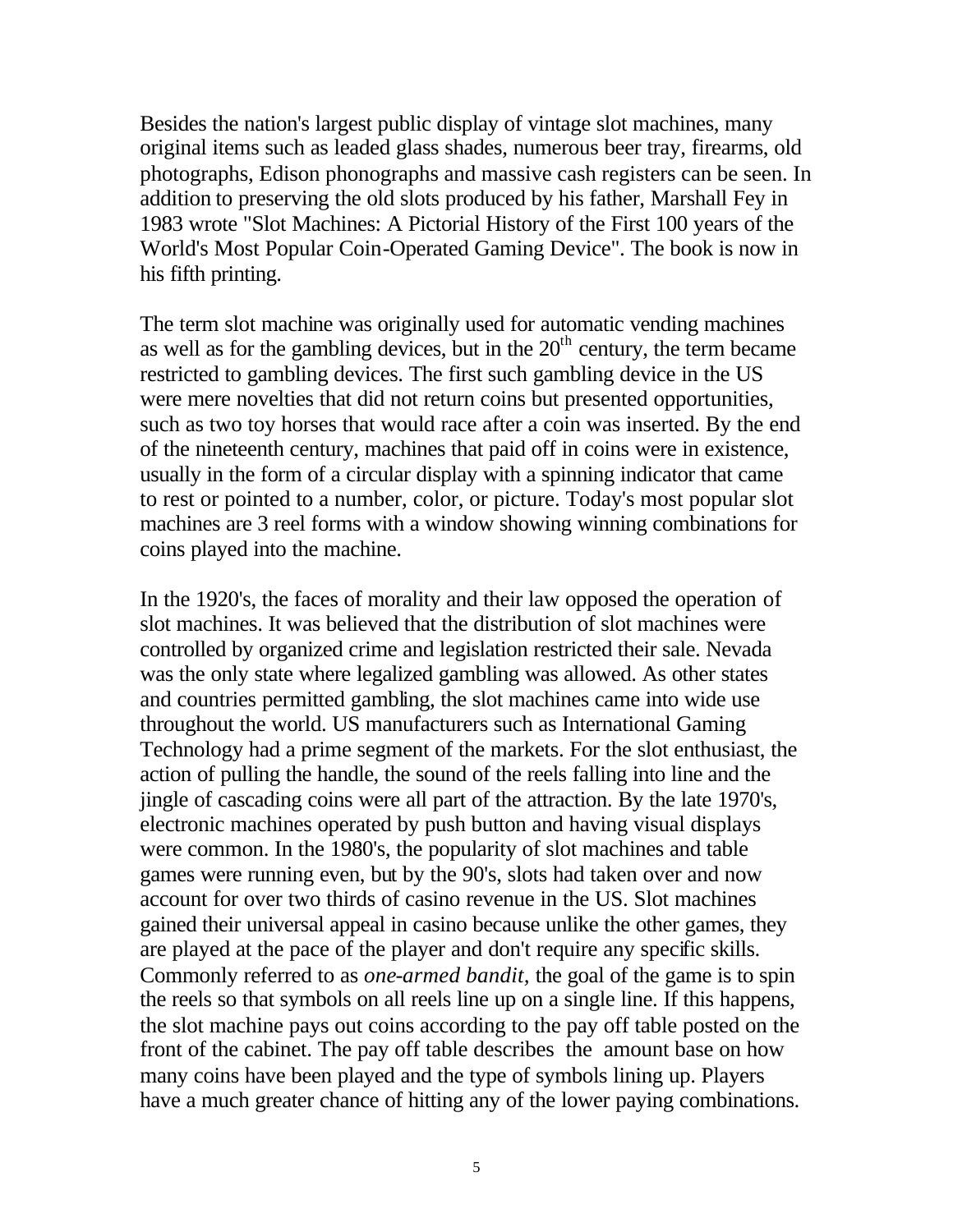Besides the nation's largest public display of vintage slot machines, many original items such as leaded glass shades, numerous beer tray, firearms, old photographs, Edison phonographs and massive cash registers can be seen. In addition to preserving the old slots produced by his father, Marshall Fey in 1983 wrote "Slot Machines: A Pictorial History of the First 100 years of the World's Most Popular Coin-Operated Gaming Device". The book is now in his fifth printing.

The term slot machine was originally used for automatic vending machines as well as for the gambling devices, but in the $20^{th}$ century, the term became restricted to gambling devices. The first such gambling device in the US were mere novelties that did not return coins but presented opportunities, such as two toy horses that would race after a coin was inserted. By the end of the nineteenth century, machines that paid off in coins were in existence, usually in the form of a circular display with a spinning indicator that came to rest or pointed to a number, color, or picture. Today's most popular slot machines are 3 reel forms with a window showing winning combinations for coins played into the machine.

In the 1920's, the faces of morality and their law opposed the operation of slot machines. It was believed that the distribution of slot machines were controlled by organized crime and legislation restricted their sale. Nevada was the only state where legalized gambling was allowed. As other states and countries permitted gambling, the slot machines came into wide use throughout the world. US manufacturers such as International Gaming Technology had a prime segment of the markets. For the slot enthusiast, the action of pulling the handle, the sound of the reels falling into line and the jingle of cascading coins were all part of the attraction. By the late 1970's, electronic machines operated by push button and having visual displays were common. In the 1980's, the popularity of slot machines and table games were running even, but by the 90's, slots had taken over and now account for over two thirds of casino revenue in the US. Slot machines gained their universal appeal in casino because unlike the other games, they are played at the pace of the player and don't require any specific skills. Commonly referred to as *one-armed bandit*, the goal of the game is to spin the reels so that symbols on all reels line up on a single line. If this happens, the slot machine pays out coins according to the pay off table posted on the front of the cabinet. The pay off table describes the amount base on how many coins have been played and the type of symbols lining up. Players have a much greater chance of hitting any of the lower paying combinations.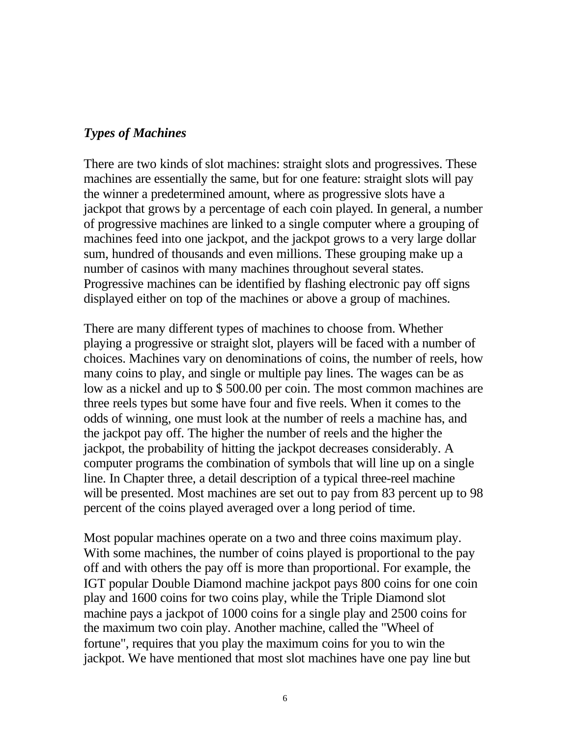### *Types of Machines*

There are two kinds of slot machines: straight slots and progressives. These machines are essentially the same, but for one feature: straight slots will pay the winner a predetermined amount, where as progressive slots have a jackpot that grows by a percentage of each coin played. In general, a number of progressive machines are linked to a single computer where a grouping of machines feed into one jackpot, and the jackpot grows to a very large dollar sum, hundred of thousands and even millions. These grouping make up a number of casinos with many machines throughout several states. Progressive machines can be identified by flashing electronic pay off signs displayed either on top of the machines or above a group of machines.

There are many different types of machines to choose from. Whether playing a progressive or straight slot, players will be faced with a number of choices. Machines vary on denominations of coins, the number of reels, how many coins to play, and single or multiple pay lines. The wages can be as low as a nickel and up to $ 500.00 per coin. The most common machines are three reels types but some have four and five reels. When it comes to the odds of winning, one must look at the number of reels a machine has, and the jackpot pay off. The higher the number of reels and the higher the jackpot, the probability of hitting the jackpot decreases considerably. A computer programs the combination of symbols that will line up on a single line. In Chapter three, a detail description of a typical three-reel machine will be presented. Most machines are set out to pay from 83 percent up to 98 percent of the coins played averaged over a long period of time.

Most popular machines operate on a two and three coins maximum play. With some machines, the number of coins played is proportional to the pay off and with others the pay off is more than proportional. For example, the IGT popular Double Diamond machine jackpot pays 800 coins for one coin play and 1600 coins for two coins play, while the Triple Diamond slot machine pays a jackpot of 1000 coins for a single play and 2500 coins for the maximum two coin play. Another machine, called the "Wheel of fortune", requires that you play the maximum coins for you to win the jackpot. We have mentioned that most slot machines have one pay line but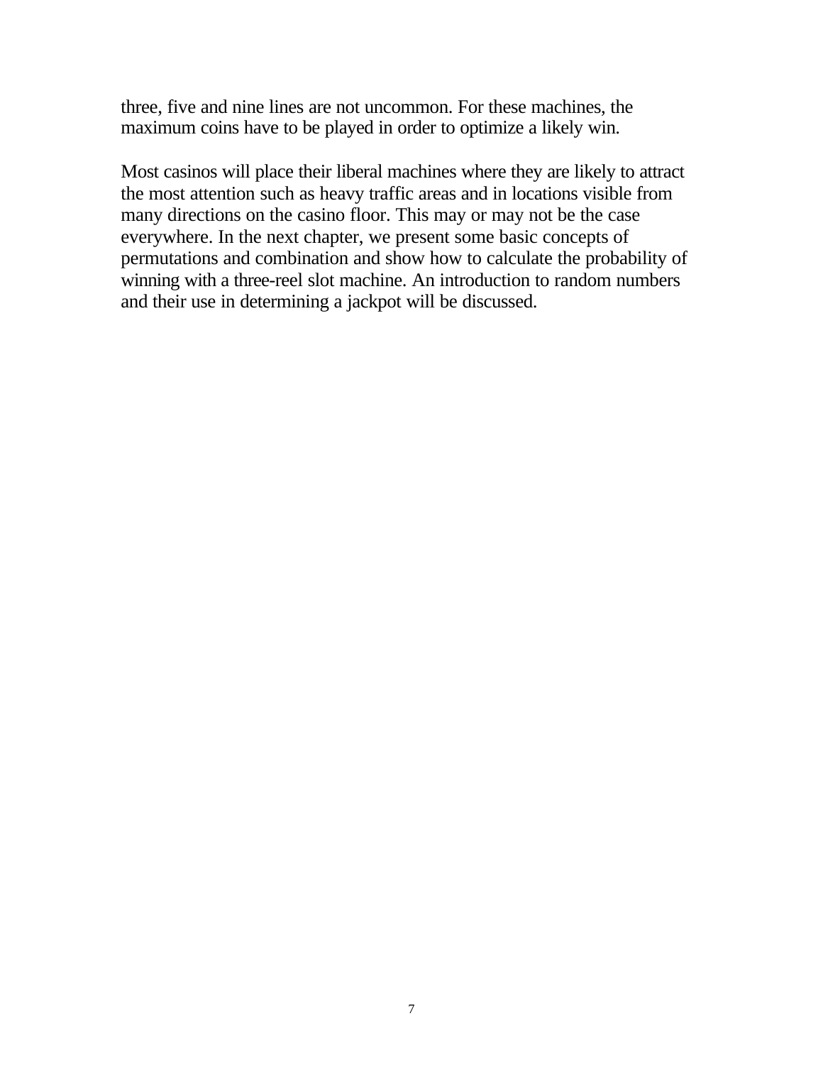three, five and nine lines are not uncommon. For these machines, the maximum coins have to be played in order to optimize a likely win.

Most casinos will place their liberal machines where they are likely to attract the most attention such as heavy traffic areas and in locations visible from many directions on the casino floor. This may or may not be the case everywhere. In the next chapter, we present some basic concepts of permutations and combination and show how to calculate the probability of winning with a three-reel slot machine. An introduction to random numbers and their use in determining a jackpot will be discussed.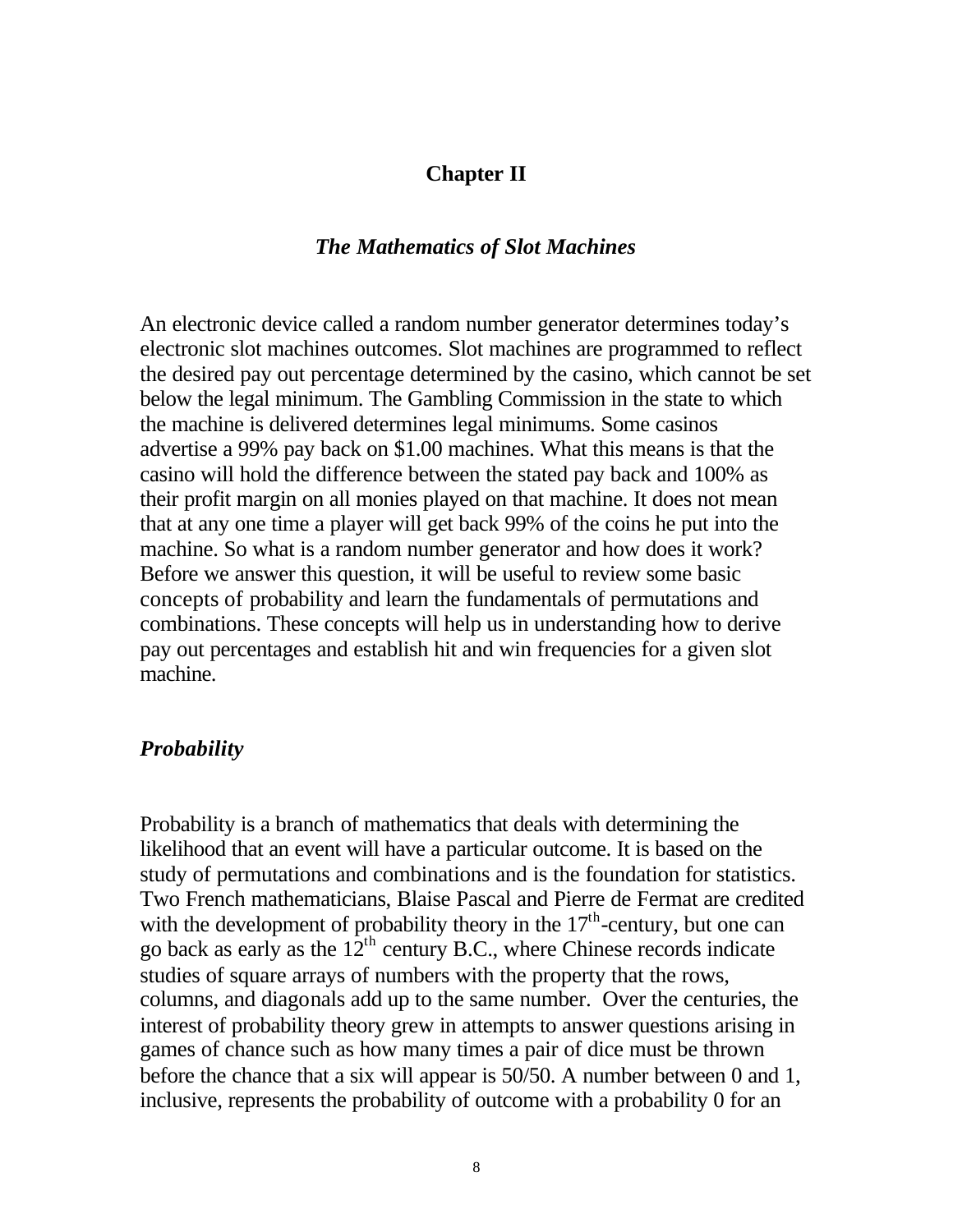# Chapter II

## *The Mathematics of Slot Machines*

An electronic device called a random number generator determines today's electronic slot machines outcomes. Slot machines are programmed to reflect the desired pay out percentage determined by the casino, which cannot be set below the legal minimum. The Gambling Commission in the state to which the machine is delivered determines legal minimums. Some casinos advertise a 99% pay back on $1.00 machines. What this means is that the casino will hold the difference between the stated pay back and 100% as their profit margin on all monies played on that machine. It does not mean that at any one time a player will get back 99% of the coins he put into the machine. So what is a random number generator and how does it work? Before we answer this question, it will be useful to review some basic concepts of probability and learn the fundamentals of permutations and combinations. These concepts will help us in understanding how to derive pay out percentages and establish hit and win frequencies for a given slot machine.

### *Probability*

Probability is a branch of mathematics that deals with determining the likelihood that an event will have a particular outcome. It is based on the study of permutations and combinations and is the foundation for statistics. Two French mathematicians, Blaise Pascal and Pierre de Fermat are credited with the development of probability theory in the $17^{th}$-century, but one can go back as early as the $12^{th}$ century B.C., where Chinese records indicate studies of square arrays of numbers with the property that the rows, columns, and diagonals add up to the same number. Over the centuries, the interest of probability theory grew in attempts to answer questions arising in games of chance such as how many times a pair of dice must be thrown before the chance that a six will appear is 50/50. A number between 0 and 1, inclusive, represents the probability of outcome with a probability 0 for an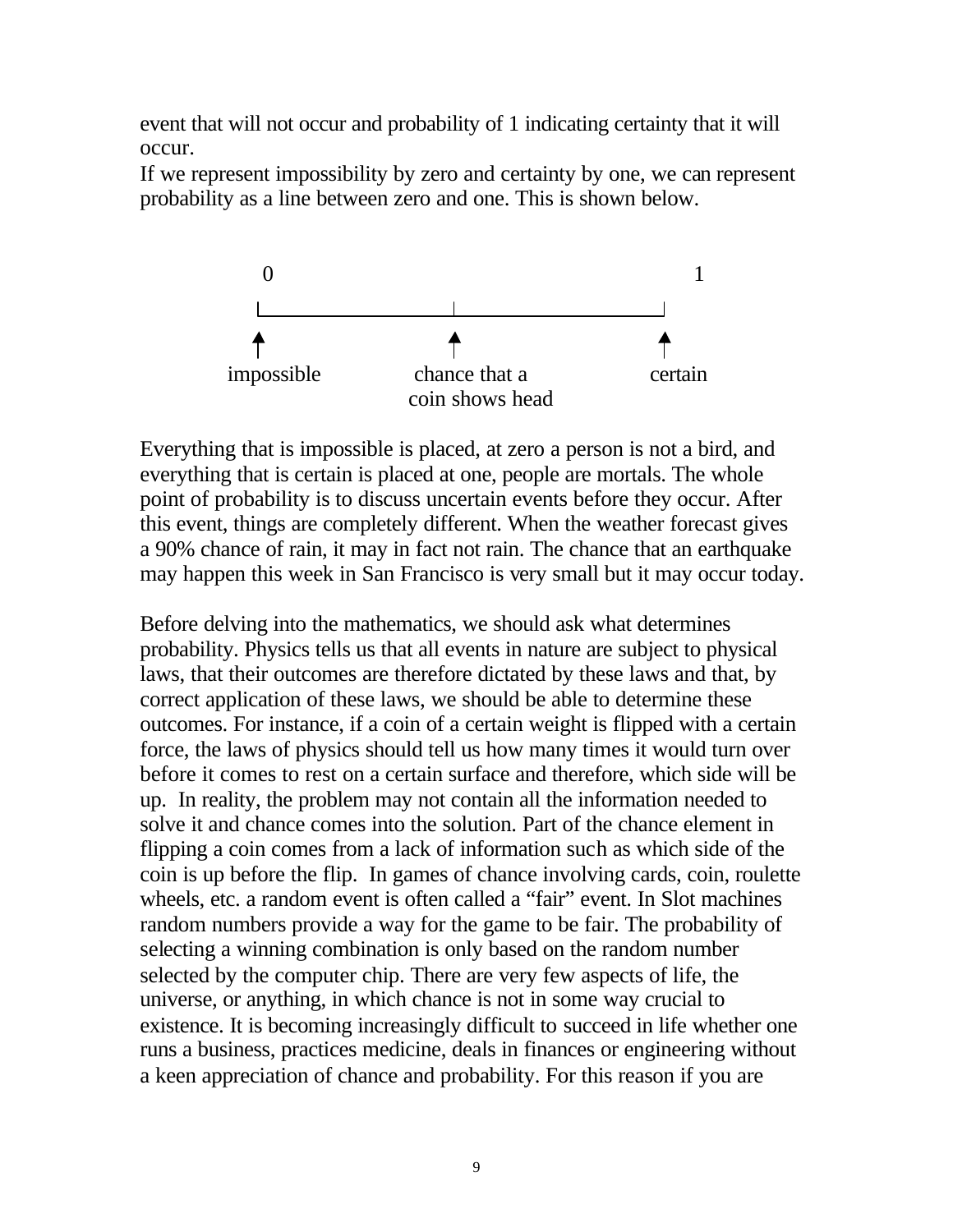event that will not occur and probability of 1 indicating certainty that it will occur.

If we represent impossibility by zero and certainty by one, we can represent probability as a line between zero and one. This is shown below.

0 — impossible; chance that a coin shows head; 1 — certain

Everything that is impossible is placed, at zero a person is not a bird, and everything that is certain is placed at one, people are mortals. The whole point of probability is to discuss uncertain events before they occur. After this event, things are completely different. When the weather forecast gives a 90% chance of rain, it may in fact not rain. The chance that an earthquake may happen this week in San Francisco is very small but it may occur today.

Before delving into the mathematics, we should ask what determines probability. Physics tells us that all events in nature are subject to physical laws, that their outcomes are therefore dictated by these laws and that, by correct application of these laws, we should be able to determine these outcomes. For instance, if a coin of a certain weight is flipped with a certain force, the laws of physics should tell us how many times it would turn over before it comes to rest on a certain surface and therefore, which side will be up. In reality, the problem may not contain all the information needed to solve it and chance comes into the solution. Part of the chance element in flipping a coin comes from a lack of information such as which side of the coin is up before the flip. In games of chance involving cards, coin, roulette wheels, etc. a random event is often called a "fair" event. In Slot machines random numbers provide a way for the game to be fair. The probability of selecting a winning combination is only based on the random number selected by the computer chip. There are very few aspects of life, the universe, or anything, in which chance is not in some way crucial to existence. It is becoming increasingly difficult to succeed in life whether one runs a business, practices medicine, deals in finances or engineering without a keen appreciation of chance and probability. For this reason if you are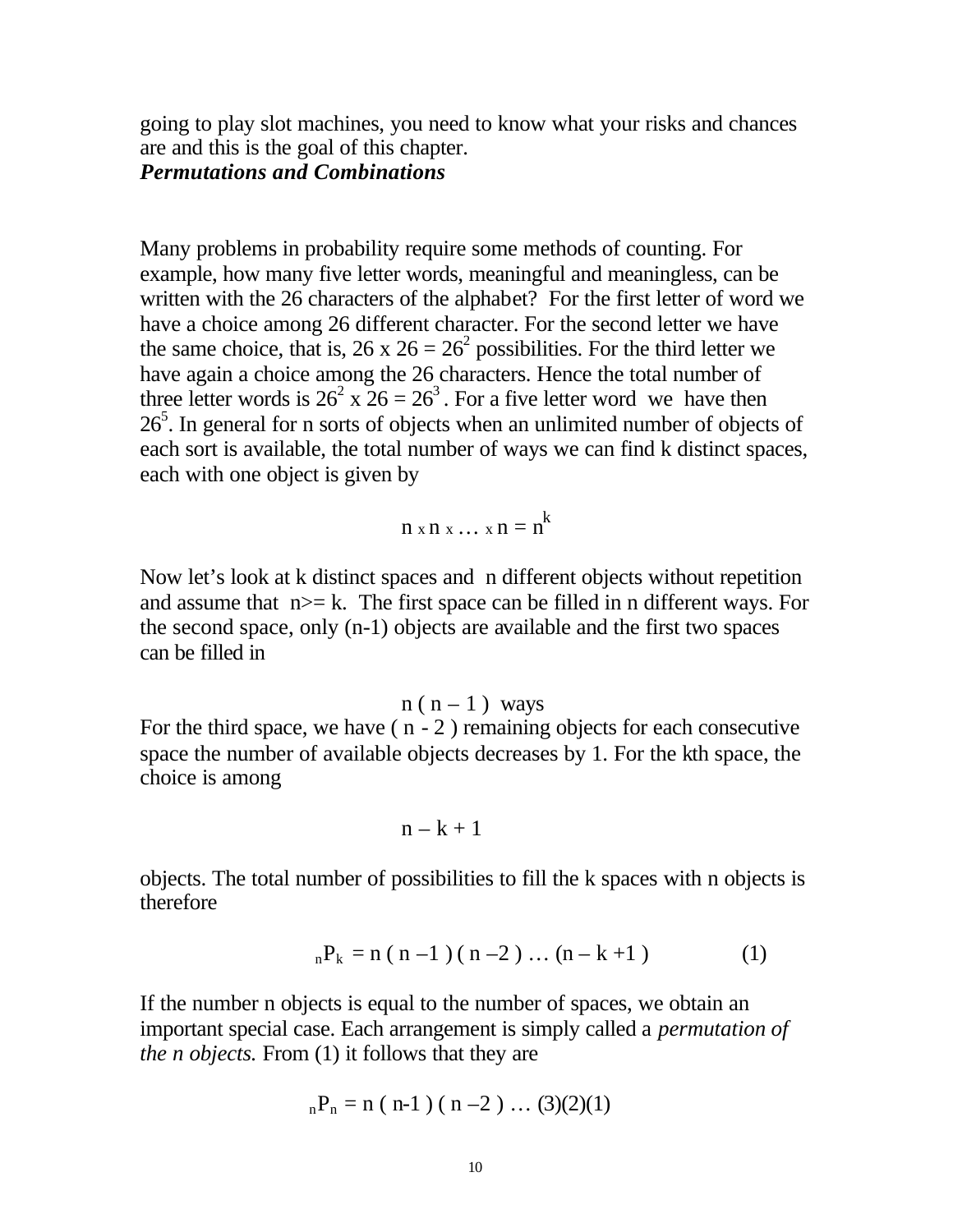going to play slot machines, you need to know what your risks and chances are and this is the goal of this chapter.

***Permutations and Combinations***

Many problems in probability require some methods of counting. For example, how many five letter words, meaningful and meaningless, can be written with the 26 characters of the alphabet? For the first letter of word we have a choice among 26 different character. For the second letter we have the same choice, that is, $26 \times 26 = 26^2$ possibilities. For the third letter we have again a choice among the 26 characters. Hence the total number of three letter words is $26^2 \times 26 = 26^3$. For a five letter word we have then $26^5$. In general for n sorts of objects when an unlimited number of objects of each sort is available, the total number of ways we can find k distinct spaces, each with one object is given by

$$n \times n \times \ldots \times n = n^k$$

Now let's look at k distinct spaces and n different objects without repetition and assume that n>= k. The first space can be filled in n different ways. For the second space, only (n-1) objects are available and the first two spaces can be filled in

$$n ( n - 1 ) \text{ ways}$$

For the third space, we have ( n - 2 ) remaining objects for each consecutive space the number of available objects decreases by 1. For the kth space, the choice is among

$$n - k + 1$$

objects. The total number of possibilities to fill the k spaces with n objects is therefore

$$_nP_k = n ( n - 1 ) ( n - 2 ) \ldots (n - k + 1 ) \qquad (1)$$

If the number n objects is equal to the number of spaces, we obtain an important special case. Each arrangement is simply called a *permutation of the n objects.* From (1) it follows that they are

$$_nP_n = n ( n-1 ) ( n - 2 ) \ldots (3)(2)(1)$$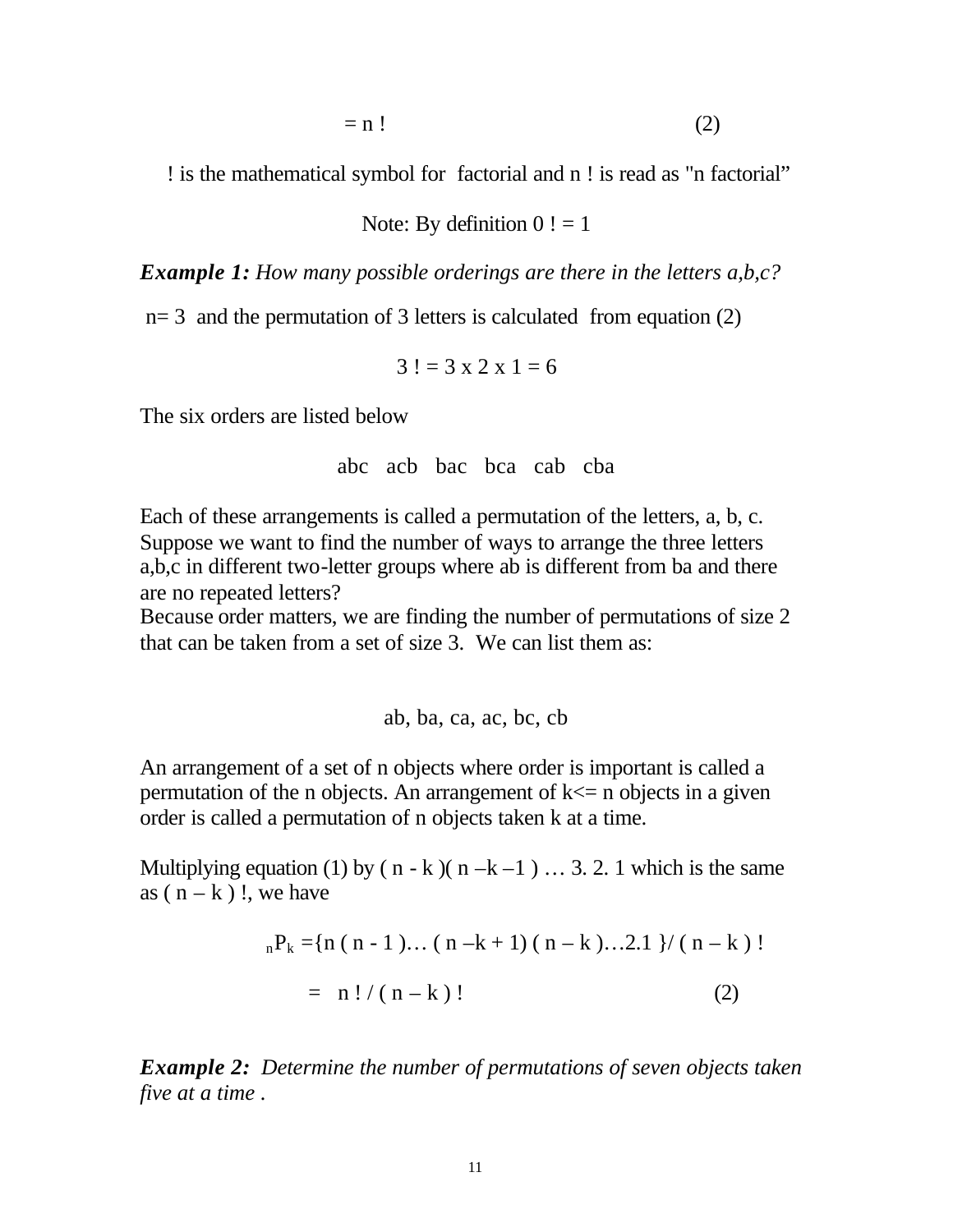$$= n! \qquad (2)$$

! is the mathematical symbol for factorial and n ! is read as "n factorial"

Note: By definition $0! = 1$

***Example 1:*** *How many possible orderings are there in the letters a,b,c?*

n= 3 and the permutation of 3 letters is calculated from equation (2)

$$3! = 3 \times 2 \times 1 = 6$$

The six orders are listed below

abc acb bac bca cab cba

Each of these arrangements is called a permutation of the letters, a, b, c. Suppose we want to find the number of ways to arrange the three letters a,b,c in different two-letter groups where ab is different from ba and there are no repeated letters?

Because order matters, we are finding the number of permutations of size 2 that can be taken from a set of size 3. We can list them as:

ab, ba, ca, ac, bc, cb

An arrangement of a set of n objects where order is important is called a permutation of the n objects. An arrangement of k<= n objects in a given order is called a permutation of n objects taken k at a time.

Multiplying equation (1) by $(n - k)(n - k - 1) \ldots 3.\ 2.\ 1$ which is the same as $(n - k)!$, we have

$${}_nP_k = \{n(n-1)\ldots(n-k+1)(n-k)\ldots 2.1\}/(n-k)!$$

$$= n!/(n-k)! \qquad (2)$$

***Example 2:*** *Determine the number of permutations of seven objects taken five at a time .*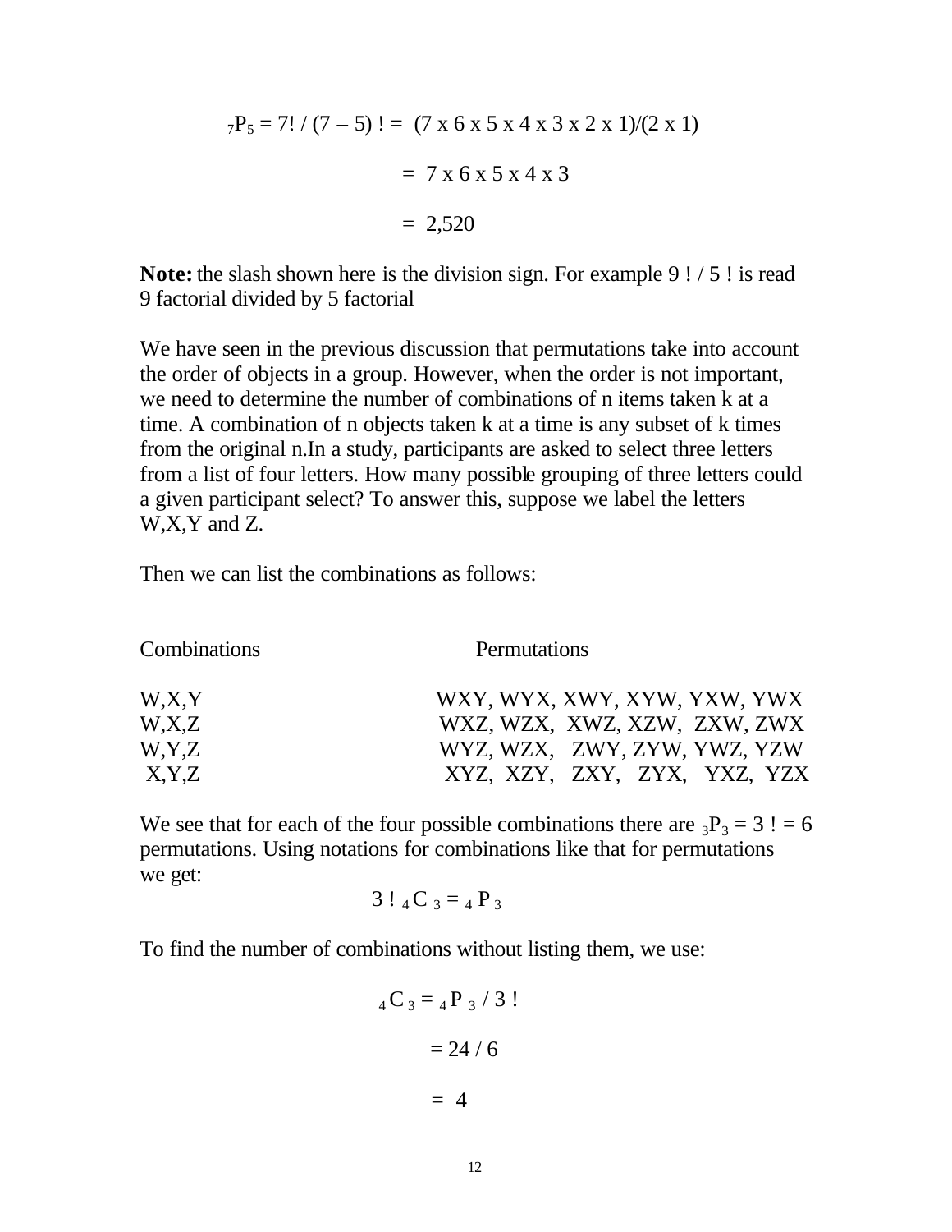$$_7P_5 = 7! / (7 - 5)! = (7 \times 6 \times 5 \times 4 \times 3 \times 2 \times 1)/(2 \times 1)$$

$$= 7 \times 6 \times 5 \times 4 \times 3$$

$$= 2{,}520$$

**Note:** the slash shown here is the division sign. For example 9 ! / 5 ! is read 9 factorial divided by 5 factorial

We have seen in the previous discussion that permutations take into account the order of objects in a group. However, when the order is not important, we need to determine the number of combinations of n items taken k at a time. A combination of n objects taken k at a time is any subset of k times from the original n.In a study, participants are asked to select three letters from a list of four letters. How many possible grouping of three letters could a given participant select? To answer this, suppose we label the letters W,X,Y and Z.

Then we can list the combinations as follows:

| Combinations | Permutations |
|---|---|
| W,X,Y | WXY, WYX, XWY, XYW, YXW, YWX |
| W,X,Z | WXZ, WZX, XWZ, XZW, ZXW, ZWX |
| W,Y,Z | WYZ, WZX, ZWY, ZYW, YWZ, YZW |
| X,Y,Z | XYZ, XZY, ZXY, ZYX, YXZ, YZX |

We see that for each of the four possible combinations there are $_3P_3 = 3! = 6$ permutations. Using notations for combinations like that for permutations we get:

$$3!\ _4C_3 = {}_4P_3$$

To find the number of combinations without listing them, we use:

$$_4C_3 = {}_4P_3 / 3!$$

$$= 24 / 6$$

$$= 4$$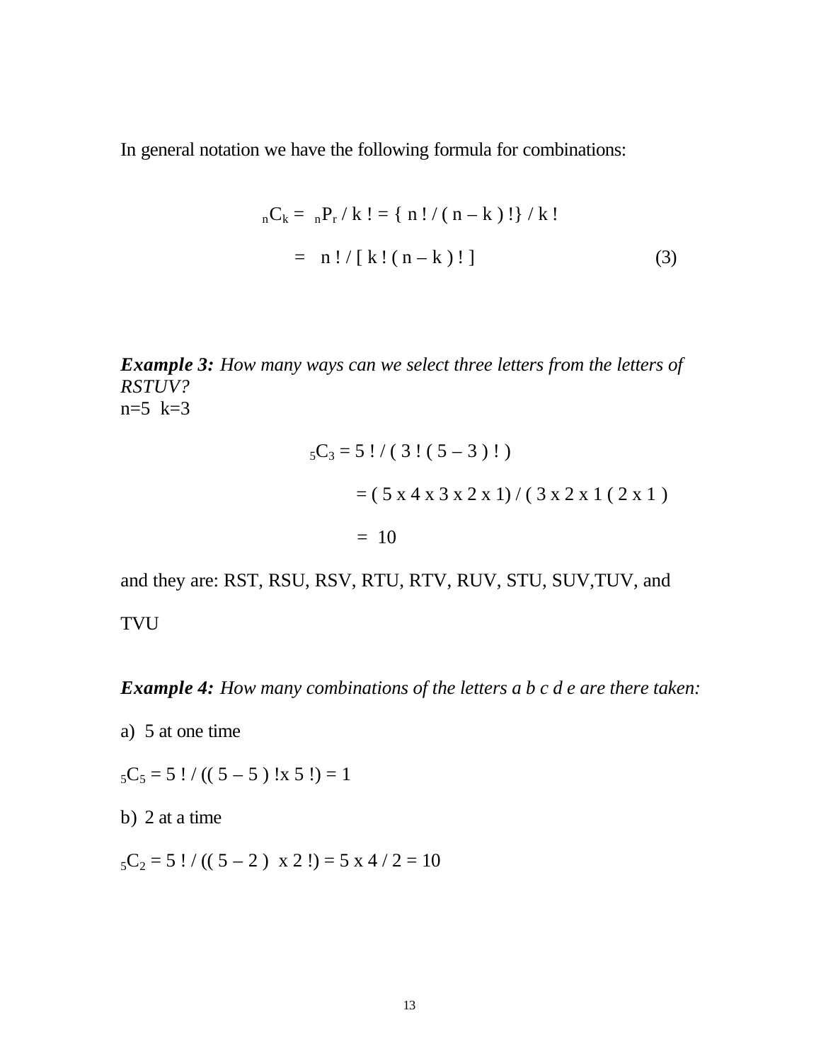In general notation we have the following formula for combinations:

$$_{n}C_{k} = {_{n}P_{r}} / k! = \{ n! / (n-k)! \} / k!$$

$$= n! / [ k! (n-k)! ] \qquad (3)$$

***Example 3:*** *How many ways can we select three letters from the letters of RSTUV?*
n=5 k=3

$$_{5}C_{3} = 5! / ( 3! (5-3)! )$$

$$= ( 5 \times 4 \times 3 \times 2 \times 1) / ( 3 \times 2 \times 1 ( 2 \times 1 )$$

$$= 10$$

and they are: RST, RSU, RSV, RTU, RTV, RUV, STU, SUV,TUV, and TVU

***Example 4:*** *How many combinations of the letters a b c d e are there taken:*

a) 5 at one time

$_{5}C_{5} = 5! / (( 5-5 )! \times 5!) = 1$

b) 2 at a time

$_{5}C_{2} = 5! / (( 5-2 ) \times 2!) = 5 \times 4 / 2 = 10$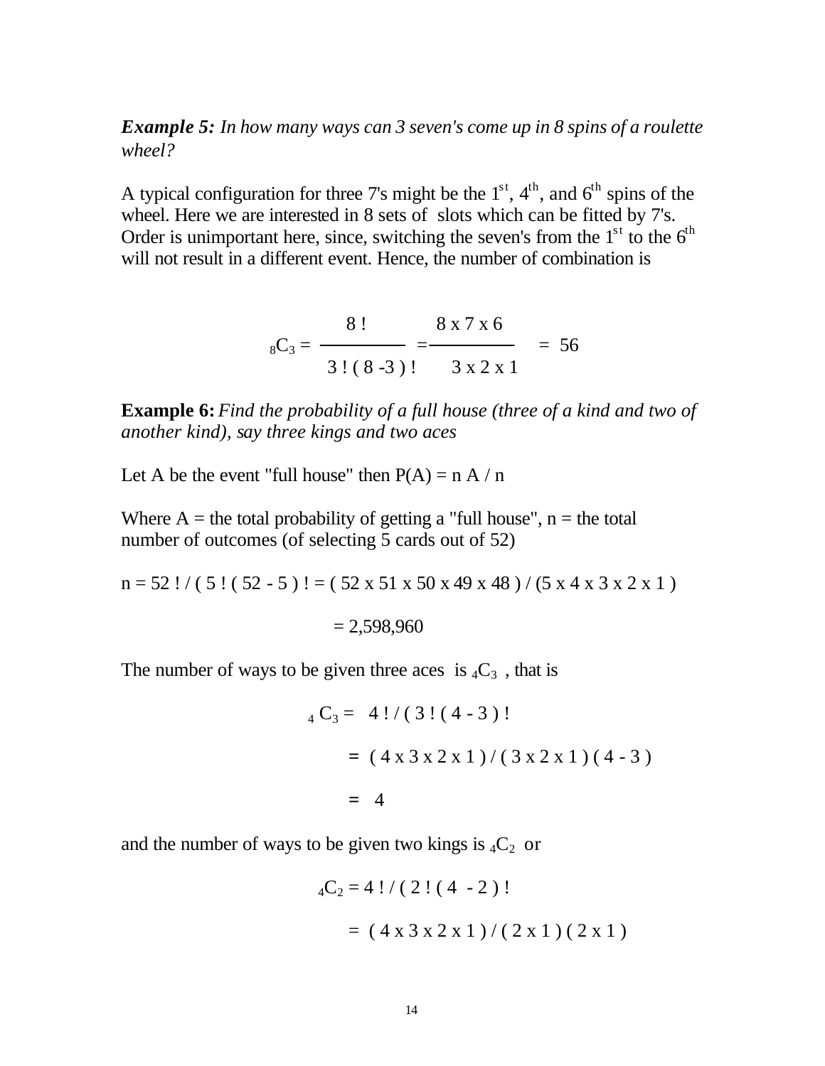***Example 5:** In how many ways can 3 seven's come up in 8 spins of a roulette wheel?*

A typical configuration for three 7's might be the 1st, 4th, and 6th spins of the wheel. Here we are interested in 8 sets of slots which can be fitted by 7's. Order is unimportant here, since, switching the seven's from the 1st to the 6th will not result in a different event. Hence, the number of combination is

$$_8C_3 = \frac{8\,!}{3\,!\,(8-3)\,!} = \frac{8 \times 7 \times 6}{3 \times 2 \times 1} = 56$$

**Example 6:** *Find the probability of a full house (three of a kind and two of another kind), say three kings and two aces*

Let A be the event "full house" then P(A) = n A / n

Where A = the total probability of getting a "full house", n = the total number of outcomes (of selecting 5 cards out of 52)

$$n = 52\,! \,/\, (5\,!\,(52-5)\,! = (52 \times 51 \times 50 \times 49 \times 48) \,/\, (5 \times 4 \times 3 \times 2 \times 1)$$

$$= 2{,}598{,}960$$

The number of ways to be given three aces is $_4C_3$ , that is

$$_4C_3 = 4\,! \,/\, (3\,!\,(4-3)\,!$$

$$= (4 \times 3 \times 2 \times 1) \,/\, (3 \times 2 \times 1)(4-3)$$

$$= 4$$

and the number of ways to be given two kings is $_4C_2$ or

$$_4C_2 = 4\,! \,/\, (2\,!\,(4-2)\,!$$

$$= (4 \times 3 \times 2 \times 1) \,/\, (2 \times 1)(2 \times 1)$$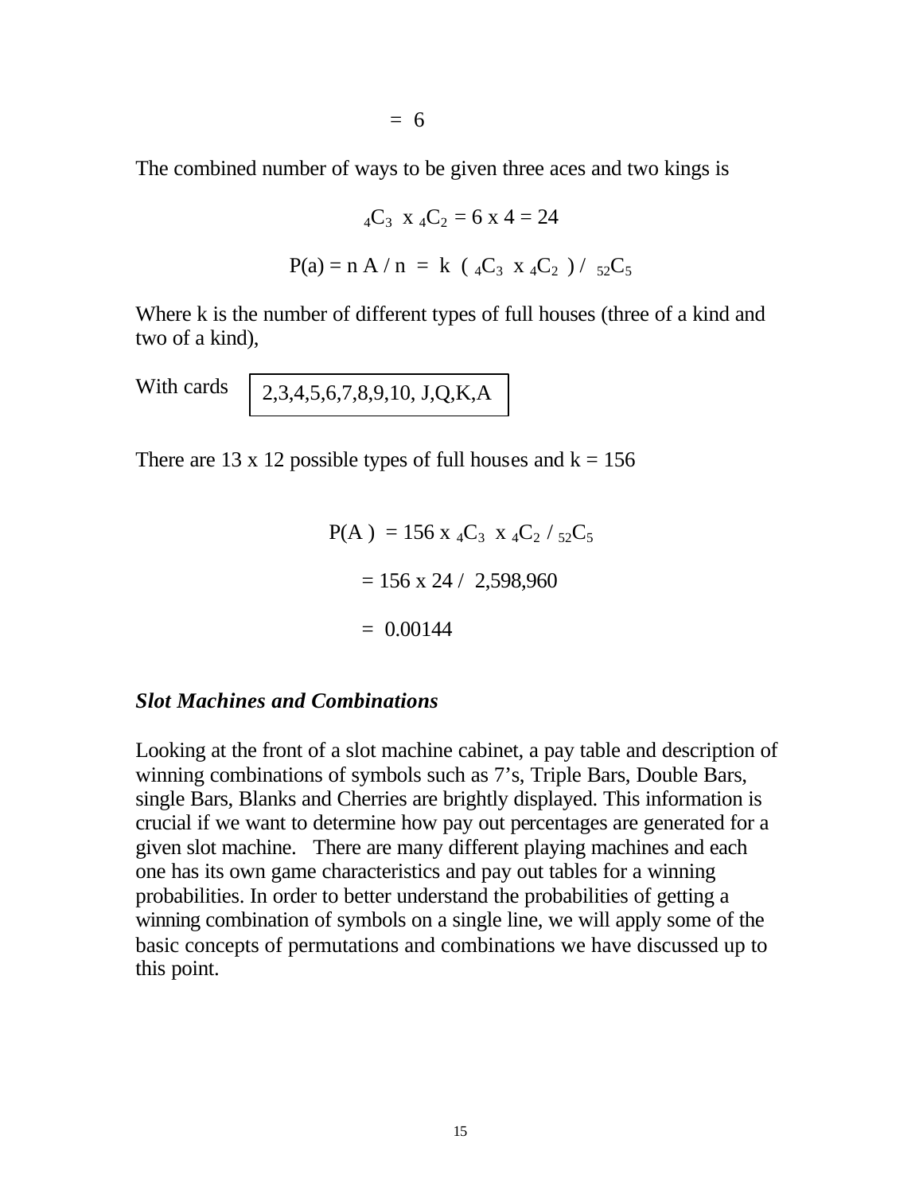$$= 6$$

The combined number of ways to be given three aces and two kings is

$$_4C_3 \text{ x } _4C_2 = 6 \text{ x } 4 = 24$$

$$P(a) = n\,A / n = k\ (\,_4C_3 \text{ x } _4C_2\,) / \,_{52}C_5$$

Where k is the number of different types of full houses (three of a kind and two of a kind),

With cards

| 2,3,4,5,6,7,8,9,10, J,Q,K,A |
|---|

There are 13 x 12 possible types of full houses and k = 156

$$P(A\,) = 156 \text{ x } _4C_3 \text{ x } _4C_2 / \,_{52}C_5$$

$$= 156 \text{ x } 24 / \ 2{,}598{,}960$$

$$= 0.00144$$

### *Slot Machines and Combinations*

Looking at the front of a slot machine cabinet, a pay table and description of winning combinations of symbols such as 7's, Triple Bars, Double Bars, single Bars, Blanks and Cherries are brightly displayed. This information is crucial if we want to determine how pay out percentages are generated for a given slot machine. There are many different playing machines and each one has its own game characteristics and pay out tables for a winning probabilities. In order to better understand the probabilities of getting a winning combination of symbols on a single line, we will apply some of the basic concepts of permutations and combinations we have discussed up to this point.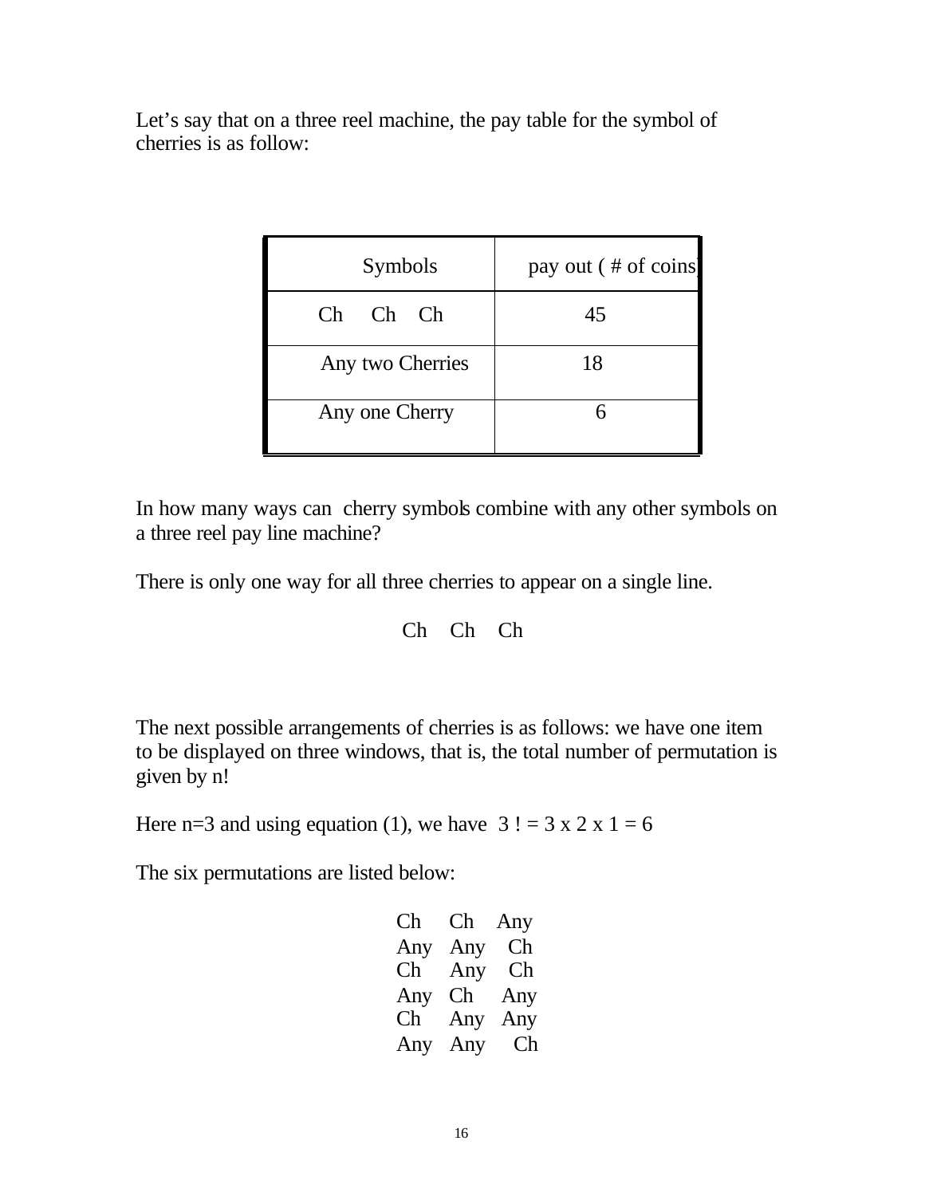Let's say that on a three reel machine, the pay table for the symbol of cherries is as follow:

| Symbols | pay out ( # of coins) |
| --- | --- |
| Ch Ch Ch | 45 |
| Any two Cherries | 18 |
| Any one Cherry | 6 |

In how many ways can cherry symbols combine with any other symbols on a three reel pay line machine?

There is only one way for all three cherries to appear on a single line.

Ch Ch Ch

The next possible arrangements of cherries is as follows: we have one item to be displayed on three windows, that is, the total number of permutation is given by n!

Here n=3 and using equation (1), we have $3! = 3 \times 2 \times 1 = 6$

The six permutations are listed below:

Ch Ch Any
Any Any Ch
Ch Any Ch
Any Ch Any
Ch Any Any
Any Any Ch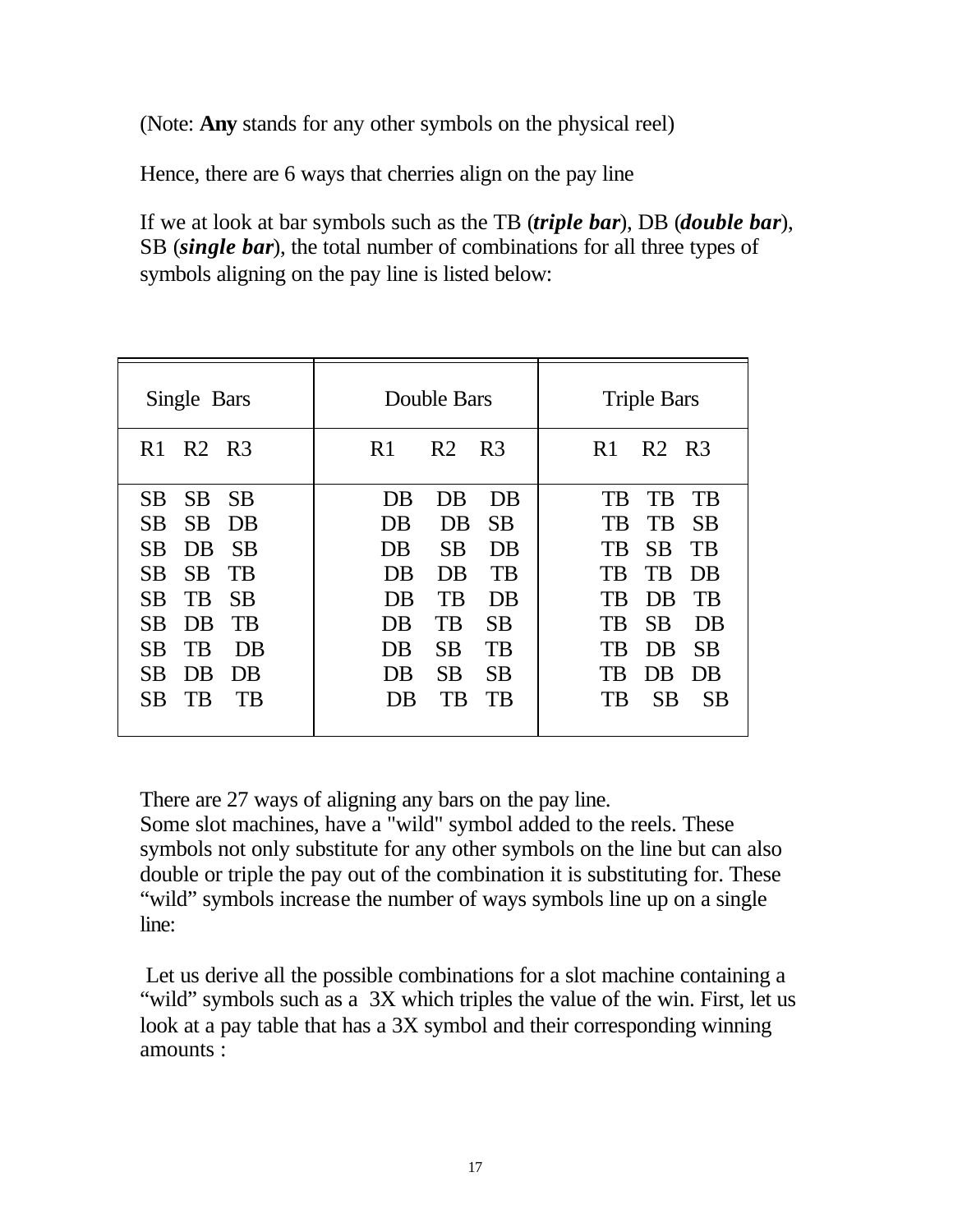(Note: **Any** stands for any other symbols on the physical reel)

Hence, there are 6 ways that cherries align on the pay line

If we at look at bar symbols such as the TB (***triple bar***), DB (***double bar***), SB (***single bar***), the total number of combinations for all three types of symbols aligning on the pay line is listed below:

| Single Bars | Double Bars | Triple Bars |
|---|---|---|
| R1 R2 R3 | R1 R2 R3 | R1 R2 R3 |
| SB SB SB | DB DB DB | TB TB TB |
| SB SB DB | DB DB SB | TB TB SB |
| SB DB SB | DB SB DB | TB SB TB |
| SB SB TB | DB DB TB | TB TB DB |
| SB TB SB | DB TB DB | TB DB TB |
| SB DB TB | DB TB SB | TB SB DB |
| SB TB DB | DB SB TB | TB DB SB |
| SB DB DB | DB SB SB | TB DB DB |
| SB TB TB | DB TB TB | TB SB SB |

There are 27 ways of aligning any bars on the pay line.
Some slot machines, have a "wild" symbol added to the reels. These symbols not only substitute for any other symbols on the line but can also double or triple the pay out of the combination it is substituting for. These "wild" symbols increase the number of ways symbols line up on a single line:

Let us derive all the possible combinations for a slot machine containing a "wild" symbols such as a 3X which triples the value of the win. First, let us look at a pay table that has a 3X symbol and their corresponding winning amounts :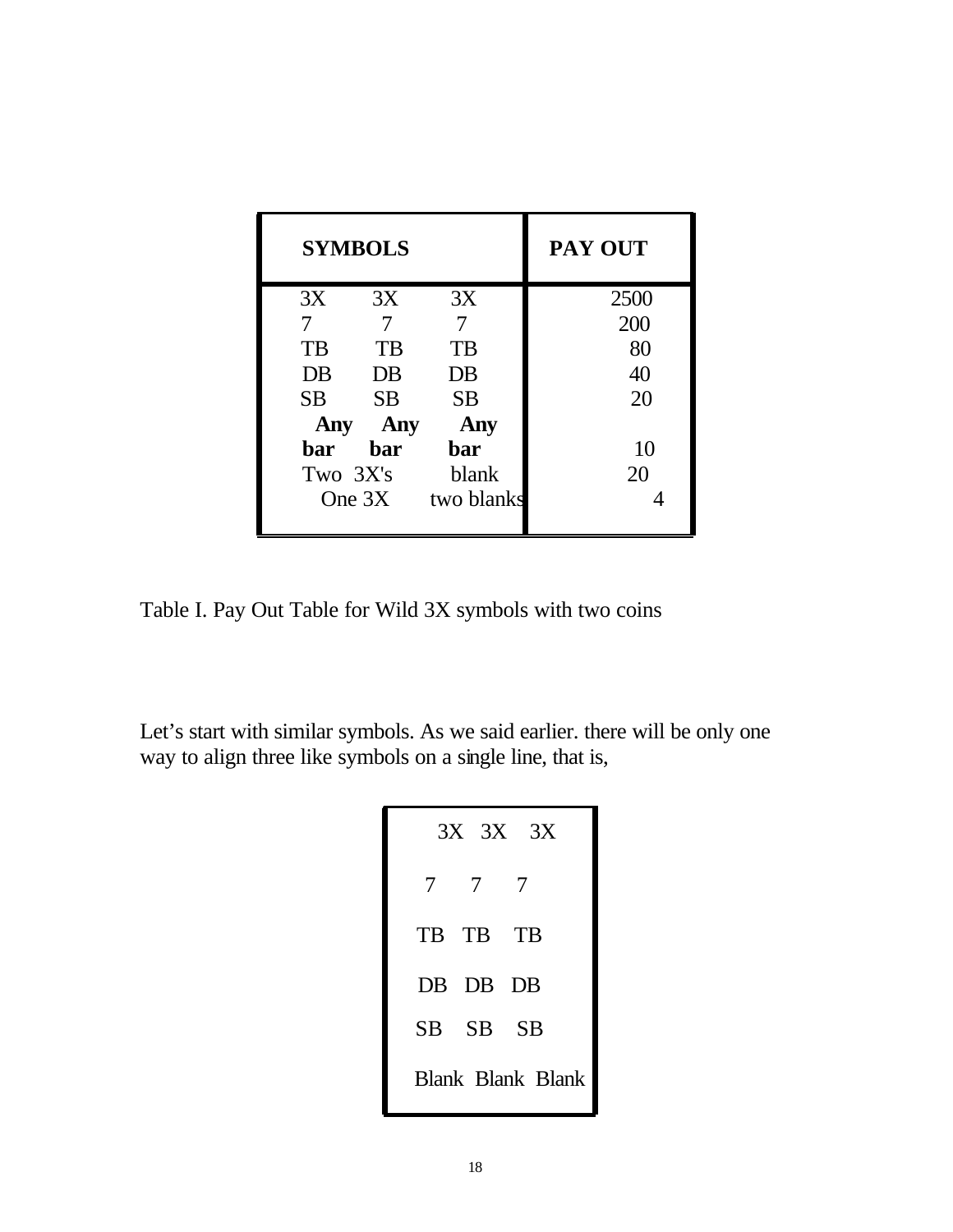| SYMBOLS | PAY OUT |
|---|---|
| 3X 3X 3X | 2500 |
| 7 7 7 | 200 |
| TB TB TB | 80 |
| DB DB DB | 40 |
| SB SB SB | 20 |
| **Any bar Any bar Any bar** | 10 |
| Two 3X's blank | 20 |
| One 3X two blanks | 4 |

Table I. Pay Out Table for Wild 3X symbols with two coins

Let's start with similar symbols. As we said earlier. there will be only one way to align three like symbols on a single line, that is,

| |
|---|
| 3X 3X 3X |
| 7 7 7 |
| TB TB TB |
| DB DB DB |
| SB SB SB |
| Blank Blank Blank |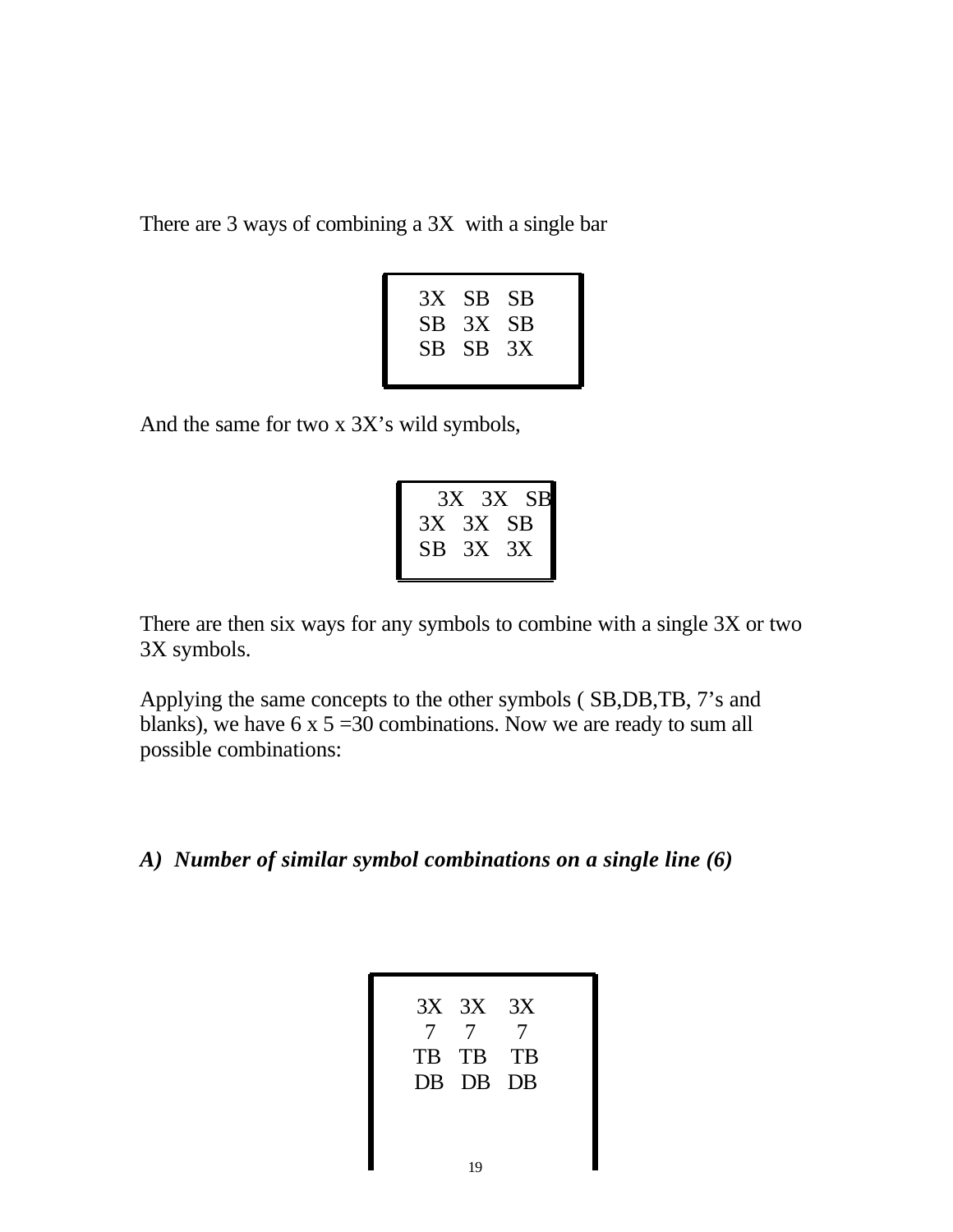There are 3 ways of combining a 3X with a single bar

```
3X   SB   SB
SB   3X   SB
SB   SB   3X
```

And the same for two x 3X's wild symbols,

```
3X   3X   SB
3X   3X   SB
SB   3X   3X
```

There are then six ways for any symbols to combine with a single 3X or two 3X symbols.

Applying the same concepts to the other symbols ( SB,DB,TB, 7's and blanks), we have 6 x 5 =30 combinations. Now we are ready to sum all possible combinations:

### *A) Number of similar symbol combinations on a single line (6)*

```
3X   3X   3X
 7    7    7
TB   TB   TB
DB   DB   DB
```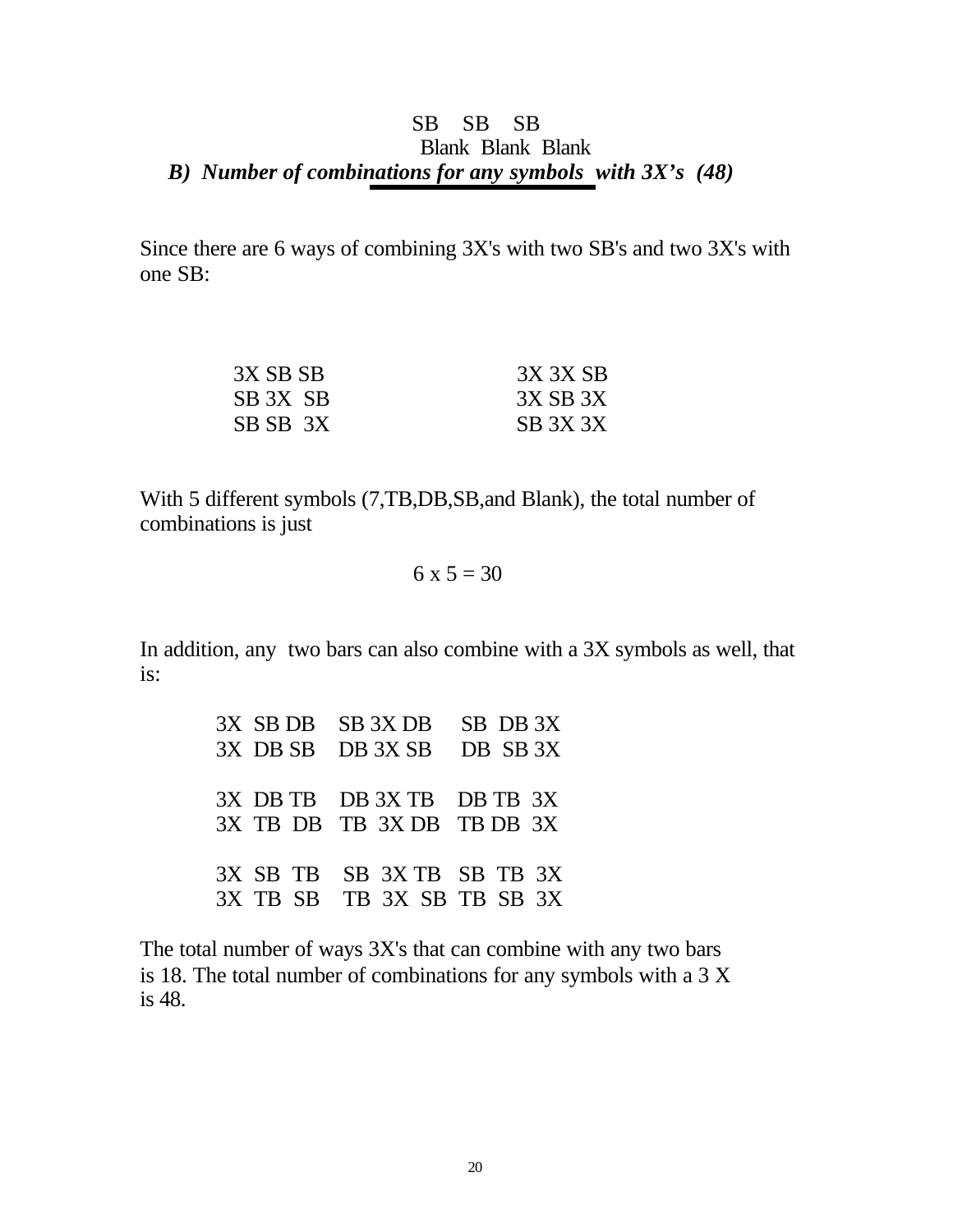SB SB SB

Blank Blank Blank

***B) Number of combinations for any symbols with 3X's (48)***

Since there are 6 ways of combining 3X's with two SB's and two 3X's with one SB:

| | |
|---|---|
| 3X SB SB | 3X 3X SB |
| SB 3X SB | 3X SB 3X |
| SB SB 3X | SB 3X 3X |

With 5 different symbols (7,TB,DB,SB,and Blank), the total number of combinations is just

$$6 \times 5 = 30$$

In addition, any two bars can also combine with a 3X symbols as well, that is:

| | | |
|---|---|---|
| 3X SB DB | SB 3X DB | SB DB 3X |
| 3X DB SB | DB 3X SB | DB SB 3X |
| 3X DB TB | DB 3X TB | DB TB 3X |
| 3X TB DB | TB 3X DB | TB DB 3X |
| 3X SB TB | SB 3X TB | SB TB 3X |
| 3X TB SB | TB 3X SB | TB SB 3X |

The total number of ways 3X's that can combine with any two bars is 18. The total number of combinations for any symbols with a 3 X is 48.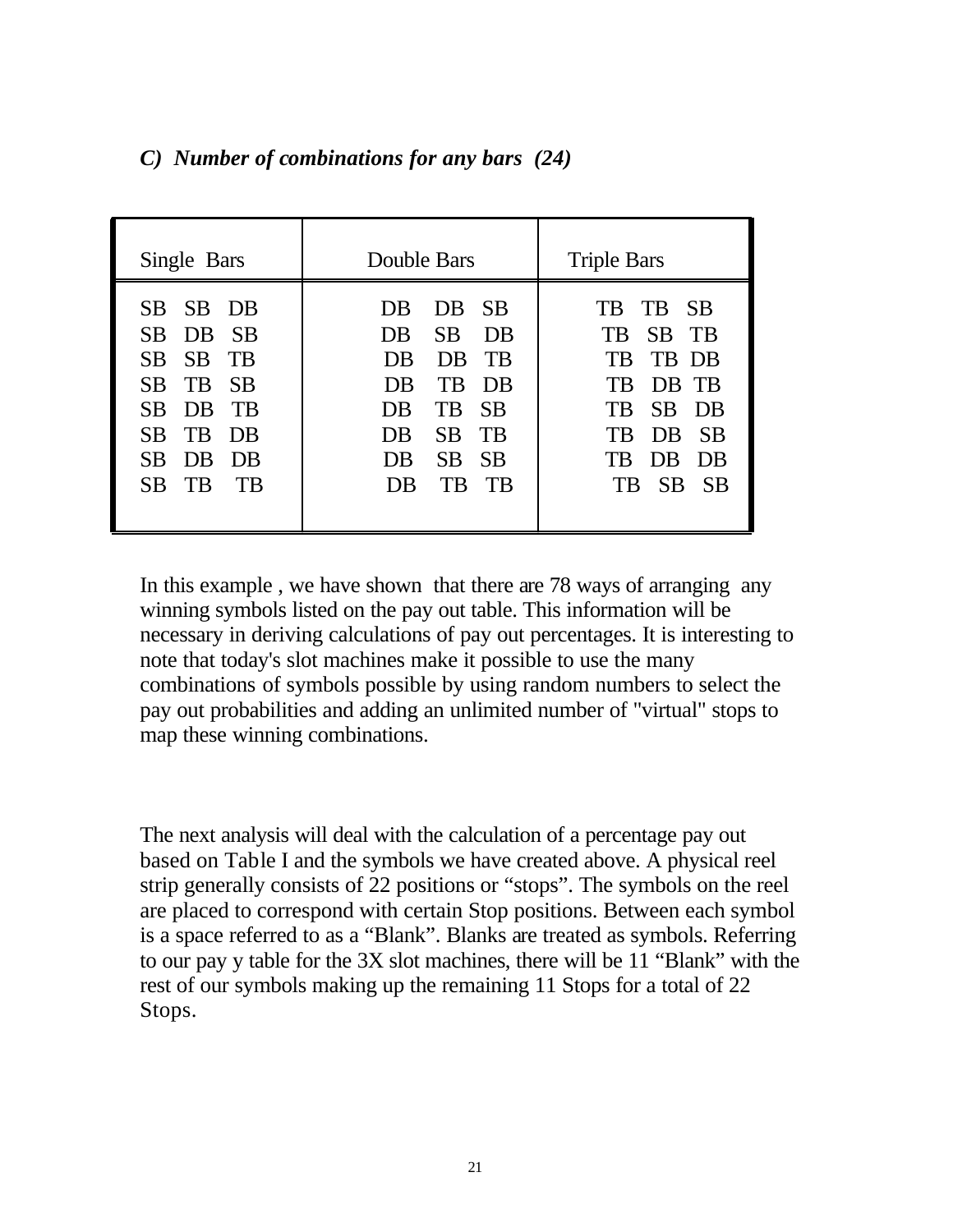***C) Number of combinations for any bars (24)***

| Single Bars | Double Bars | Triple Bars |
|---|---|---|
| SB SB DB | DB DB SB | TB TB SB |
| SB DB SB | DB SB DB | TB SB TB |
| SB SB TB | DB DB TB | TB TB DB |
| SB TB SB | DB TB DB | TB DB TB |
| SB DB TB | DB TB SB | TB SB DB |
| SB TB DB | DB SB TB | TB DB SB |
| SB DB DB | DB SB SB | TB DB DB |
| SB TB TB | DB TB TB | TB SB SB |

In this example , we have shown that there are 78 ways of arranging any winning symbols listed on the pay out table. This information will be necessary in deriving calculations of pay out percentages. It is interesting to note that today's slot machines make it possible to use the many combinations of symbols possible by using random numbers to select the pay out probabilities and adding an unlimited number of "virtual" stops to map these winning combinations.

The next analysis will deal with the calculation of a percentage pay out based on Table I and the symbols we have created above. A physical reel strip generally consists of 22 positions or "stops". The symbols on the reel are placed to correspond with certain Stop positions. Between each symbol is a space referred to as a "Blank". Blanks are treated as symbols. Referring to our pay y table for the 3X slot machines, there will be 11 "Blank" with the rest of our symbols making up the remaining 11 Stops for a total of 22 Stops.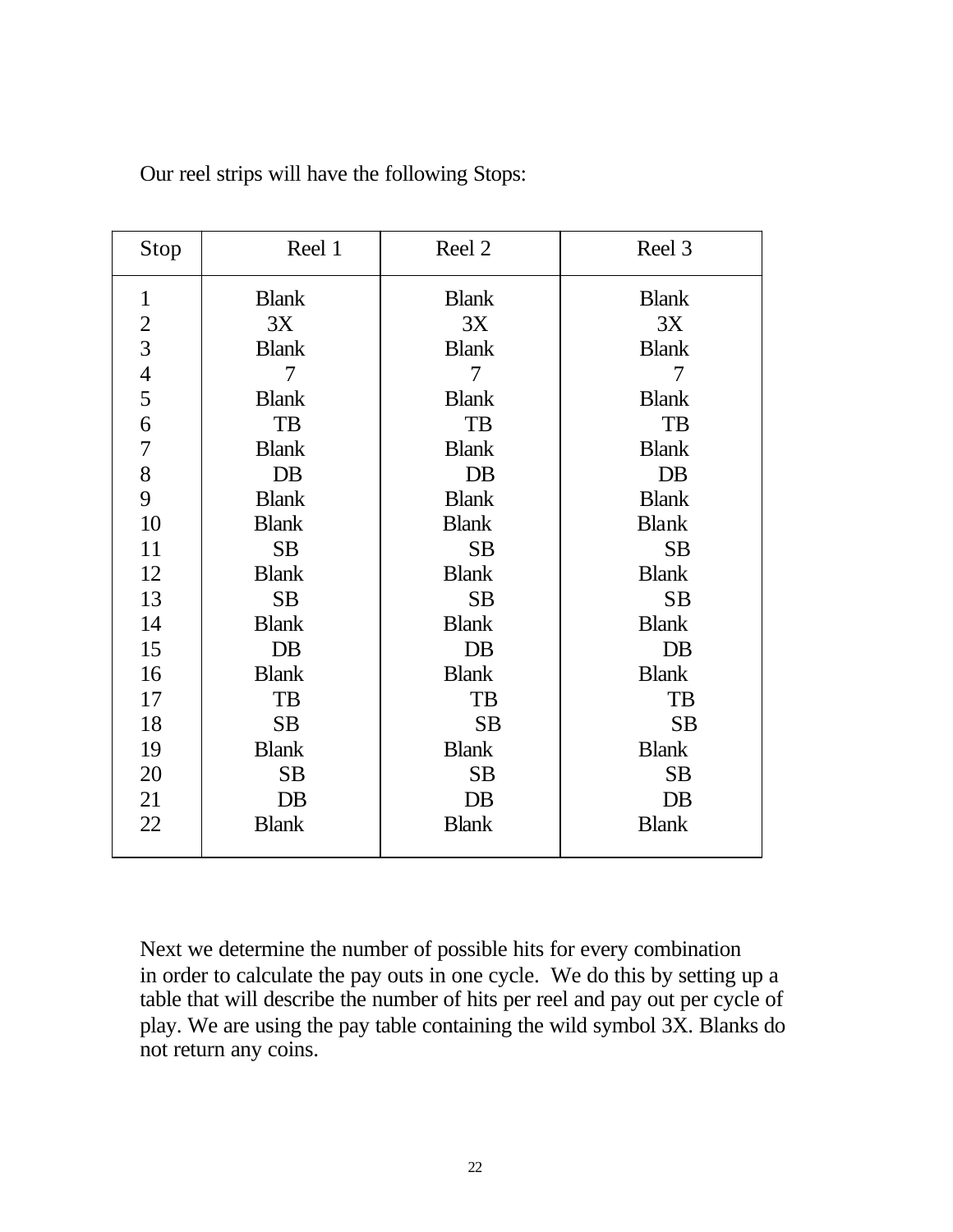Our reel strips will have the following Stops:

| Stop | Reel 1 | Reel 2 | Reel 3 |
|---|---|---|---|
| 1 | Blank | Blank | Blank |
| 2 | 3X | 3X | 3X |
| 3 | Blank | Blank | Blank |
| 4 | 7 | 7 | 7 |
| 5 | Blank | Blank | Blank |
| 6 | TB | TB | TB |
| 7 | Blank | Blank | Blank |
| 8 | DB | DB | DB |
| 9 | Blank | Blank | Blank |
| 10 | Blank | Blank | Blank |
| 11 | SB | SB | SB |
| 12 | Blank | Blank | Blank |
| 13 | SB | SB | SB |
| 14 | Blank | Blank | Blank |
| 15 | DB | DB | DB |
| 16 | Blank | Blank | Blank |
| 17 | TB | TB | TB |
| 18 | SB | SB | SB |
| 19 | Blank | Blank | Blank |
| 20 | SB | SB | SB |
| 21 | DB | DB | DB |
| 22 | Blank | Blank | Blank |

Next we determine the number of possible hits for every combination in order to calculate the pay outs in one cycle. We do this by setting up a table that will describe the number of hits per reel and pay out per cycle of play. We are using the pay table containing the wild symbol 3X. Blanks do not return any coins.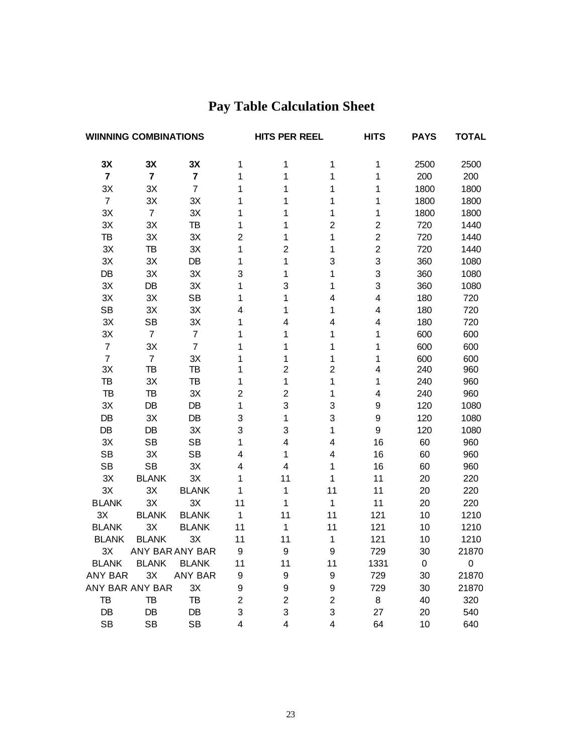# Pay Table Calculation Sheet

| WIINNING COMBINATIONS | | | HITS PER REEL | | | HITS | PAYS | TOTAL |
|---|---|---|---|---|---|---|---|---|
| **3X** | **3X** | **3X** | 1 | 1 | 1 | 1 | 2500 | 2500 |
| **7** | **7** | **7** | 1 | 1 | 1 | 1 | 200 | 200 |
| 3X | 3X | 7 | 1 | 1 | 1 | 1 | 1800 | 1800 |
| 7 | 3X | 3X | 1 | 1 | 1 | 1 | 1800 | 1800 |
| 3X | 7 | 3X | 1 | 1 | 1 | 1 | 1800 | 1800 |
| 3X | 3X | TB | 1 | 1 | 2 | 2 | 720 | 1440 |
| TB | 3X | 3X | 2 | 1 | 1 | 2 | 720 | 1440 |
| 3X | TB | 3X | 1 | 2 | 1 | 2 | 720 | 1440 |
| 3X | 3X | DB | 1 | 1 | 3 | 3 | 360 | 1080 |
| DB | 3X | 3X | 3 | 1 | 1 | 3 | 360 | 1080 |
| 3X | DB | 3X | 1 | 3 | 1 | 3 | 360 | 1080 |
| 3X | 3X | SB | 1 | 1 | 4 | 4 | 180 | 720 |
| SB | 3X | 3X | 4 | 1 | 1 | 4 | 180 | 720 |
| 3X | SB | 3X | 1 | 4 | 4 | 4 | 180 | 720 |
| 3X | 7 | 7 | 1 | 1 | 1 | 1 | 600 | 600 |
| 7 | 3X | 7 | 1 | 1 | 1 | 1 | 600 | 600 |
| 7 | 7 | 3X | 1 | 1 | 1 | 1 | 600 | 600 |
| 3X | TB | TB | 1 | 2 | 2 | 4 | 240 | 960 |
| TB | 3X | TB | 1 | 1 | 1 | 1 | 240 | 960 |
| TB | TB | 3X | 2 | 2 | 1 | 4 | 240 | 960 |
| 3X | DB | DB | 1 | 3 | 3 | 9 | 120 | 1080 |
| DB | 3X | DB | 3 | 1 | 3 | 9 | 120 | 1080 |
| DB | DB | 3X | 3 | 3 | 1 | 9 | 120 | 1080 |
| 3X | SB | SB | 1 | 4 | 4 | 16 | 60 | 960 |
| SB | 3X | SB | 4 | 1 | 4 | 16 | 60 | 960 |
| SB | SB | 3X | 4 | 4 | 1 | 16 | 60 | 960 |
| 3X | BLANK | 3X | 1 | 11 | 1 | 11 | 20 | 220 |
| 3X | 3X | BLANK | 1 | 1 | 11 | 11 | 20 | 220 |
| BLANK | 3X | 3X | 11 | 1 | 1 | 11 | 20 | 220 |
| 3X | BLANK | BLANK | 1 | 11 | 11 | 121 | 10 | 1210 |
| BLANK | 3X | BLANK | 11 | 1 | 11 | 121 | 10 | 1210 |
| BLANK | BLANK | 3X | 11 | 11 | 1 | 121 | 10 | 1210 |
| 3X | ANY BAR | ANY BAR | 9 | 9 | 9 | 729 | 30 | 21870 |
| BLANK | BLANK | BLANK | 11 | 11 | 11 | 1331 | 0 | 0 |
| ANY BAR | 3X | ANY BAR | 9 | 9 | 9 | 729 | 30 | 21870 |
| ANY BAR | ANY BAR | 3X | 9 | 9 | 9 | 729 | 30 | 21870 |
| TB | TB | TB | 2 | 2 | 2 | 8 | 40 | 320 |
| DB | DB | DB | 3 | 3 | 3 | 27 | 20 | 540 |
| SB | SB | SB | 4 | 4 | 4 | 64 | 10 | 640 |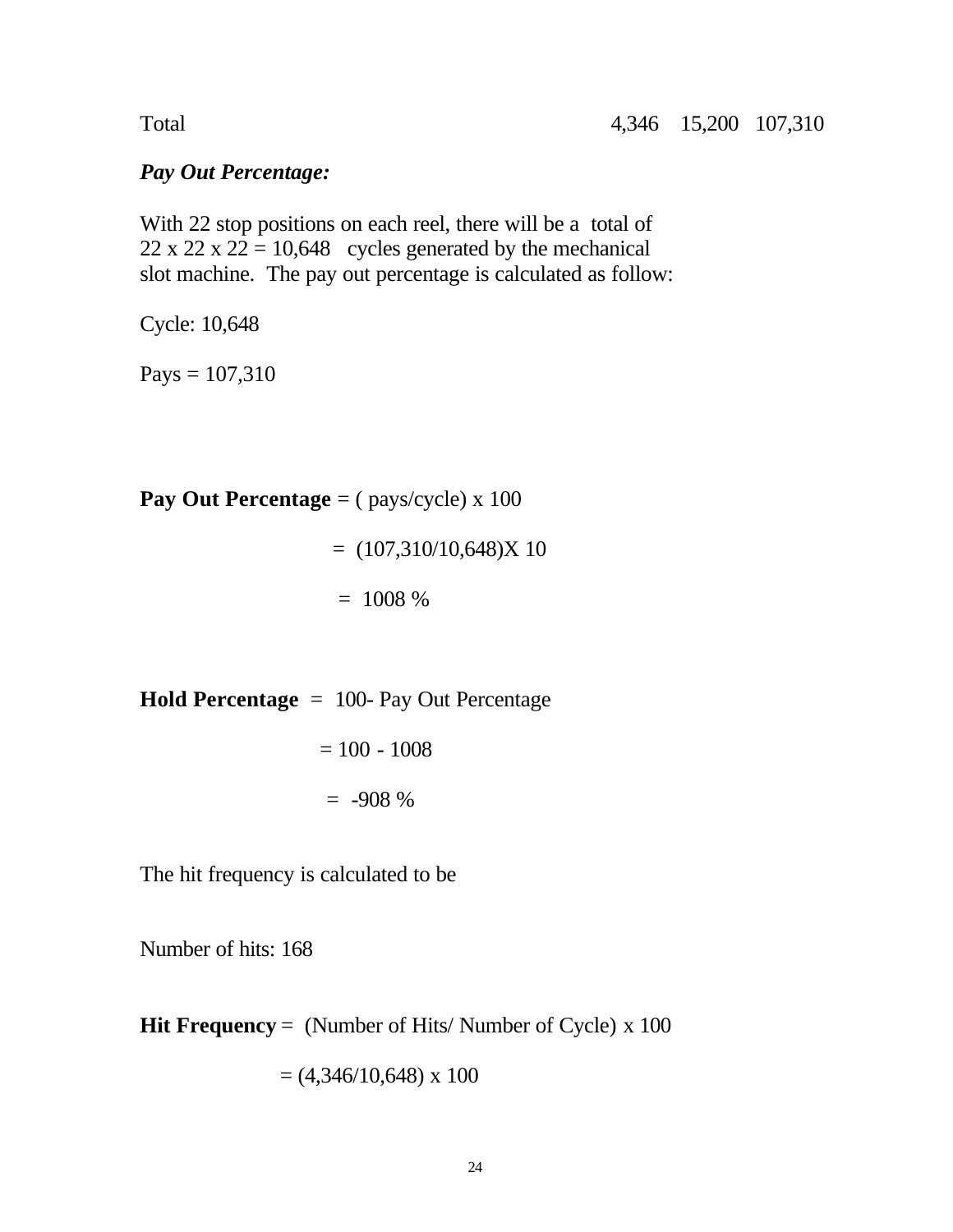| Total | 4,346 | 15,200 | 107,310 |
|---|---|---|---|

***Pay Out Percentage:***

With 22 stop positions on each reel, there will be a total of 22 x 22 x 22 = 10,648 cycles generated by the mechanical slot machine. The pay out percentage is calculated as follow:

Cycle: 10,648

Pays = 107,310

**Pay Out Percentage** = ( pays/cycle) x 100

= (107,310/10,648)X 10

= 1008 %

**Hold Percentage** = 100- Pay Out Percentage

= 100 - 1008

= -908 %

The hit frequency is calculated to be

Number of hits: 168

**Hit Frequency** = (Number of Hits/ Number of Cycle) x 100

= (4,346/10,648) x 100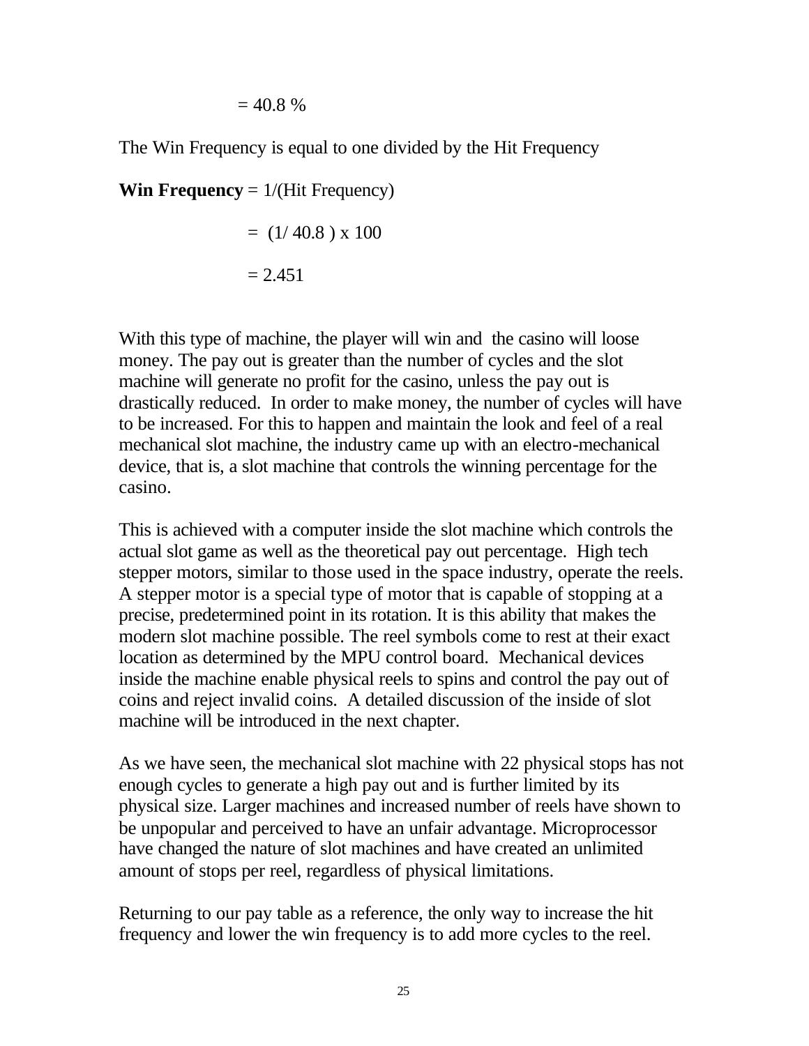$= 40.8\ \%$

The Win Frequency is equal to one divided by the Hit Frequency

**Win Frequency** = 1/(Hit Frequency)

$= (1/\ 40.8\ ) \times 100$

$= 2.451$

With this type of machine, the player will win and the casino will loose money. The pay out is greater than the number of cycles and the slot machine will generate no profit for the casino, unless the pay out is drastically reduced. In order to make money, the number of cycles will have to be increased. For this to happen and maintain the look and feel of a real mechanical slot machine, the industry came up with an electro-mechanical device, that is, a slot machine that controls the winning percentage for the casino.

This is achieved with a computer inside the slot machine which controls the actual slot game as well as the theoretical pay out percentage. High tech stepper motors, similar to those used in the space industry, operate the reels. A stepper motor is a special type of motor that is capable of stopping at a precise, predetermined point in its rotation. It is this ability that makes the modern slot machine possible. The reel symbols come to rest at their exact location as determined by the MPU control board. Mechanical devices inside the machine enable physical reels to spins and control the pay out of coins and reject invalid coins. A detailed discussion of the inside of slot machine will be introduced in the next chapter.

As we have seen, the mechanical slot machine with 22 physical stops has not enough cycles to generate a high pay out and is further limited by its physical size. Larger machines and increased number of reels have shown to be unpopular and perceived to have an unfair advantage. Microprocessor have changed the nature of slot machines and have created an unlimited amount of stops per reel, regardless of physical limitations.

Returning to our pay table as a reference, the only way to increase the hit frequency and lower the win frequency is to add more cycles to the reel.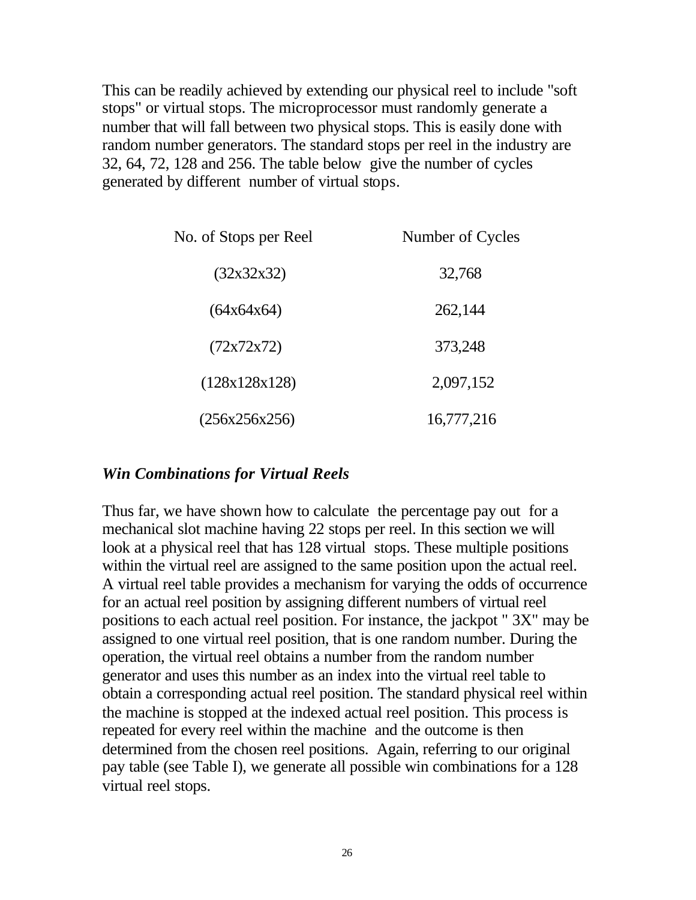This can be readily achieved by extending our physical reel to include "soft stops" or virtual stops. The microprocessor must randomly generate a number that will fall between two physical stops. This is easily done with random number generators. The standard stops per reel in the industry are 32, 64, 72, 128 and 256. The table below give the number of cycles generated by different number of virtual stops.

| No. of Stops per Reel | Number of Cycles |
|---|---|
| (32x32x32) | 32,768 |
| (64x64x64) | 262,144 |
| (72x72x72) | 373,248 |
| (128x128x128) | 2,097,152 |
| (256x256x256) | 16,777,216 |

### *Win Combinations for Virtual Reels*

Thus far, we have shown how to calculate the percentage pay out for a mechanical slot machine having 22 stops per reel. In this section we will look at a physical reel that has 128 virtual stops. These multiple positions within the virtual reel are assigned to the same position upon the actual reel. A virtual reel table provides a mechanism for varying the odds of occurrence for an actual reel position by assigning different numbers of virtual reel positions to each actual reel position. For instance, the jackpot " 3X" may be assigned to one virtual reel position, that is one random number. During the operation, the virtual reel obtains a number from the random number generator and uses this number as an index into the virtual reel table to obtain a corresponding actual reel position. The standard physical reel within the machine is stopped at the indexed actual reel position. This process is repeated for every reel within the machine and the outcome is then determined from the chosen reel positions. Again, referring to our original pay table (see Table I), we generate all possible win combinations for a 128 virtual reel stops.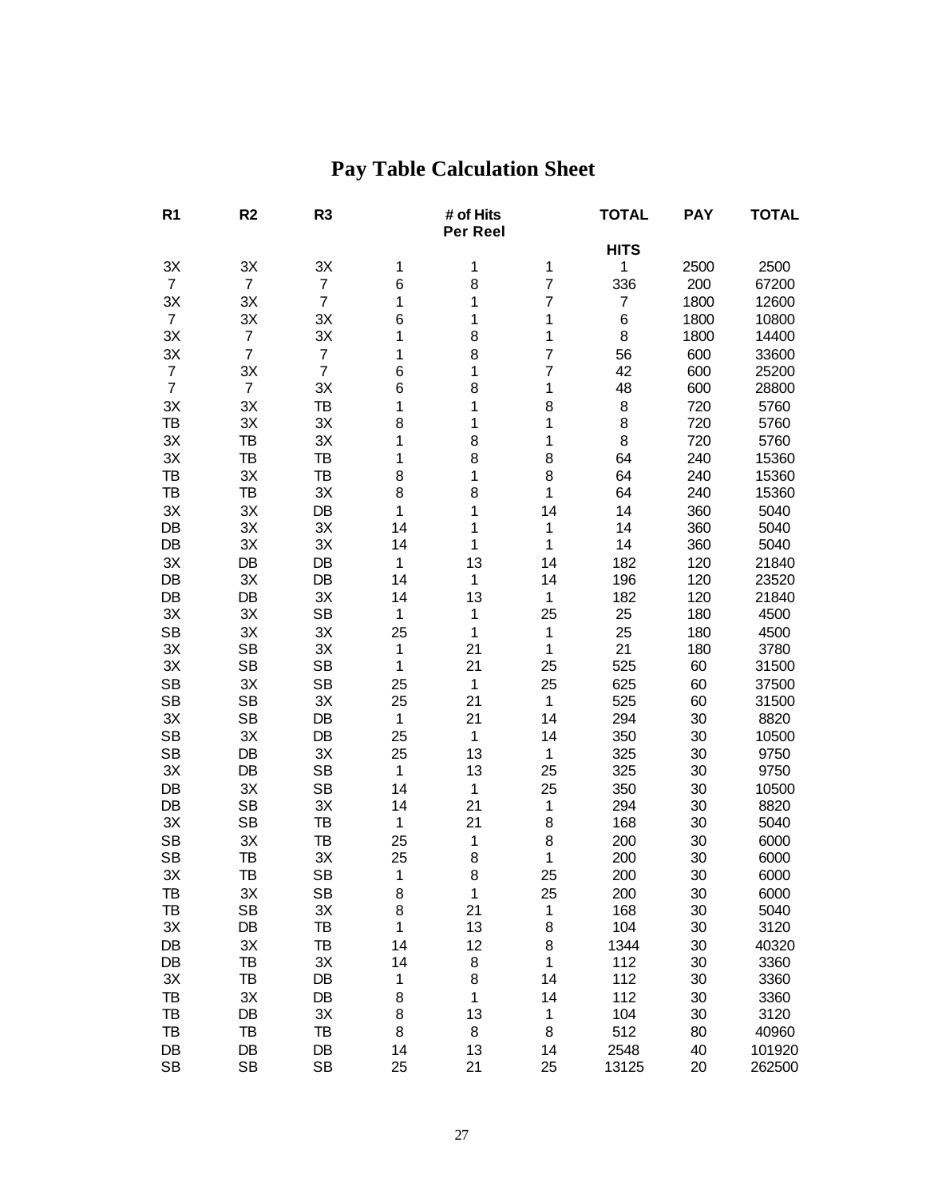# Pay Table Calculation Sheet

| R1 | R2 | R3 | # of Hits Per Reel | | | TOTAL HITS | PAY | TOTAL |
|---|---|---|---|---|---|---|---|---|
| 3X | 3X | 3X | 1 | 1 | 1 | 1 | 2500 | 2500 |
| 7 | 7 | 7 | 6 | 8 | 7 | 336 | 200 | 67200 |
| 3X | 3X | 7 | 1 | 1 | 7 | 7 | 1800 | 12600 |
| 7 | 3X | 3X | 6 | 1 | 1 | 6 | 1800 | 10800 |
| 3X | 7 | 3X | 1 | 8 | 1 | 8 | 1800 | 14400 |
| 3X | 7 | 7 | 1 | 8 | 7 | 56 | 600 | 33600 |
| 7 | 3X | 7 | 6 | 1 | 7 | 42 | 600 | 25200 |
| 7 | 7 | 3X | 6 | 8 | 1 | 48 | 600 | 28800 |
| 3X | 3X | TB | 1 | 1 | 8 | 8 | 720 | 5760 |
| TB | 3X | 3X | 8 | 1 | 1 | 8 | 720 | 5760 |
| 3X | TB | 3X | 1 | 8 | 1 | 8 | 720 | 5760 |
| 3X | TB | TB | 1 | 8 | 8 | 64 | 240 | 15360 |
| TB | 3X | TB | 8 | 1 | 8 | 64 | 240 | 15360 |
| TB | TB | 3X | 8 | 8 | 1 | 64 | 240 | 15360 |
| 3X | 3X | DB | 1 | 1 | 14 | 14 | 360 | 5040 |
| DB | 3X | 3X | 14 | 1 | 1 | 14 | 360 | 5040 |
| DB | 3X | 3X | 14 | 1 | 1 | 14 | 360 | 5040 |
| 3X | DB | DB | 1 | 13 | 14 | 182 | 120 | 21840 |
| DB | 3X | DB | 14 | 1 | 14 | 196 | 120 | 23520 |
| DB | DB | 3X | 14 | 13 | 1 | 182 | 120 | 21840 |
| 3X | 3X | SB | 1 | 1 | 25 | 25 | 180 | 4500 |
| SB | 3X | 3X | 25 | 1 | 1 | 25 | 180 | 4500 |
| 3X | SB | 3X | 1 | 21 | 1 | 21 | 180 | 3780 |
| 3X | SB | SB | 1 | 21 | 25 | 525 | 60 | 31500 |
| SB | 3X | SB | 25 | 1 | 25 | 625 | 60 | 37500 |
| SB | SB | 3X | 25 | 21 | 1 | 525 | 60 | 31500 |
| 3X | SB | DB | 1 | 21 | 14 | 294 | 30 | 8820 |
| SB | 3X | DB | 25 | 1 | 14 | 350 | 30 | 10500 |
| SB | DB | 3X | 25 | 13 | 1 | 325 | 30 | 9750 |
| 3X | DB | SB | 1 | 13 | 25 | 325 | 30 | 9750 |
| DB | 3X | SB | 14 | 1 | 25 | 350 | 30 | 10500 |
| DB | SB | 3X | 14 | 21 | 1 | 294 | 30 | 8820 |
| 3X | SB | TB | 1 | 21 | 8 | 168 | 30 | 5040 |
| SB | 3X | TB | 25 | 1 | 8 | 200 | 30 | 6000 |
| SB | TB | 3X | 25 | 8 | 1 | 200 | 30 | 6000 |
| 3X | TB | SB | 1 | 8 | 25 | 200 | 30 | 6000 |
| TB | 3X | SB | 8 | 1 | 25 | 200 | 30 | 6000 |
| TB | SB | 3X | 8 | 21 | 1 | 168 | 30 | 5040 |
| 3X | DB | TB | 1 | 13 | 8 | 104 | 30 | 3120 |
| DB | 3X | TB | 14 | 12 | 8 | 1344 | 30 | 40320 |
| DB | TB | 3X | 14 | 8 | 1 | 112 | 30 | 3360 |
| 3X | TB | DB | 1 | 8 | 14 | 112 | 30 | 3360 |
| TB | 3X | DB | 8 | 1 | 14 | 112 | 30 | 3360 |
| TB | DB | 3X | 8 | 13 | 1 | 104 | 30 | 3120 |
| TB | TB | TB | 8 | 8 | 8 | 512 | 80 | 40960 |
| DB | DB | DB | 14 | 13 | 14 | 2548 | 40 | 101920 |
| SB | SB | SB | 25 | 21 | 25 | 13125 | 20 | 262500 |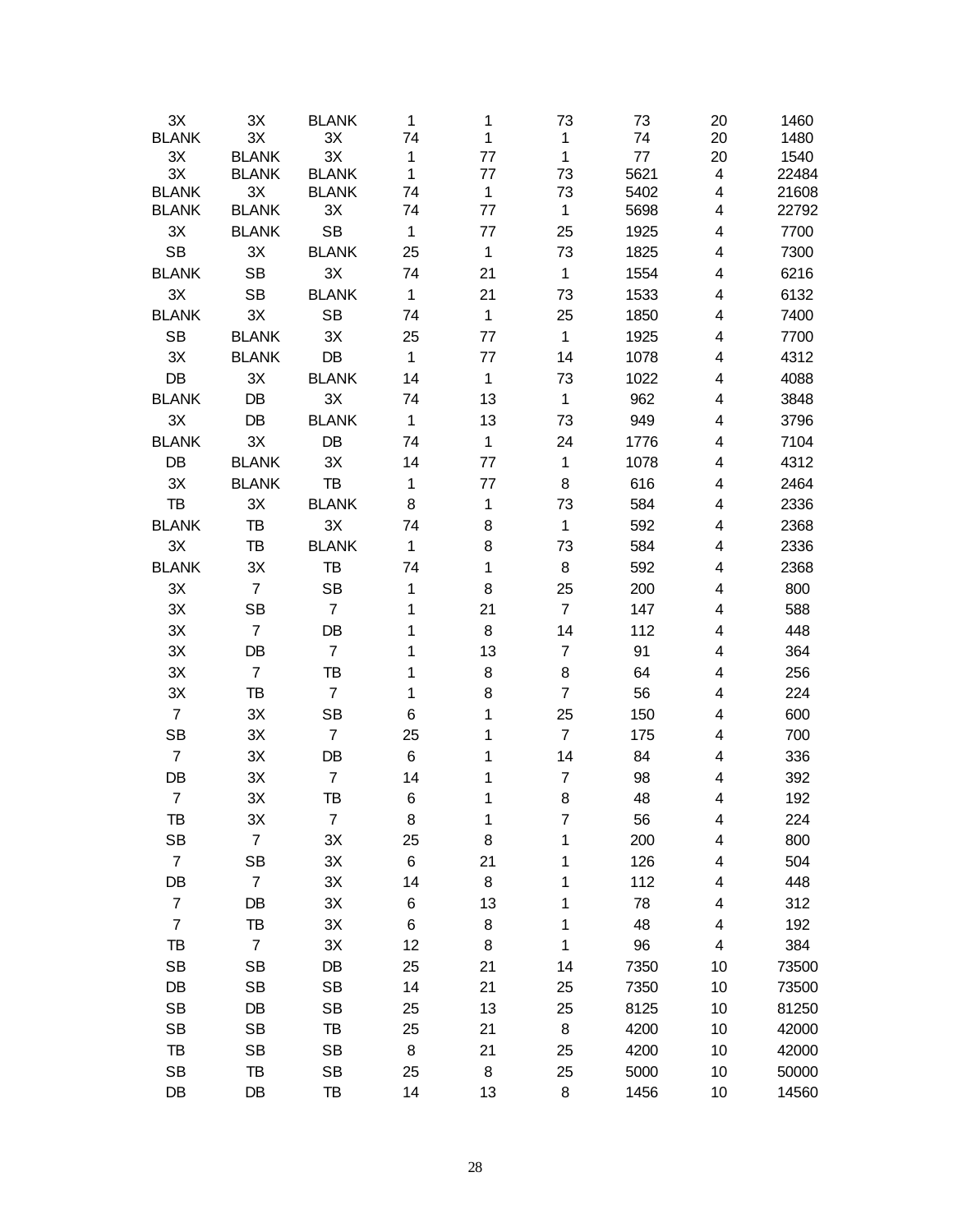| | | | | | | | | |
|---|---|---|---|---|---|---|---|---|
| 3X | 3X | BLANK | 1 | 1 | 73 | 73 | 20 | 1460 |
| BLANK | 3X | 3X | 74 | 1 | 1 | 74 | 20 | 1480 |
| 3X | BLANK | 3X | 1 | 77 | 1 | 77 | 20 | 1540 |
| 3X | BLANK | BLANK | 1 | 77 | 73 | 5621 | 4 | 22484 |
| BLANK | 3X | BLANK | 74 | 1 | 73 | 5402 | 4 | 21608 |
| BLANK | BLANK | 3X | 74 | 77 | 1 | 5698 | 4 | 22792 |
| 3X | BLANK | SB | 1 | 77 | 25 | 1925 | 4 | 7700 |
| SB | 3X | BLANK | 25 | 1 | 73 | 1825 | 4 | 7300 |
| BLANK | SB | 3X | 74 | 21 | 1 | 1554 | 4 | 6216 |
| 3X | SB | BLANK | 1 | 21 | 73 | 1533 | 4 | 6132 |
| BLANK | 3X | SB | 74 | 1 | 25 | 1850 | 4 | 7400 |
| SB | BLANK | 3X | 25 | 77 | 1 | 1925 | 4 | 7700 |
| 3X | BLANK | DB | 1 | 77 | 14 | 1078 | 4 | 4312 |
| DB | 3X | BLANK | 14 | 1 | 73 | 1022 | 4 | 4088 |
| BLANK | DB | 3X | 74 | 13 | 1 | 962 | 4 | 3848 |
| 3X | DB | BLANK | 1 | 13 | 73 | 949 | 4 | 3796 |
| BLANK | 3X | DB | 74 | 1 | 24 | 1776 | 4 | 7104 |
| DB | BLANK | 3X | 14 | 77 | 1 | 1078 | 4 | 4312 |
| 3X | BLANK | TB | 1 | 77 | 8 | 616 | 4 | 2464 |
| TB | 3X | BLANK | 8 | 1 | 73 | 584 | 4 | 2336 |
| BLANK | TB | 3X | 74 | 8 | 1 | 592 | 4 | 2368 |
| 3X | TB | BLANK | 1 | 8 | 73 | 584 | 4 | 2336 |
| BLANK | 3X | TB | 74 | 1 | 8 | 592 | 4 | 2368 |
| 3X | 7 | SB | 1 | 8 | 25 | 200 | 4 | 800 |
| 3X | SB | 7 | 1 | 21 | 7 | 147 | 4 | 588 |
| 3X | 7 | DB | 1 | 8 | 14 | 112 | 4 | 448 |
| 3X | DB | 7 | 1 | 13 | 7 | 91 | 4 | 364 |
| 3X | 7 | TB | 1 | 8 | 8 | 64 | 4 | 256 |
| 3X | TB | 7 | 1 | 8 | 7 | 56 | 4 | 224 |
| 7 | 3X | SB | 6 | 1 | 25 | 150 | 4 | 600 |
| SB | 3X | 7 | 25 | 1 | 7 | 175 | 4 | 700 |
| 7 | 3X | DB | 6 | 1 | 14 | 84 | 4 | 336 |
| DB | 3X | 7 | 14 | 1 | 7 | 98 | 4 | 392 |
| 7 | 3X | TB | 6 | 1 | 8 | 48 | 4 | 192 |
| TB | 3X | 7 | 8 | 1 | 7 | 56 | 4 | 224 |
| SB | 7 | 3X | 25 | 8 | 1 | 200 | 4 | 800 |
| 7 | SB | 3X | 6 | 21 | 1 | 126 | 4 | 504 |
| DB | 7 | 3X | 14 | 8 | 1 | 112 | 4 | 448 |
| 7 | DB | 3X | 6 | 13 | 1 | 78 | 4 | 312 |
| 7 | TB | 3X | 6 | 8 | 1 | 48 | 4 | 192 |
| TB | 7 | 3X | 12 | 8 | 1 | 96 | 4 | 384 |
| SB | SB | DB | 25 | 21 | 14 | 7350 | 10 | 73500 |
| DB | SB | SB | 14 | 21 | 25 | 7350 | 10 | 73500 |
| SB | DB | SB | 25 | 13 | 25 | 8125 | 10 | 81250 |
| SB | SB | TB | 25 | 21 | 8 | 4200 | 10 | 42000 |
| TB | SB | SB | 8 | 21 | 25 | 4200 | 10 | 42000 |
| SB | TB | SB | 25 | 8 | 25 | 5000 | 10 | 50000 |
| DB | DB | TB | 14 | 13 | 8 | 1456 | 10 | 14560 |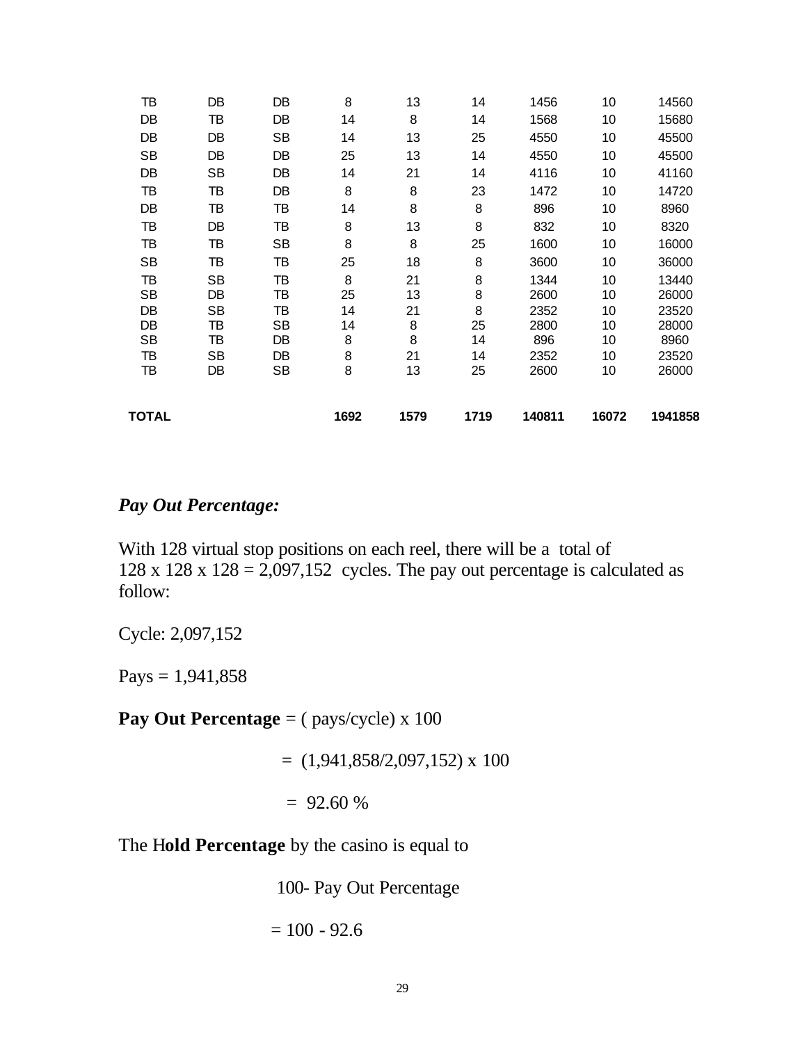| | | | | | | | | |
|---|---|---|---|---|---|---|---|---|
| TB | DB | DB | 8 | 13 | 14 | 1456 | 10 | 14560 |
| DB | TB | DB | 14 | 8 | 14 | 1568 | 10 | 15680 |
| DB | DB | SB | 14 | 13 | 25 | 4550 | 10 | 45500 |
| SB | DB | DB | 25 | 13 | 14 | 4550 | 10 | 45500 |
| DB | SB | DB | 14 | 21 | 14 | 4116 | 10 | 41160 |
| TB | TB | DB | 8 | 8 | 23 | 1472 | 10 | 14720 |
| DB | TB | TB | 14 | 8 | 8 | 896 | 10 | 8960 |
| TB | DB | TB | 8 | 13 | 8 | 832 | 10 | 8320 |
| TB | TB | SB | 8 | 8 | 25 | 1600 | 10 | 16000 |
| SB | TB | TB | 25 | 18 | 8 | 3600 | 10 | 36000 |
| TB | SB | TB | 8 | 21 | 8 | 1344 | 10 | 13440 |
| SB | DB | TB | 25 | 13 | 8 | 2600 | 10 | 26000 |
| DB | SB | TB | 14 | 21 | 8 | 2352 | 10 | 23520 |
| DB | TB | SB | 14 | 8 | 25 | 2800 | 10 | 28000 |
| SB | TB | DB | 8 | 8 | 14 | 896 | 10 | 8960 |
| TB | SB | DB | 8 | 21 | 14 | 2352 | 10 | 23520 |
| TB | DB | SB | 8 | 13 | 25 | 2600 | 10 | 26000 |
| **TOTAL** | | | **1692** | **1579** | **1719** | **140811** | **16072** | **1941858** |

***Pay Out Percentage:***

With 128 virtual stop positions on each reel, there will be a total of 128 x 128 x 128 = 2,097,152 cycles. The pay out percentage is calculated as follow:

Cycle: 2,097,152

Pays = 1,941,858

**Pay Out Percentage** = ( pays/cycle) x 100

= (1,941,858/2,097,152) x 100

= 92.60 %

The H**old Percentage** by the casino is equal to

100- Pay Out Percentage

= 100 - 92.6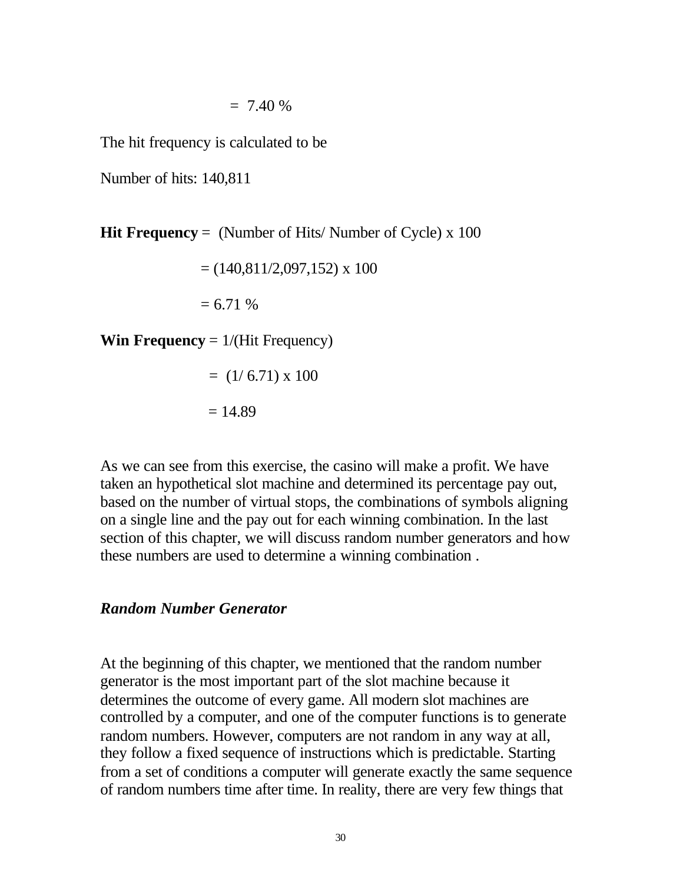= 7.40 %

The hit frequency is calculated to be

Number of hits: 140,811

**Hit Frequency** = (Number of Hits/ Number of Cycle) x 100

= (140,811/2,097,152) x 100

= 6.71 %

**Win Frequency** = 1/(Hit Frequency)

= (1/ 6.71) x 100

= 14.89

As we can see from this exercise, the casino will make a profit. We have taken an hypothetical slot machine and determined its percentage pay out, based on the number of virtual stops, the combinations of symbols aligning on a single line and the pay out for each winning combination. In the last section of this chapter, we will discuss random number generators and how these numbers are used to determine a winning combination .

### *Random Number Generator*

At the beginning of this chapter, we mentioned that the random number generator is the most important part of the slot machine because it determines the outcome of every game. All modern slot machines are controlled by a computer, and one of the computer functions is to generate random numbers. However, computers are not random in any way at all, they follow a fixed sequence of instructions which is predictable. Starting from a set of conditions a computer will generate exactly the same sequence of random numbers time after time. In reality, there are very few things that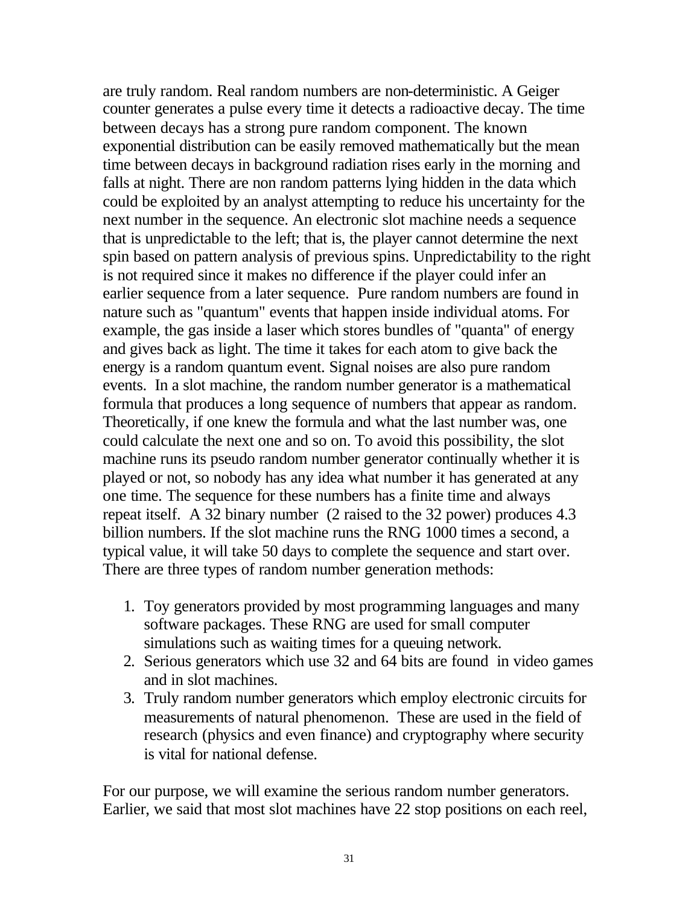are truly random. Real random numbers are non-deterministic. A Geiger counter generates a pulse every time it detects a radioactive decay. The time between decays has a strong pure random component. The known exponential distribution can be easily removed mathematically but the mean time between decays in background radiation rises early in the morning and falls at night. There are non random patterns lying hidden in the data which could be exploited by an analyst attempting to reduce his uncertainty for the next number in the sequence. An electronic slot machine needs a sequence that is unpredictable to the left; that is, the player cannot determine the next spin based on pattern analysis of previous spins. Unpredictability to the right is not required since it makes no difference if the player could infer an earlier sequence from a later sequence. Pure random numbers are found in nature such as "quantum" events that happen inside individual atoms. For example, the gas inside a laser which stores bundles of "quanta" of energy and gives back as light. The time it takes for each atom to give back the energy is a random quantum event. Signal noises are also pure random events. In a slot machine, the random number generator is a mathematical formula that produces a long sequence of numbers that appear as random. Theoretically, if one knew the formula and what the last number was, one could calculate the next one and so on. To avoid this possibility, the slot machine runs its pseudo random number generator continually whether it is played or not, so nobody has any idea what number it has generated at any one time. The sequence for these numbers has a finite time and always repeat itself. A 32 binary number (2 raised to the 32 power) produces 4.3 billion numbers. If the slot machine runs the RNG 1000 times a second, a typical value, it will take 50 days to complete the sequence and start over. There are three types of random number generation methods:

1. Toy generators provided by most programming languages and many software packages. These RNG are used for small computer simulations such as waiting times for a queuing network.
2. Serious generators which use 32 and 64 bits are found in video games and in slot machines.
3. Truly random number generators which employ electronic circuits for measurements of natural phenomenon. These are used in the field of research (physics and even finance) and cryptography where security is vital for national defense.

For our purpose, we will examine the serious random number generators. Earlier, we said that most slot machines have 22 stop positions on each reel,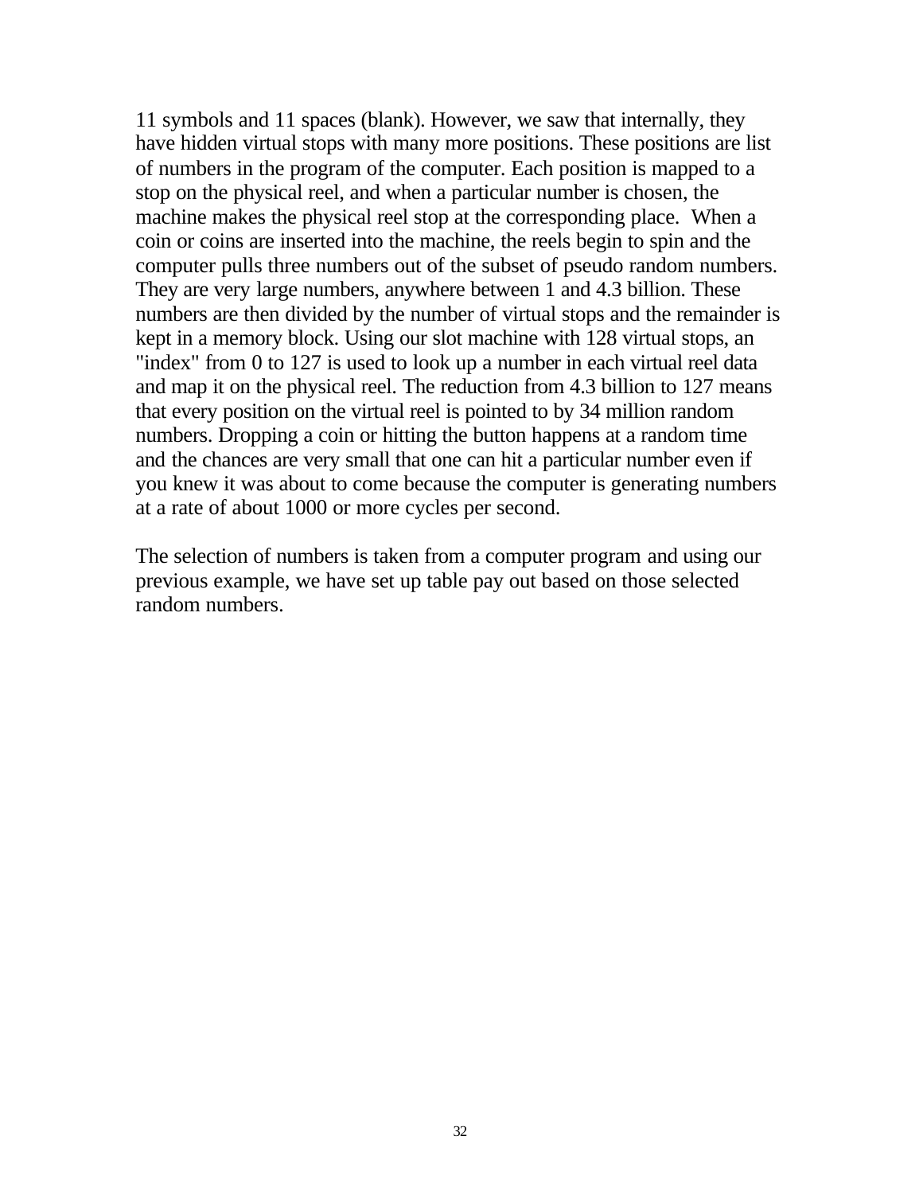11 symbols and 11 spaces (blank). However, we saw that internally, they have hidden virtual stops with many more positions. These positions are list of numbers in the program of the computer. Each position is mapped to a stop on the physical reel, and when a particular number is chosen, the machine makes the physical reel stop at the corresponding place. When a coin or coins are inserted into the machine, the reels begin to spin and the computer pulls three numbers out of the subset of pseudo random numbers. They are very large numbers, anywhere between 1 and 4.3 billion. These numbers are then divided by the number of virtual stops and the remainder is kept in a memory block. Using our slot machine with 128 virtual stops, an "index" from 0 to 127 is used to look up a number in each virtual reel data and map it on the physical reel. The reduction from 4.3 billion to 127 means that every position on the virtual reel is pointed to by 34 million random numbers. Dropping a coin or hitting the button happens at a random time and the chances are very small that one can hit a particular number even if you knew it was about to come because the computer is generating numbers at a rate of about 1000 or more cycles per second.

The selection of numbers is taken from a computer program and using our previous example, we have set up table pay out based on those selected random numbers.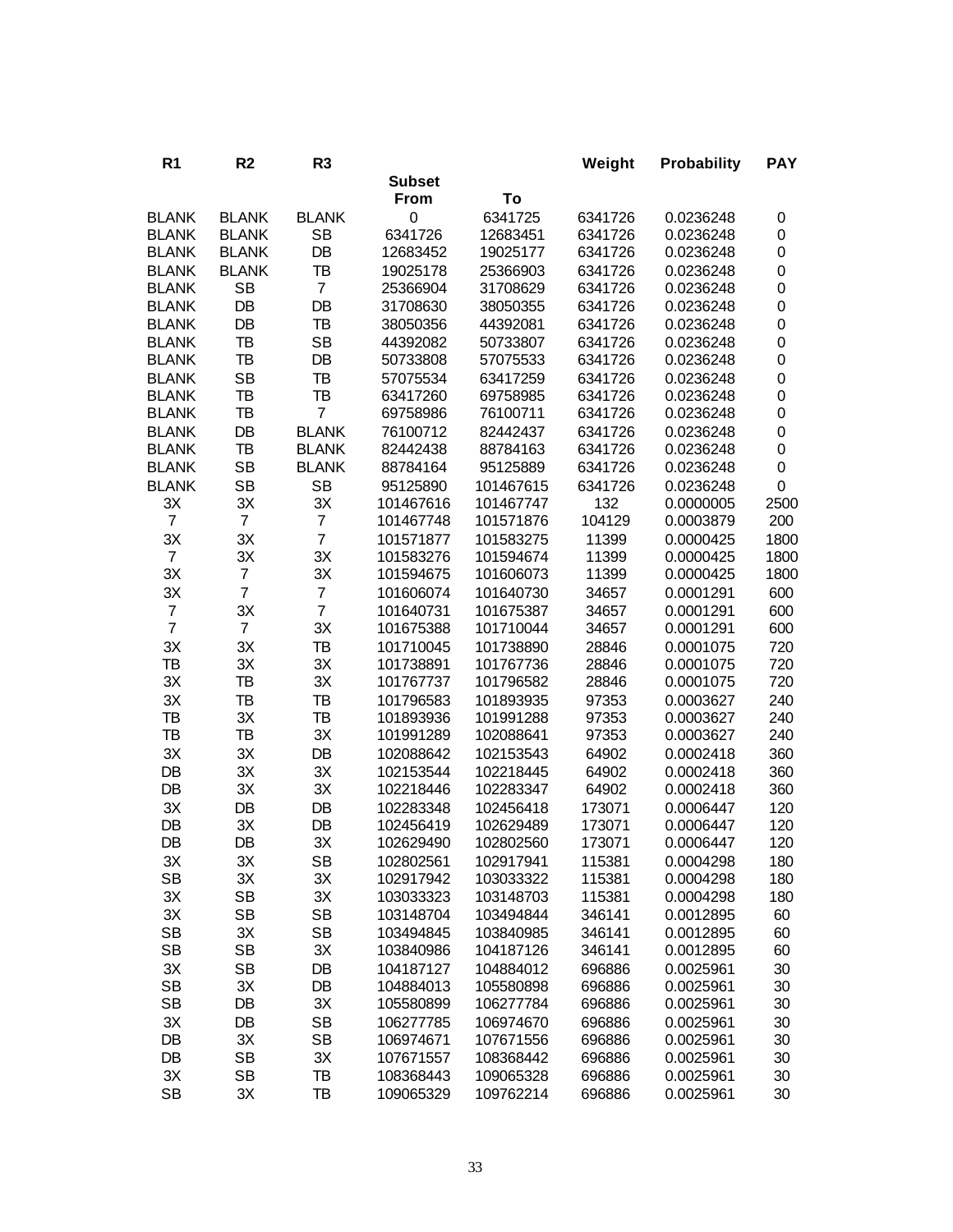| R1 | R2 | R3 | Subset From | To | Weight | Probability | PAY |
|---|---|---|---|---|---|---|---|
| BLANK | BLANK | BLANK | 0 | 6341725 | 6341726 | 0.0236248 | 0 |
| BLANK | BLANK | SB | 6341726 | 12683451 | 6341726 | 0.0236248 | 0 |
| BLANK | BLANK | DB | 12683452 | 19025177 | 6341726 | 0.0236248 | 0 |
| BLANK | BLANK | TB | 19025178 | 25366903 | 6341726 | 0.0236248 | 0 |
| BLANK | SB | 7 | 25366904 | 31708629 | 6341726 | 0.0236248 | 0 |
| BLANK | DB | DB | 31708630 | 38050355 | 6341726 | 0.0236248 | 0 |
| BLANK | DB | TB | 38050356 | 44392081 | 6341726 | 0.0236248 | 0 |
| BLANK | TB | SB | 44392082 | 50733807 | 6341726 | 0.0236248 | 0 |
| BLANK | TB | DB | 50733808 | 57075533 | 6341726 | 0.0236248 | 0 |
| BLANK | SB | TB | 57075534 | 63417259 | 6341726 | 0.0236248 | 0 |
| BLANK | TB | TB | 63417260 | 69758985 | 6341726 | 0.0236248 | 0 |
| BLANK | TB | 7 | 69758986 | 76100711 | 6341726 | 0.0236248 | 0 |
| BLANK | DB | BLANK | 76100712 | 82442437 | 6341726 | 0.0236248 | 0 |
| BLANK | TB | BLANK | 82442438 | 88784163 | 6341726 | 0.0236248 | 0 |
| BLANK | SB | BLANK | 88784164 | 95125889 | 6341726 | 0.0236248 | 0 |
| BLANK | SB | SB | 95125890 | 101467615 | 6341726 | 0.0236248 | 0 |
| 3X | 3X | 3X | 101467616 | 101467747 | 132 | 0.0000005 | 2500 |
| 7 | 7 | 7 | 101467748 | 101571876 | 104129 | 0.0003879 | 200 |
| 3X | 3X | 7 | 101571877 | 101583275 | 11399 | 0.0000425 | 1800 |
| 7 | 3X | 3X | 101583276 | 101594674 | 11399 | 0.0000425 | 1800 |
| 3X | 7 | 3X | 101594675 | 101606073 | 11399 | 0.0000425 | 1800 |
| 3X | 7 | 7 | 101606074 | 101640730 | 34657 | 0.0001291 | 600 |
| 7 | 3X | 7 | 101640731 | 101675387 | 34657 | 0.0001291 | 600 |
| 7 | 7 | 3X | 101675388 | 101710044 | 34657 | 0.0001291 | 600 |
| 3X | 3X | TB | 101710045 | 101738890 | 28846 | 0.0001075 | 720 |
| TB | 3X | 3X | 101738891 | 101767736 | 28846 | 0.0001075 | 720 |
| 3X | TB | 3X | 101767737 | 101796582 | 28846 | 0.0001075 | 720 |
| 3X | TB | TB | 101796583 | 101893935 | 97353 | 0.0003627 | 240 |
| TB | 3X | TB | 101893936 | 101991288 | 97353 | 0.0003627 | 240 |
| TB | TB | 3X | 101991289 | 102088641 | 97353 | 0.0003627 | 240 |
| 3X | 3X | DB | 102088642 | 102153543 | 64902 | 0.0002418 | 360 |
| DB | 3X | 3X | 102153544 | 102218445 | 64902 | 0.0002418 | 360 |
| DB | 3X | 3X | 102218446 | 102283347 | 64902 | 0.0002418 | 360 |
| 3X | DB | DB | 102283348 | 102456418 | 173071 | 0.0006447 | 120 |
| DB | 3X | DB | 102456419 | 102629489 | 173071 | 0.0006447 | 120 |
| DB | DB | 3X | 102629490 | 102802560 | 173071 | 0.0006447 | 120 |
| 3X | 3X | SB | 102802561 | 102917941 | 115381 | 0.0004298 | 180 |
| SB | 3X | 3X | 102917942 | 103033322 | 115381 | 0.0004298 | 180 |
| 3X | SB | 3X | 103033323 | 103148703 | 115381 | 0.0004298 | 180 |
| 3X | SB | SB | 103148704 | 103494844 | 346141 | 0.0012895 | 60 |
| SB | 3X | SB | 103494845 | 103840985 | 346141 | 0.0012895 | 60 |
| SB | SB | 3X | 103840986 | 104187126 | 346141 | 0.0012895 | 60 |
| 3X | SB | DB | 104187127 | 104884012 | 696886 | 0.0025961 | 30 |
| SB | 3X | DB | 104884013 | 105580898 | 696886 | 0.0025961 | 30 |
| SB | DB | 3X | 105580899 | 106277784 | 696886 | 0.0025961 | 30 |
| 3X | DB | SB | 106277785 | 106974670 | 696886 | 0.0025961 | 30 |
| DB | 3X | SB | 106974671 | 107671556 | 696886 | 0.0025961 | 30 |
| DB | SB | 3X | 107671557 | 108368442 | 696886 | 0.0025961 | 30 |
| 3X | SB | TB | 108368443 | 109065328 | 696886 | 0.0025961 | 30 |
| SB | 3X | TB | 109065329 | 109762214 | 696886 | 0.0025961 | 30 |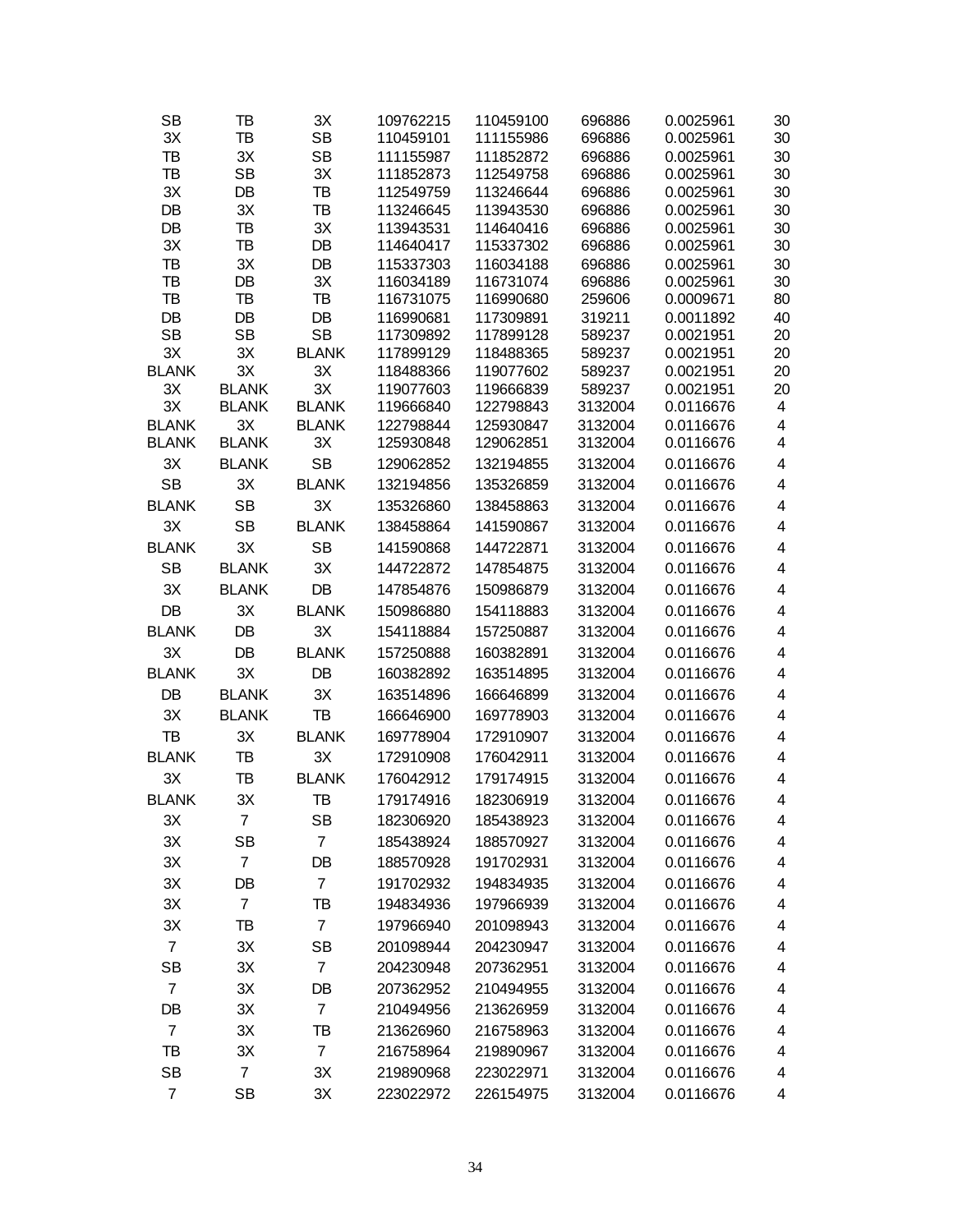| | | | | | | | |
|---|---|---|---|---|---|---|---|
| SB | TB | 3X | 109762215 | 110459100 | 696886 | 0.0025961 | 30 |
| 3X | TB | SB | 110459101 | 111155986 | 696886 | 0.0025961 | 30 |
| TB | 3X | SB | 111155987 | 111852872 | 696886 | 0.0025961 | 30 |
| TB | SB | 3X | 111852873 | 112549758 | 696886 | 0.0025961 | 30 |
| 3X | DB | TB | 112549759 | 113246644 | 696886 | 0.0025961 | 30 |
| DB | 3X | TB | 113246645 | 113943530 | 696886 | 0.0025961 | 30 |
| DB | TB | 3X | 113943531 | 114640416 | 696886 | 0.0025961 | 30 |
| 3X | TB | DB | 114640417 | 115337302 | 696886 | 0.0025961 | 30 |
| TB | 3X | DB | 115337303 | 116034188 | 696886 | 0.0025961 | 30 |
| TB | DB | 3X | 116034189 | 116731074 | 696886 | 0.0025961 | 30 |
| TB | TB | TB | 116731075 | 116990680 | 259606 | 0.0009671 | 80 |
| DB | DB | DB | 116990681 | 117309891 | 319211 | 0.0011892 | 40 |
| SB | SB | SB | 117309892 | 117899128 | 589237 | 0.0021951 | 20 |
| 3X | 3X | BLANK | 117899129 | 118488365 | 589237 | 0.0021951 | 20 |
| BLANK | 3X | 3X | 118488366 | 119077602 | 589237 | 0.0021951 | 20 |
| 3X | BLANK | 3X | 119077603 | 119666839 | 589237 | 0.0021951 | 20 |
| 3X | BLANK | BLANK | 119666840 | 122798843 | 3132004 | 0.0116676 | 4 |
| BLANK | 3X | BLANK | 122798844 | 125930847 | 3132004 | 0.0116676 | 4 |
| BLANK | BLANK | 3X | 125930848 | 129062851 | 3132004 | 0.0116676 | 4 |
| 3X | BLANK | SB | 129062852 | 132194855 | 3132004 | 0.0116676 | 4 |
| SB | 3X | BLANK | 132194856 | 135326859 | 3132004 | 0.0116676 | 4 |
| BLANK | SB | 3X | 135326860 | 138458863 | 3132004 | 0.0116676 | 4 |
| 3X | SB | BLANK | 138458864 | 141590867 | 3132004 | 0.0116676 | 4 |
| BLANK | 3X | SB | 141590868 | 144722871 | 3132004 | 0.0116676 | 4 |
| SB | BLANK | 3X | 144722872 | 147854875 | 3132004 | 0.0116676 | 4 |
| 3X | BLANK | DB | 147854876 | 150986879 | 3132004 | 0.0116676 | 4 |
| DB | 3X | BLANK | 150986880 | 154118883 | 3132004 | 0.0116676 | 4 |
| BLANK | DB | 3X | 154118884 | 157250887 | 3132004 | 0.0116676 | 4 |
| 3X | DB | BLANK | 157250888 | 160382891 | 3132004 | 0.0116676 | 4 |
| BLANK | 3X | DB | 160382892 | 163514895 | 3132004 | 0.0116676 | 4 |
| DB | BLANK | 3X | 163514896 | 166646899 | 3132004 | 0.0116676 | 4 |
| 3X | BLANK | TB | 166646900 | 169778903 | 3132004 | 0.0116676 | 4 |
| TB | 3X | BLANK | 169778904 | 172910907 | 3132004 | 0.0116676 | 4 |
| BLANK | TB | 3X | 172910908 | 176042911 | 3132004 | 0.0116676 | 4 |
| 3X | TB | BLANK | 176042912 | 179174915 | 3132004 | 0.0116676 | 4 |
| BLANK | 3X | TB | 179174916 | 182306919 | 3132004 | 0.0116676 | 4 |
| 3X | 7 | SB | 182306920 | 185438923 | 3132004 | 0.0116676 | 4 |
| 3X | SB | 7 | 185438924 | 188570927 | 3132004 | 0.0116676 | 4 |
| 3X | 7 | DB | 188570928 | 191702931 | 3132004 | 0.0116676 | 4 |
| 3X | DB | 7 | 191702932 | 194834935 | 3132004 | 0.0116676 | 4 |
| 3X | 7 | TB | 194834936 | 197966939 | 3132004 | 0.0116676 | 4 |
| 3X | TB | 7 | 197966940 | 201098943 | 3132004 | 0.0116676 | 4 |
| 7 | 3X | SB | 201098944 | 204230947 | 3132004 | 0.0116676 | 4 |
| SB | 3X | 7 | 204230948 | 207362951 | 3132004 | 0.0116676 | 4 |
| 7 | 3X | DB | 207362952 | 210494955 | 3132004 | 0.0116676 | 4 |
| DB | 3X | 7 | 210494956 | 213626959 | 3132004 | 0.0116676 | 4 |
| 7 | 3X | TB | 213626960 | 216758963 | 3132004 | 0.0116676 | 4 |
| TB | 3X | 7 | 216758964 | 219890967 | 3132004 | 0.0116676 | 4 |
| SB | 7 | 3X | 219890968 | 223022971 | 3132004 | 0.0116676 | 4 |
| 7 | SB | 3X | 223022972 | 226154975 | 3132004 | 0.0116676 | 4 |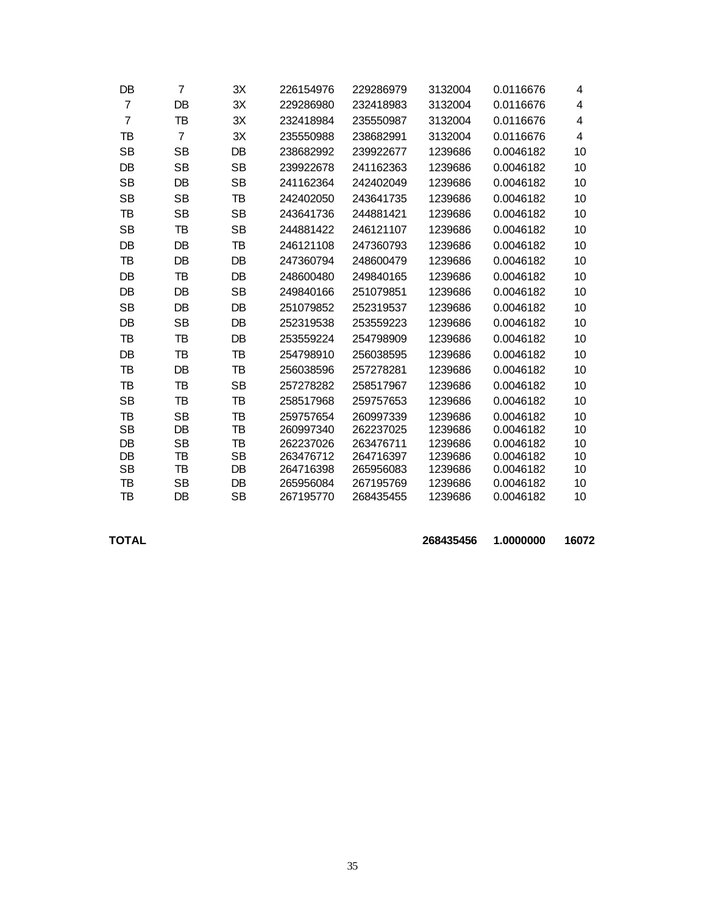| | | | | | | | |
|---|---|---|---|---|---|---|---|
| DB | 7 | 3X | 226154976 | 229286979 | 3132004 | 0.0116676 | 4 |
| 7 | DB | 3X | 229286980 | 232418983 | 3132004 | 0.0116676 | 4 |
| 7 | TB | 3X | 232418984 | 235550987 | 3132004 | 0.0116676 | 4 |
| TB | 7 | 3X | 235550988 | 238682991 | 3132004 | 0.0116676 | 4 |
| SB | SB | DB | 238682992 | 239922677 | 1239686 | 0.0046182 | 10 |
| DB | SB | SB | 239922678 | 241162363 | 1239686 | 0.0046182 | 10 |
| SB | DB | SB | 241162364 | 242402049 | 1239686 | 0.0046182 | 10 |
| SB | SB | TB | 242402050 | 243641735 | 1239686 | 0.0046182 | 10 |
| TB | SB | SB | 243641736 | 244881421 | 1239686 | 0.0046182 | 10 |
| SB | TB | SB | 244881422 | 246121107 | 1239686 | 0.0046182 | 10 |
| DB | DB | TB | 246121108 | 247360793 | 1239686 | 0.0046182 | 10 |
| TB | DB | DB | 247360794 | 248600479 | 1239686 | 0.0046182 | 10 |
| DB | TB | DB | 248600480 | 249840165 | 1239686 | 0.0046182 | 10 |
| DB | DB | SB | 249840166 | 251079851 | 1239686 | 0.0046182 | 10 |
| SB | DB | DB | 251079852 | 252319537 | 1239686 | 0.0046182 | 10 |
| DB | SB | DB | 252319538 | 253559223 | 1239686 | 0.0046182 | 10 |
| TB | TB | DB | 253559224 | 254798909 | 1239686 | 0.0046182 | 10 |
| DB | TB | TB | 254798910 | 256038595 | 1239686 | 0.0046182 | 10 |
| TB | DB | TB | 256038596 | 257278281 | 1239686 | 0.0046182 | 10 |
| TB | TB | SB | 257278282 | 258517967 | 1239686 | 0.0046182 | 10 |
| SB | TB | TB | 258517968 | 259757653 | 1239686 | 0.0046182 | 10 |
| TB | SB | TB | 259757654 | 260997339 | 1239686 | 0.0046182 | 10 |
| SB | DB | TB | 260997340 | 262237025 | 1239686 | 0.0046182 | 10 |
| DB | SB | TB | 262237026 | 263476711 | 1239686 | 0.0046182 | 10 |
| DB | TB | SB | 263476712 | 264716397 | 1239686 | 0.0046182 | 10 |
| SB | TB | DB | 264716398 | 265956083 | 1239686 | 0.0046182 | 10 |
| TB | SB | DB | 265956084 | 267195769 | 1239686 | 0.0046182 | 10 |
| TB | DB | SB | 267195770 | 268435455 | 1239686 | 0.0046182 | 10 |
| | | | | | | | |
| **TOTAL** | | | | | **268435456** | **1.0000000** | **16072** |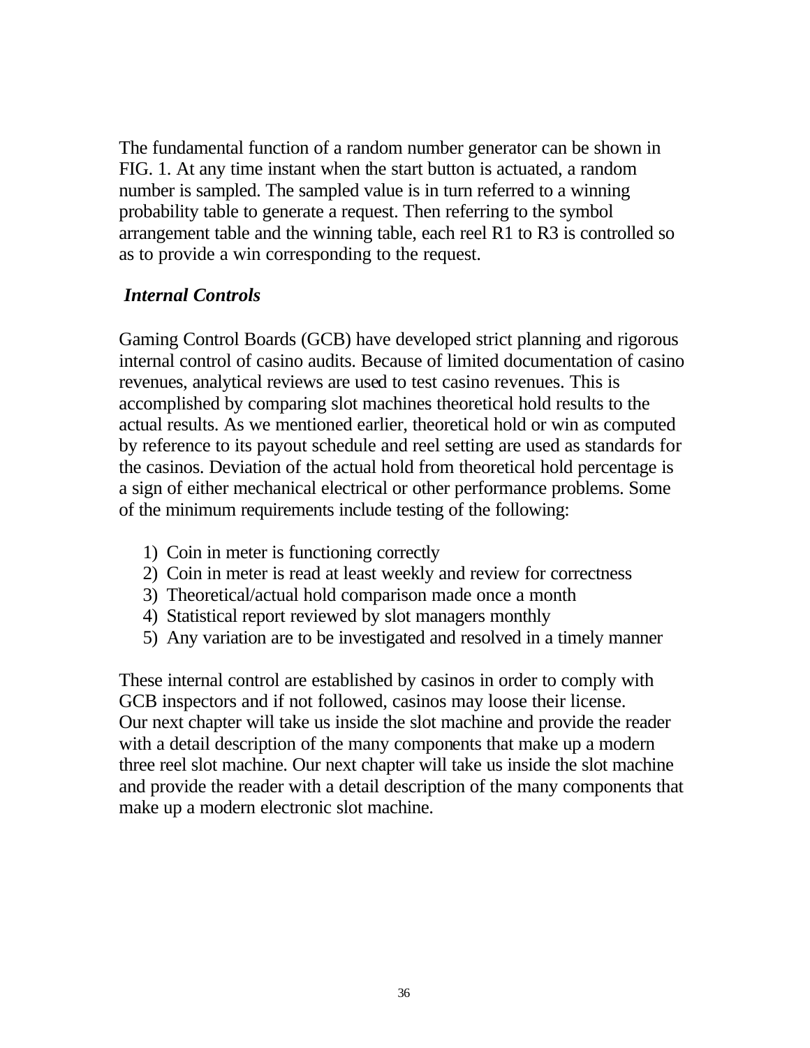The fundamental function of a random number generator can be shown in FIG. 1. At any time instant when the start button is actuated, a random number is sampled. The sampled value is in turn referred to a winning probability table to generate a request. Then referring to the symbol arrangement table and the winning table, each reel R1 to R3 is controlled so as to provide a win corresponding to the request.

### *Internal Controls*

Gaming Control Boards (GCB) have developed strict planning and rigorous internal control of casino audits. Because of limited documentation of casino revenues, analytical reviews are used to test casino revenues. This is accomplished by comparing slot machines theoretical hold results to the actual results. As we mentioned earlier, theoretical hold or win as computed by reference to its payout schedule and reel setting are used as standards for the casinos. Deviation of the actual hold from theoretical hold percentage is a sign of either mechanical electrical or other performance problems. Some of the minimum requirements include testing of the following:

1) Coin in meter is functioning correctly
2) Coin in meter is read at least weekly and review for correctness
3) Theoretical/actual hold comparison made once a month
4) Statistical report reviewed by slot managers monthly
5) Any variation are to be investigated and resolved in a timely manner

These internal control are established by casinos in order to comply with GCB inspectors and if not followed, casinos may loose their license.
Our next chapter will take us inside the slot machine and provide the reader with a detail description of the many components that make up a modern three reel slot machine. Our next chapter will take us inside the slot machine and provide the reader with a detail description of the many components that make up a modern electronic slot machine.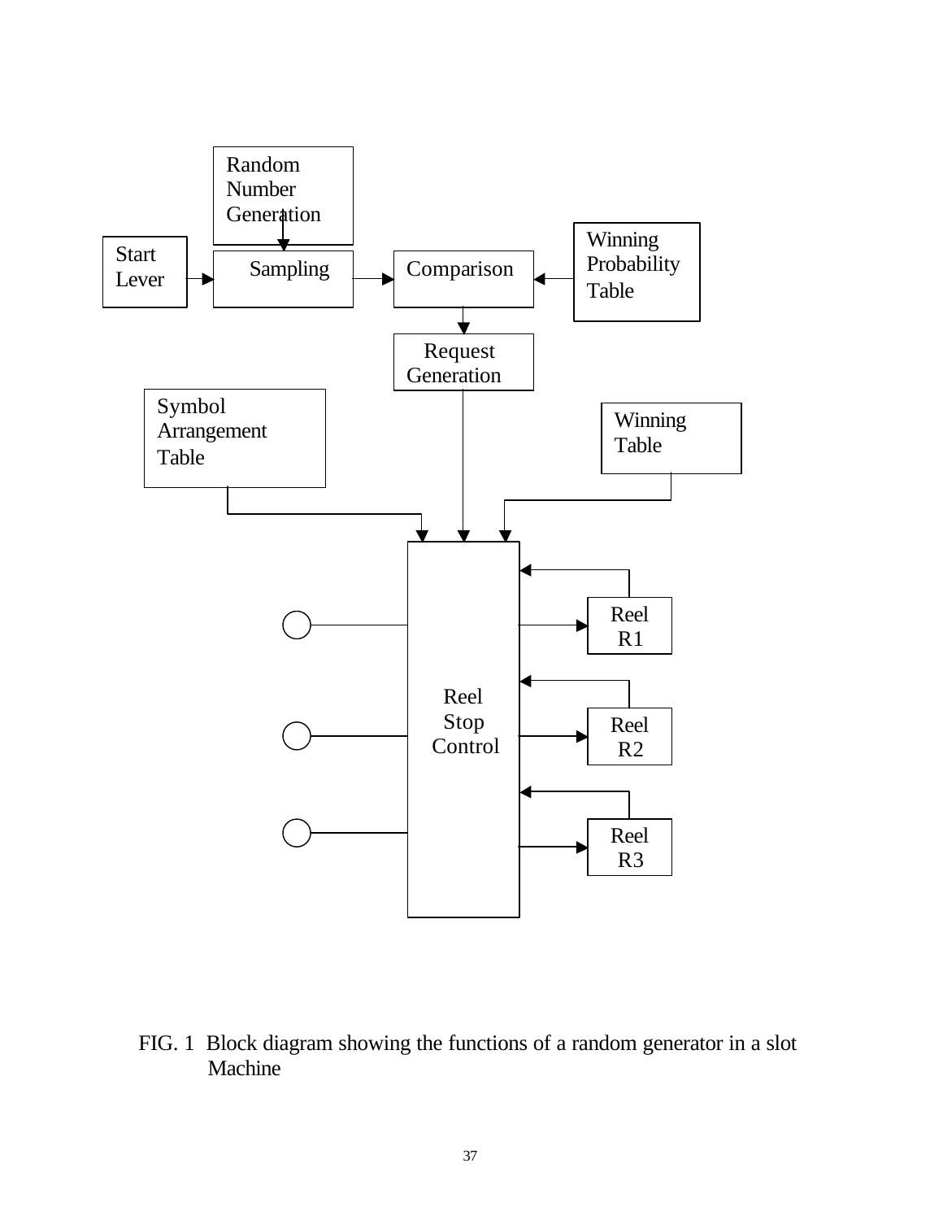Random Number Generation

Start Lever

Sampling

Comparison

Winning Probability Table

Request Generation

Symbol Arrangement Table

Winning Table

Reel Stop Control

Reel R1

Reel R2

Reel R3

FIG. 1 Block diagram showing the functions of a random generator in a slot Machine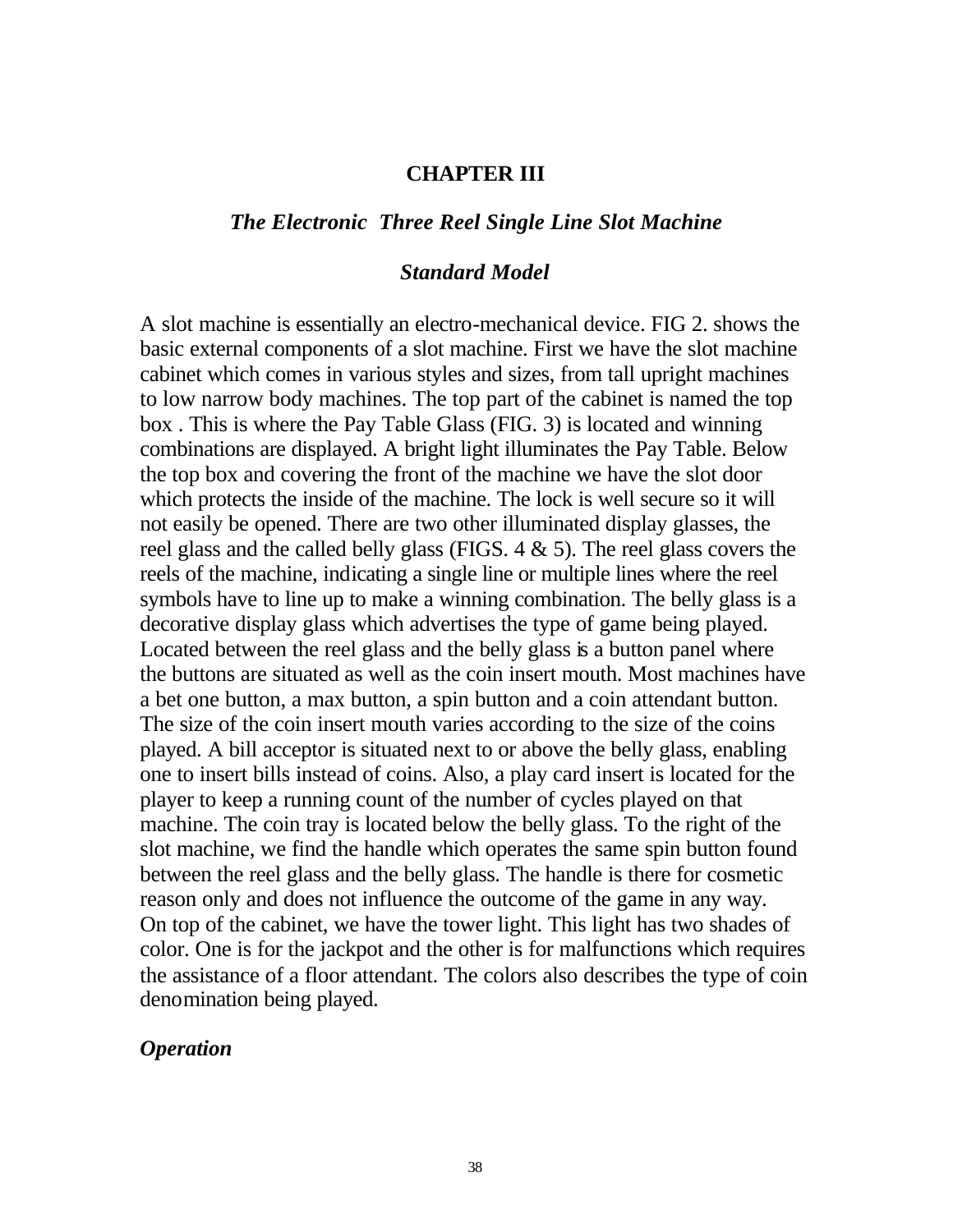# CHAPTER III

## *The Electronic Three Reel Single Line Slot Machine*

### *Standard Model*

A slot machine is essentially an electro-mechanical device. FIG 2. shows the basic external components of a slot machine. First we have the slot machine cabinet which comes in various styles and sizes, from tall upright machines to low narrow body machines. The top part of the cabinet is named the top box . This is where the Pay Table Glass (FIG. 3) is located and winning combinations are displayed. A bright light illuminates the Pay Table. Below the top box and covering the front of the machine we have the slot door which protects the inside of the machine. The lock is well secure so it will not easily be opened. There are two other illuminated display glasses, the reel glass and the called belly glass (FIGS. 4 & 5). The reel glass covers the reels of the machine, indicating a single line or multiple lines where the reel symbols have to line up to make a winning combination. The belly glass is a decorative display glass which advertises the type of game being played. Located between the reel glass and the belly glass is a button panel where the buttons are situated as well as the coin insert mouth. Most machines have a bet one button, a max button, a spin button and a coin attendant button. The size of the coin insert mouth varies according to the size of the coins played. A bill acceptor is situated next to or above the belly glass, enabling one to insert bills instead of coins. Also, a play card insert is located for the player to keep a running count of the number of cycles played on that machine. The coin tray is located below the belly glass. To the right of the slot machine, we find the handle which operates the same spin button found between the reel glass and the belly glass. The handle is there for cosmetic reason only and does not influence the outcome of the game in any way. On top of the cabinet, we have the tower light. This light has two shades of color. One is for the jackpot and the other is for malfunctions which requires the assistance of a floor attendant. The colors also describes the type of coin denomination being played.

### *Operation*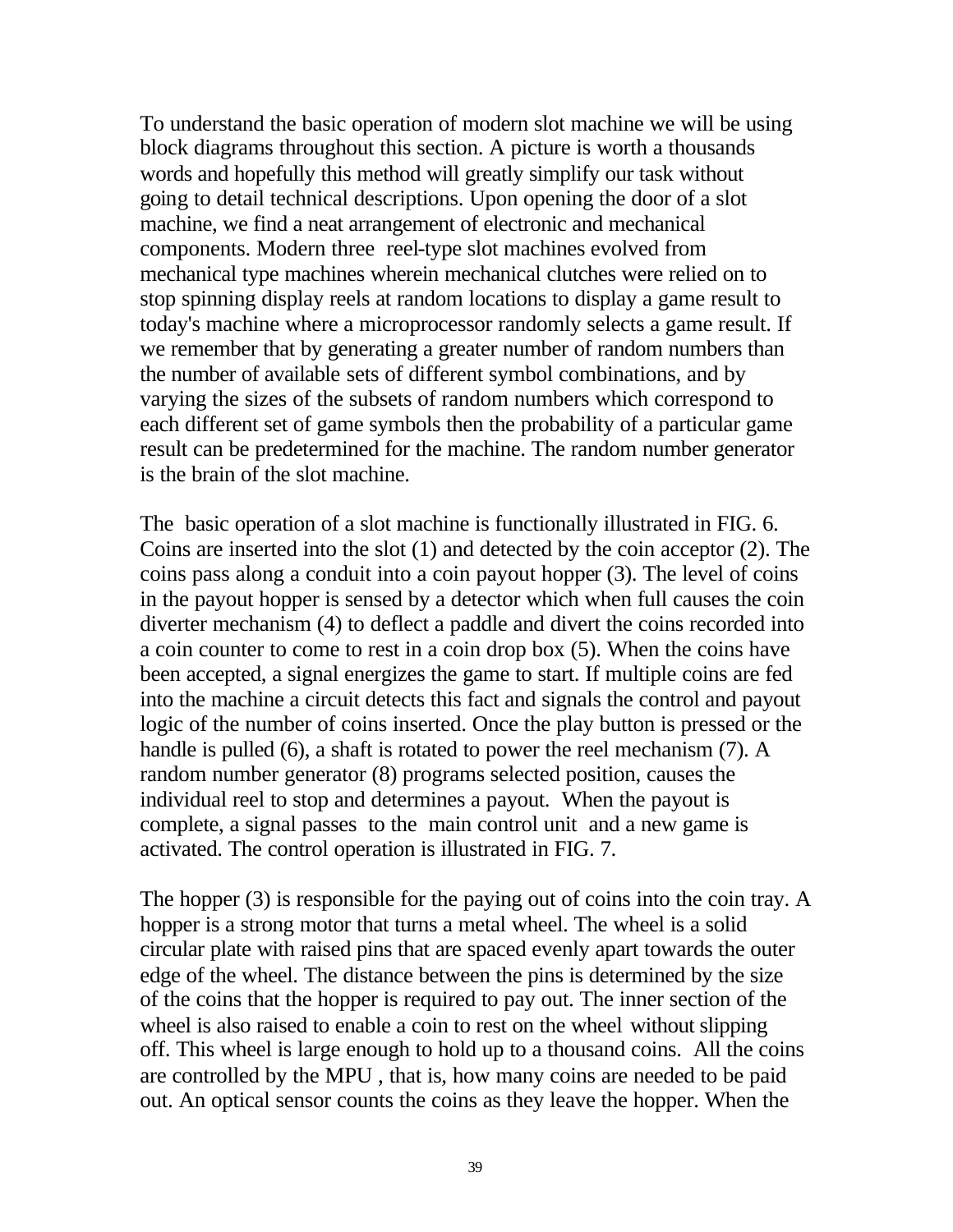To understand the basic operation of modern slot machine we will be using block diagrams throughout this section. A picture is worth a thousands words and hopefully this method will greatly simplify our task without going to detail technical descriptions. Upon opening the door of a slot machine, we find a neat arrangement of electronic and mechanical components. Modern three reel-type slot machines evolved from mechanical type machines wherein mechanical clutches were relied on to stop spinning display reels at random locations to display a game result to today's machine where a microprocessor randomly selects a game result. If we remember that by generating a greater number of random numbers than the number of available sets of different symbol combinations, and by varying the sizes of the subsets of random numbers which correspond to each different set of game symbols then the probability of a particular game result can be predetermined for the machine. The random number generator is the brain of the slot machine.

The basic operation of a slot machine is functionally illustrated in FIG. 6. Coins are inserted into the slot (1) and detected by the coin acceptor (2). The coins pass along a conduit into a coin payout hopper (3). The level of coins in the payout hopper is sensed by a detector which when full causes the coin diverter mechanism (4) to deflect a paddle and divert the coins recorded into a coin counter to come to rest in a coin drop box (5). When the coins have been accepted, a signal energizes the game to start. If multiple coins are fed into the machine a circuit detects this fact and signals the control and payout logic of the number of coins inserted. Once the play button is pressed or the handle is pulled (6), a shaft is rotated to power the reel mechanism (7). A random number generator (8) programs selected position, causes the individual reel to stop and determines a payout. When the payout is complete, a signal passes to the main control unit and a new game is activated. The control operation is illustrated in FIG. 7.

The hopper (3) is responsible for the paying out of coins into the coin tray. A hopper is a strong motor that turns a metal wheel. The wheel is a solid circular plate with raised pins that are spaced evenly apart towards the outer edge of the wheel. The distance between the pins is determined by the size of the coins that the hopper is required to pay out. The inner section of the wheel is also raised to enable a coin to rest on the wheel without slipping off. This wheel is large enough to hold up to a thousand coins. All the coins are controlled by the MPU , that is, how many coins are needed to be paid out. An optical sensor counts the coins as they leave the hopper. When the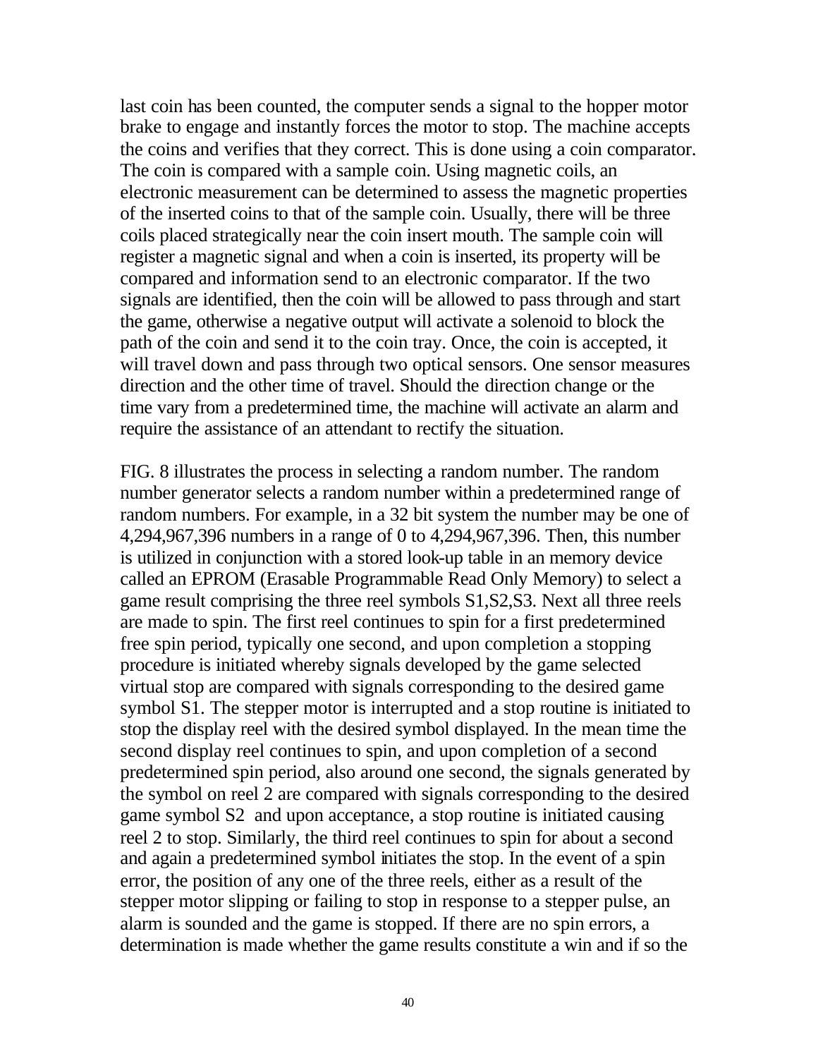last coin has been counted, the computer sends a signal to the hopper motor brake to engage and instantly forces the motor to stop. The machine accepts the coins and verifies that they correct. This is done using a coin comparator. The coin is compared with a sample coin. Using magnetic coils, an electronic measurement can be determined to assess the magnetic properties of the inserted coins to that of the sample coin. Usually, there will be three coils placed strategically near the coin insert mouth. The sample coin will register a magnetic signal and when a coin is inserted, its property will be compared and information send to an electronic comparator. If the two signals are identified, then the coin will be allowed to pass through and start the game, otherwise a negative output will activate a solenoid to block the path of the coin and send it to the coin tray. Once, the coin is accepted, it will travel down and pass through two optical sensors. One sensor measures direction and the other time of travel. Should the direction change or the time vary from a predetermined time, the machine will activate an alarm and require the assistance of an attendant to rectify the situation.

FIG. 8 illustrates the process in selecting a random number. The random number generator selects a random number within a predetermined range of random numbers. For example, in a 32 bit system the number may be one of 4,294,967,396 numbers in a range of 0 to 4,294,967,396. Then, this number is utilized in conjunction with a stored look-up table in an memory device called an EPROM (Erasable Programmable Read Only Memory) to select a game result comprising the three reel symbols S1,S2,S3. Next all three reels are made to spin. The first reel continues to spin for a first predetermined free spin period, typically one second, and upon completion a stopping procedure is initiated whereby signals developed by the game selected virtual stop are compared with signals corresponding to the desired game symbol S1. The stepper motor is interrupted and a stop routine is initiated to stop the display reel with the desired symbol displayed. In the mean time the second display reel continues to spin, and upon completion of a second predetermined spin period, also around one second, the signals generated by the symbol on reel 2 are compared with signals corresponding to the desired game symbol S2 and upon acceptance, a stop routine is initiated causing reel 2 to stop. Similarly, the third reel continues to spin for about a second and again a predetermined symbol initiates the stop. In the event of a spin error, the position of any one of the three reels, either as a result of the stepper motor slipping or failing to stop in response to a stepper pulse, an alarm is sounded and the game is stopped. If there are no spin errors, a determination is made whether the game results constitute a win and if so the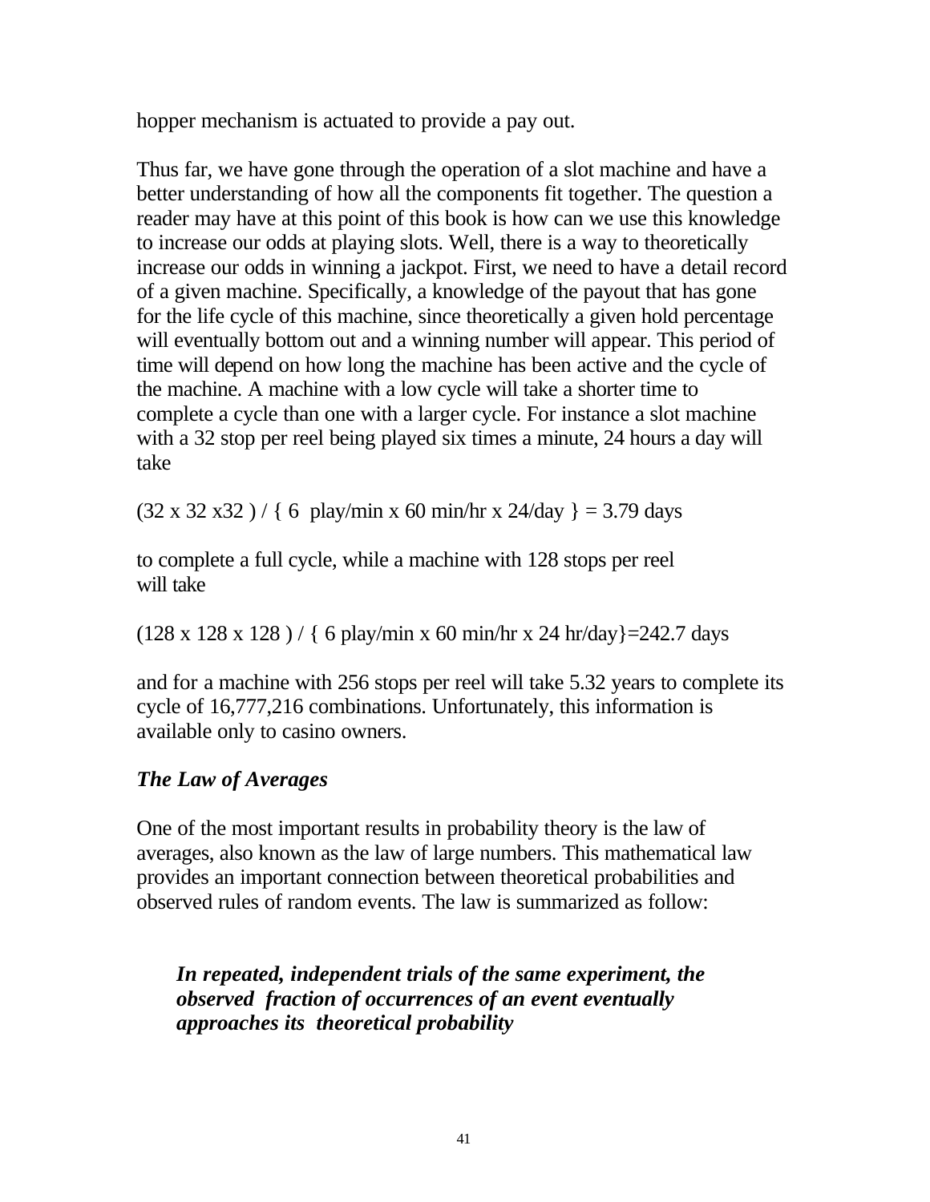hopper mechanism is actuated to provide a pay out.

Thus far, we have gone through the operation of a slot machine and have a better understanding of how all the components fit together. The question a reader may have at this point of this book is how can we use this knowledge to increase our odds at playing slots. Well, there is a way to theoretically increase our odds in winning a jackpot. First, we need to have a detail record of a given machine. Specifically, a knowledge of the payout that has gone for the life cycle of this machine, since theoretically a given hold percentage will eventually bottom out and a winning number will appear. This period of time will depend on how long the machine has been active and the cycle of the machine. A machine with a low cycle will take a shorter time to complete a cycle than one with a larger cycle. For instance a slot machine with a 32 stop per reel being played six times a minute, 24 hours a day will take

$$(32 \times 32 \times 32) / \{ 6 \text{ play/min} \times 60 \text{ min/hr} \times 24\text{/day} \} = 3.79 \text{ days}$$

to complete a full cycle, while a machine with 128 stops per reel will take

$$(128 \times 128 \times 128) / \{ 6 \text{ play/min} \times 60 \text{ min/hr} \times 24 \text{ hr/day} \} = 242.7 \text{ days}$$

and for a machine with 256 stops per reel will take 5.32 years to complete its cycle of 16,777,216 combinations. Unfortunately, this information is available only to casino owners.

### *The Law of Averages*

One of the most important results in probability theory is the law of averages, also known as the law of large numbers. This mathematical law provides an important connection between theoretical probabilities and observed rules of random events. The law is summarized as follow:

> ***In repeated, independent trials of the same experiment, the observed fraction of occurrences of an event eventually approaches its theoretical probability***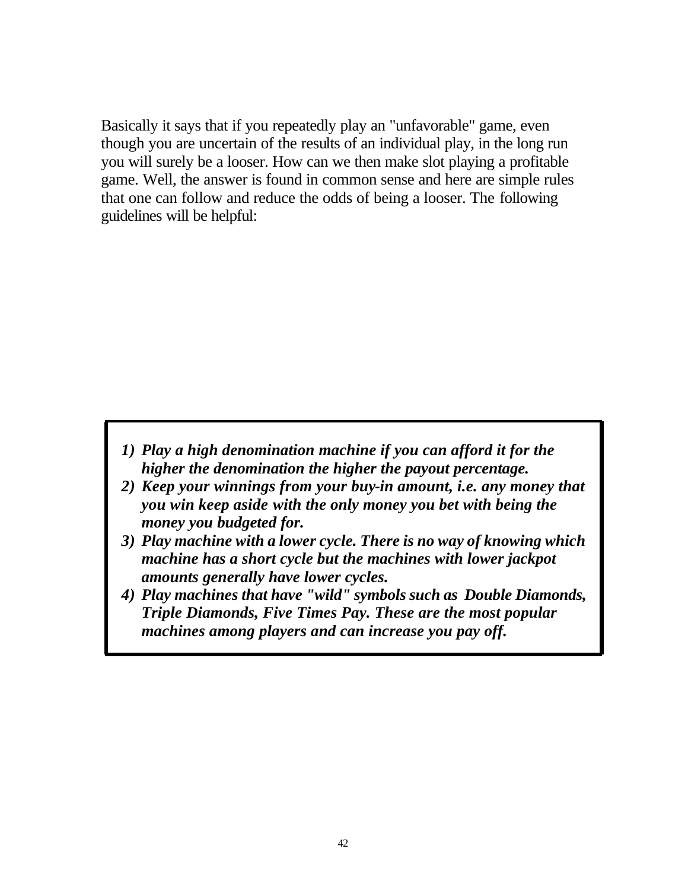Basically it says that if you repeatedly play an "unfavorable" game, even though you are uncertain of the results of an individual play, in the long run you will surely be a looser. How can we then make slot playing a profitable game. Well, the answer is found in common sense and here are simple rules that one can follow and reduce the odds of being a looser. The following guidelines will be helpful:

1) ***Play a high denomination machine if you can afford it for the higher the denomination the higher the payout percentage.***
2) ***Keep your winnings from your buy-in amount, i.e. any money that you win keep aside with the only money you bet with being the money you budgeted for.***
3) ***Play machine with a lower cycle. There is no way of knowing which machine has a short cycle but the machines with lower jackpot amounts generally have lower cycles.***
4) ***Play machines that have "wild" symbols such as Double Diamonds, Triple Diamonds, Five Times Pay. These are the most popular machines among players and can increase you pay off.***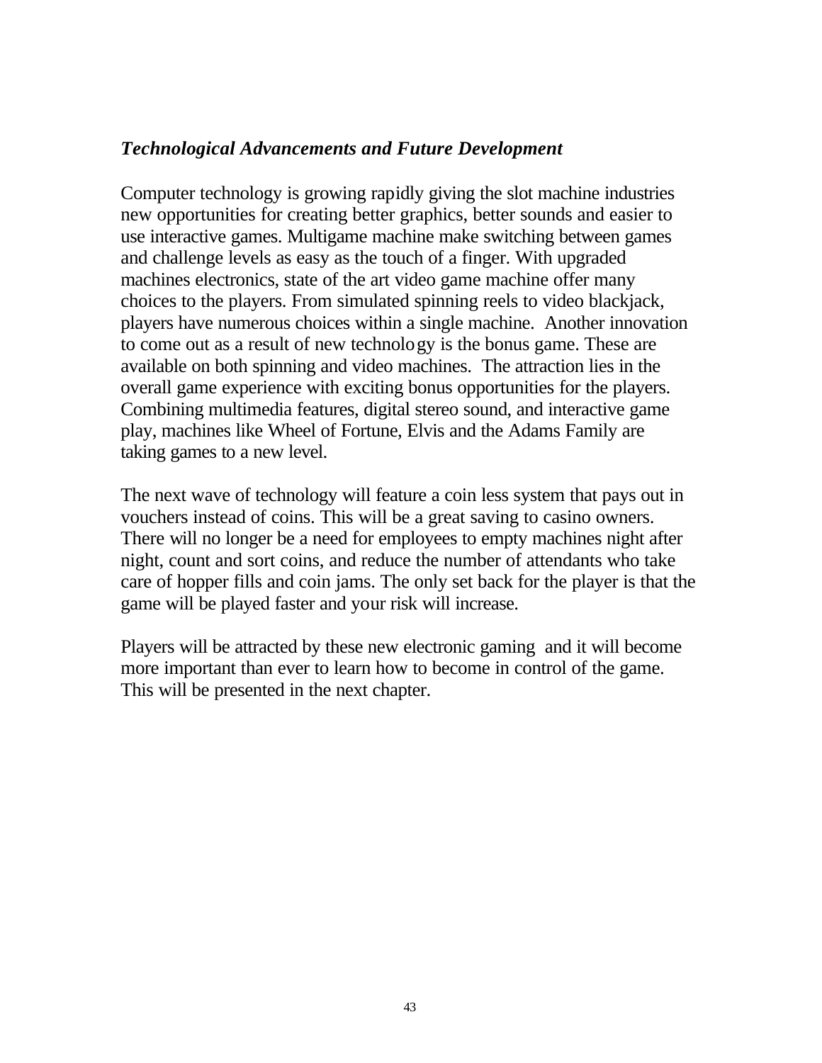### *Technological Advancements and Future Development*

Computer technology is growing rapidly giving the slot machine industries new opportunities for creating better graphics, better sounds and easier to use interactive games. Multigame machine make switching between games and challenge levels as easy as the touch of a finger. With upgraded machines electronics, state of the art video game machine offer many choices to the players. From simulated spinning reels to video blackjack, players have numerous choices within a single machine. Another innovation to come out as a result of new technology is the bonus game. These are available on both spinning and video machines. The attraction lies in the overall game experience with exciting bonus opportunities for the players. Combining multimedia features, digital stereo sound, and interactive game play, machines like Wheel of Fortune, Elvis and the Adams Family are taking games to a new level.

The next wave of technology will feature a coin less system that pays out in vouchers instead of coins. This will be a great saving to casino owners. There will no longer be a need for employees to empty machines night after night, count and sort coins, and reduce the number of attendants who take care of hopper fills and coin jams. The only set back for the player is that the game will be played faster and your risk will increase.

Players will be attracted by these new electronic gaming and it will become more important than ever to learn how to become in control of the game. This will be presented in the next chapter.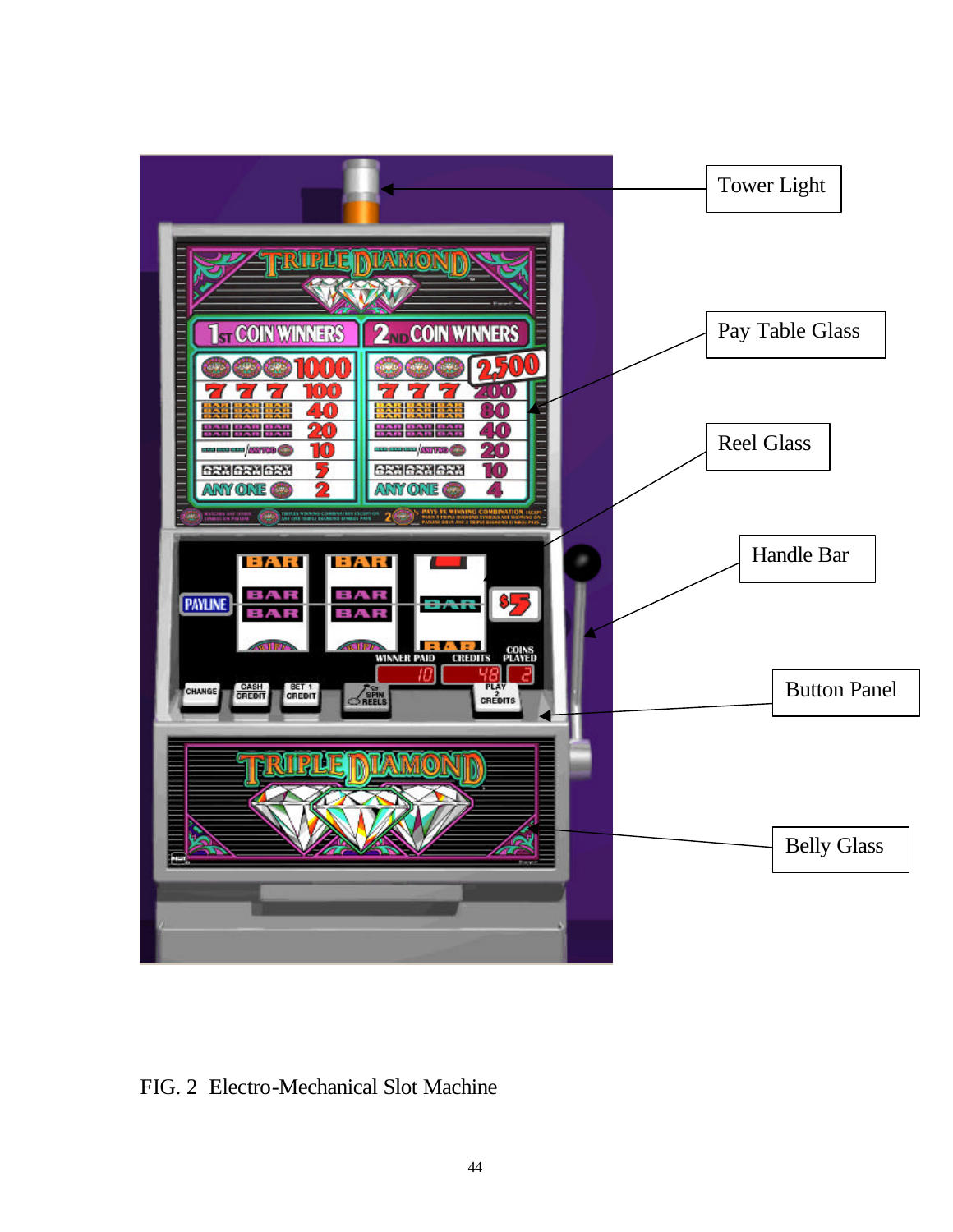Tower Light

Pay Table Glass

Reel Glass

Handle Bar

Button Panel

Belly Glass

FIG. 2 Electro-Mechanical Slot Machine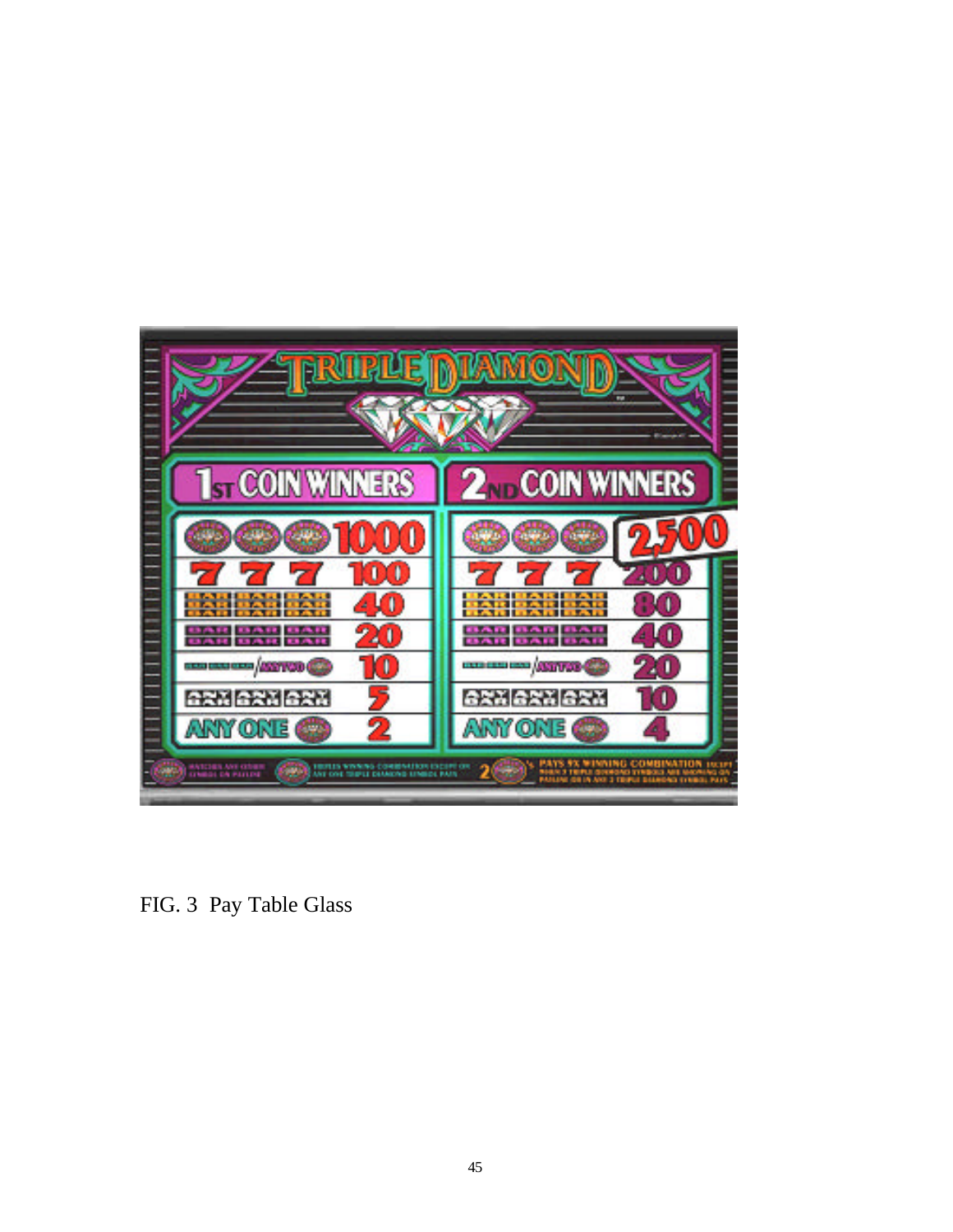FIG. 3 Pay Table Glass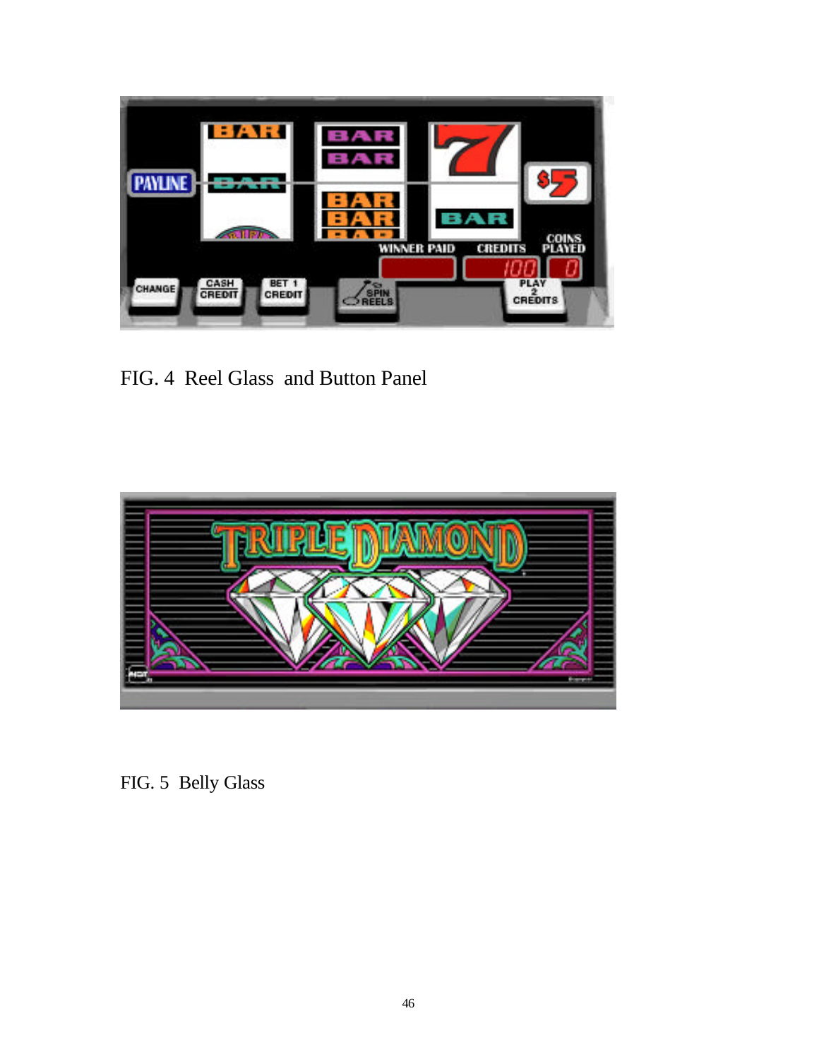FIG. 4 Reel Glass and Button Panel

FIG. 5 Belly Glass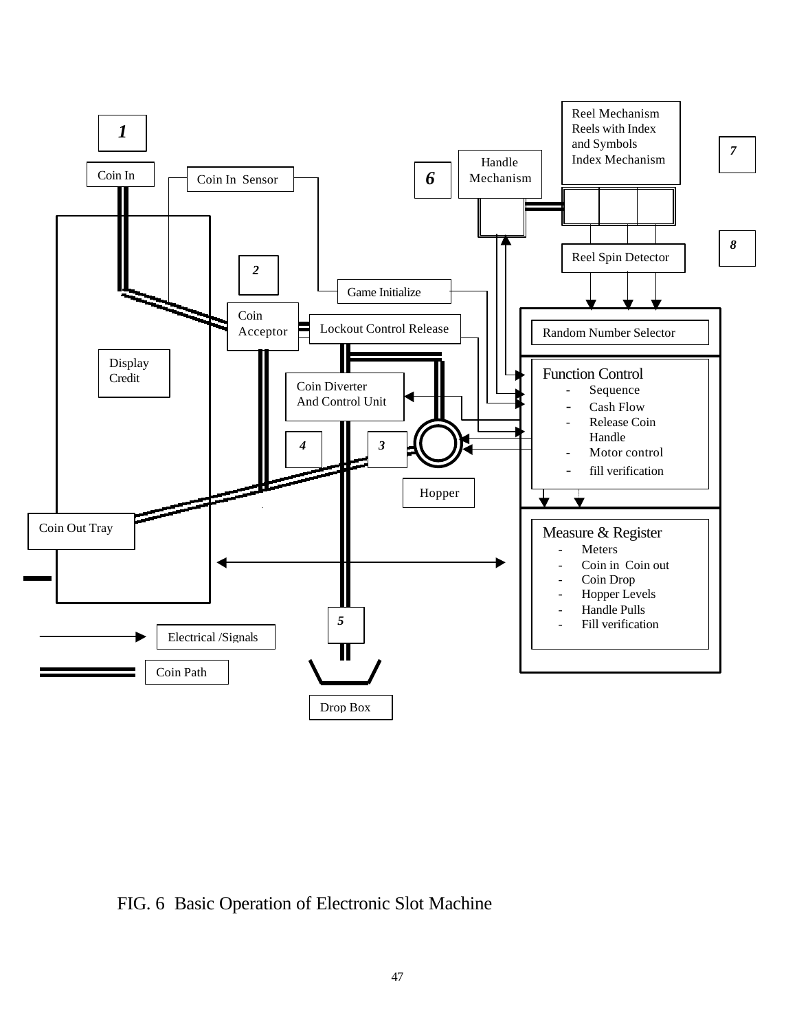1

Coin In

Coin In Sensor

6

Handle Mechanism

Reel Mechanism
Reels with Index and Symbols
Index Mechanism

7

8

Reel Spin Detector

2

Game Initialize

Coin Acceptor

Lockout Control Release

Random Number Selector

Display Credit

Coin Diverter And Control Unit

Function Control

- Sequence
- Cash Flow
- Release Coin Handle
- Motor control
- fill verification

4

3

Hopper

Coin Out Tray

Measure & Register

- Meters
- Coin in Coin out
- Coin Drop
- Hopper Levels
- Handle Pulls
- Fill verification

5

Electrical /Signals

Coin Path

Drop Box

FIG. 6 Basic Operation of Electronic Slot Machine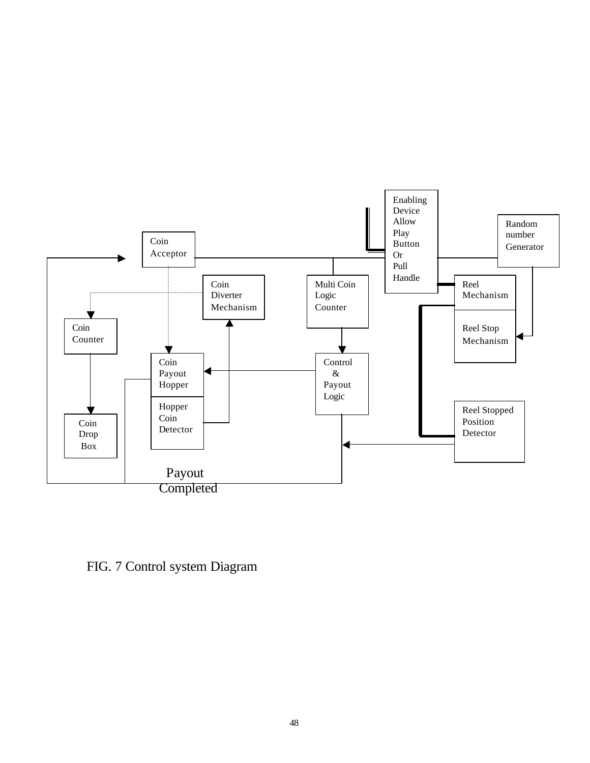Enabling Device Allow Play Button Or Pull Handle

Random number Generator

Coin Acceptor

Coin Diverter Mechanism

Multi Coin Logic Counter

Reel Mechanism

Reel Stop Mechanism

Coin Counter

Coin Payout Hopper

Hopper Coin Detector

Control & Payout Logic

Reel Stopped Position Detector

Coin Drop Box

Payout Completed

FIG. 7 Control system Diagram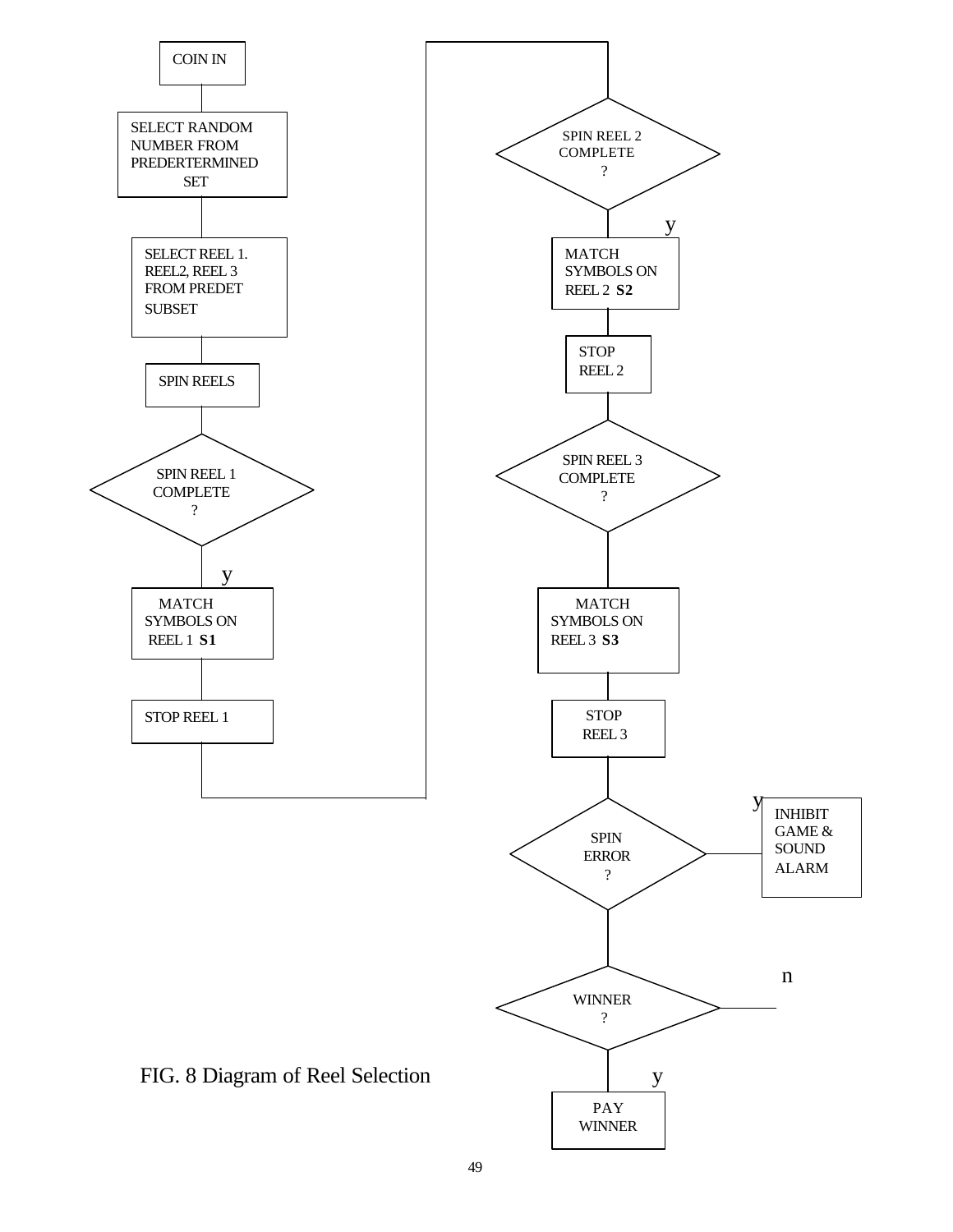COIN IN

SELECT RANDOM NUMBER FROM PREDERTERMINED SET

SELECT REEL 1. REEL2, REEL 3 FROM PREDET SUBSET

SPIN REELS

SPIN REEL 1 COMPLETE ?

y

MATCH SYMBOLS ON REEL 1 **S1**

STOP REEL 1

SPIN REEL 2 COMPLETE ?

y

MATCH SYMBOLS ON REEL 2 **S2**

STOP REEL 2

SPIN REEL 3 COMPLETE ?

MATCH SYMBOLS ON REEL 3 **S3**

STOP REEL 3

SPIN ERROR ?

y

INHIBIT GAME & SOUND ALARM

WINNER ?

n

y

PAY WINNER

FIG. 8 Diagram of Reel Selection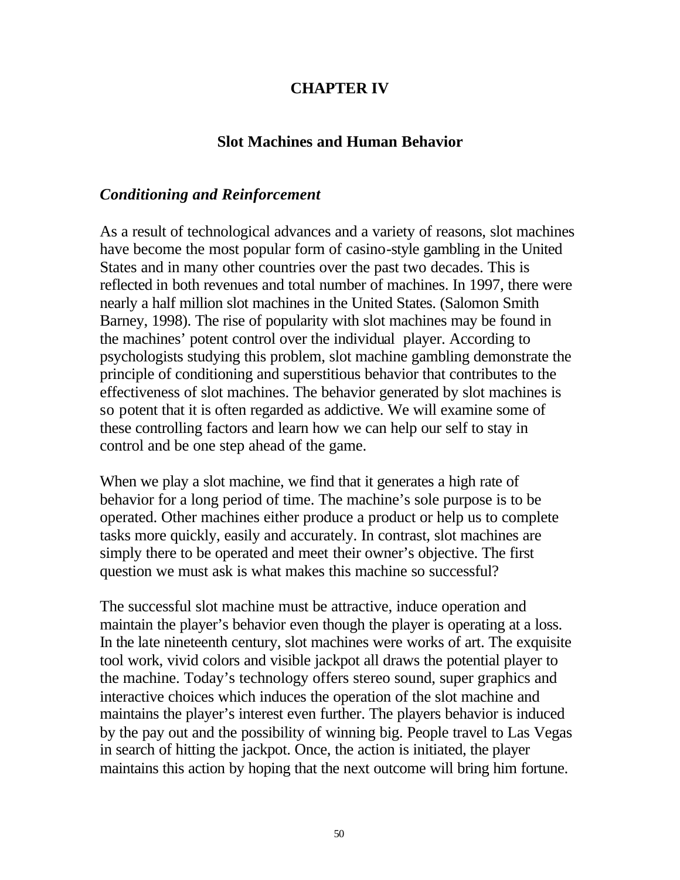# CHAPTER IV

## Slot Machines and Human Behavior

### *Conditioning and Reinforcement*

As a result of technological advances and a variety of reasons, slot machines have become the most popular form of casino-style gambling in the United States and in many other countries over the past two decades. This is reflected in both revenues and total number of machines. In 1997, there were nearly a half million slot machines in the United States. (Salomon Smith Barney, 1998). The rise of popularity with slot machines may be found in the machines' potent control over the individual player. According to psychologists studying this problem, slot machine gambling demonstrate the principle of conditioning and superstitious behavior that contributes to the effectiveness of slot machines. The behavior generated by slot machines is so potent that it is often regarded as addictive. We will examine some of these controlling factors and learn how we can help our self to stay in control and be one step ahead of the game.

When we play a slot machine, we find that it generates a high rate of behavior for a long period of time. The machine's sole purpose is to be operated. Other machines either produce a product or help us to complete tasks more quickly, easily and accurately. In contrast, slot machines are simply there to be operated and meet their owner's objective. The first question we must ask is what makes this machine so successful?

The successful slot machine must be attractive, induce operation and maintain the player's behavior even though the player is operating at a loss. In the late nineteenth century, slot machines were works of art. The exquisite tool work, vivid colors and visible jackpot all draws the potential player to the machine. Today's technology offers stereo sound, super graphics and interactive choices which induces the operation of the slot machine and maintains the player's interest even further. The players behavior is induced by the pay out and the possibility of winning big. People travel to Las Vegas in search of hitting the jackpot. Once, the action is initiated, the player maintains this action by hoping that the next outcome will bring him fortune.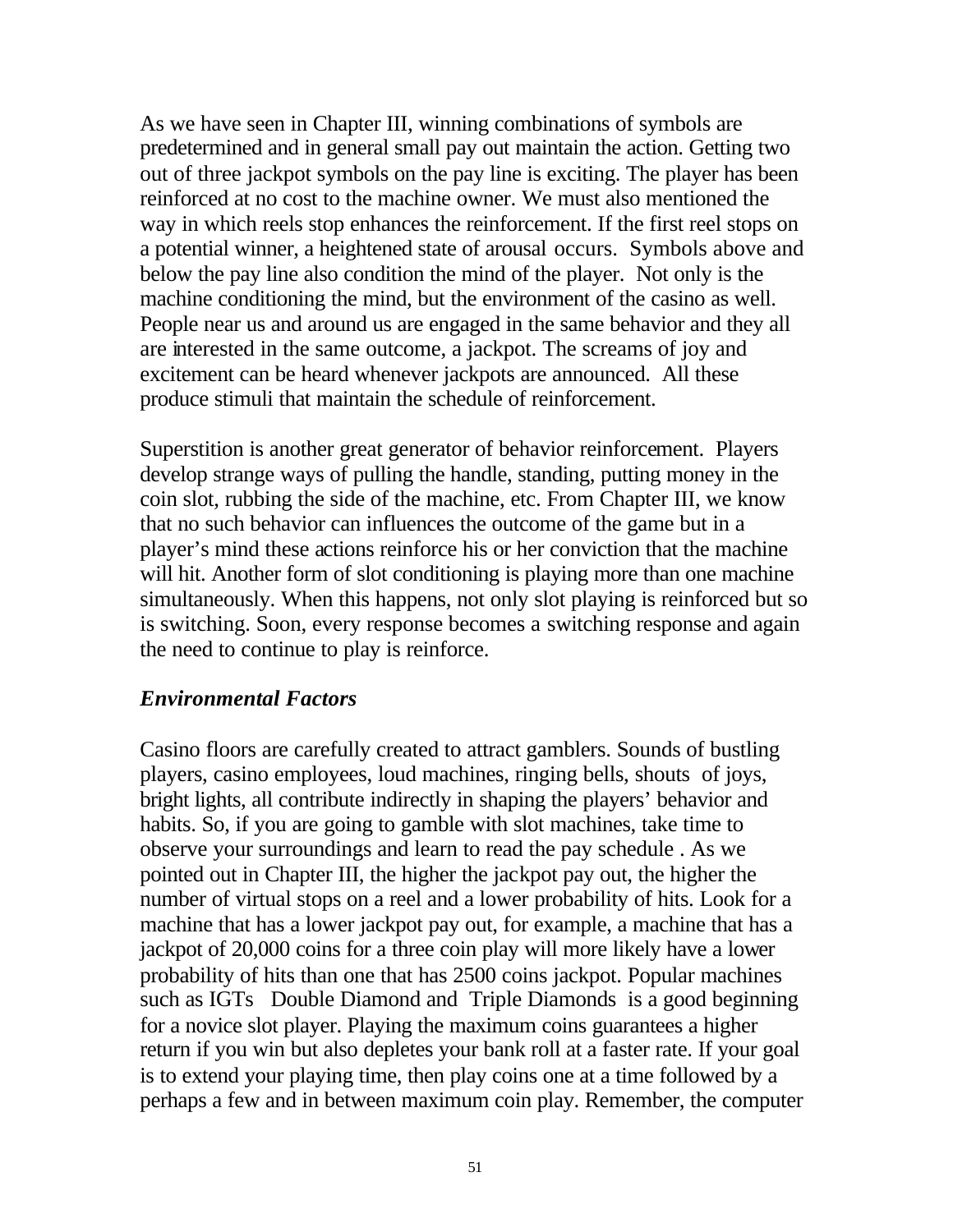As we have seen in Chapter III, winning combinations of symbols are predetermined and in general small pay out maintain the action. Getting two out of three jackpot symbols on the pay line is exciting. The player has been reinforced at no cost to the machine owner. We must also mentioned the way in which reels stop enhances the reinforcement. If the first reel stops on a potential winner, a heightened state of arousal occurs. Symbols above and below the pay line also condition the mind of the player. Not only is the machine conditioning the mind, but the environment of the casino as well. People near us and around us are engaged in the same behavior and they all are interested in the same outcome, a jackpot. The screams of joy and excitement can be heard whenever jackpots are announced. All these produce stimuli that maintain the schedule of reinforcement.

Superstition is another great generator of behavior reinforcement. Players develop strange ways of pulling the handle, standing, putting money in the coin slot, rubbing the side of the machine, etc. From Chapter III, we know that no such behavior can influences the outcome of the game but in a player's mind these actions reinforce his or her conviction that the machine will hit. Another form of slot conditioning is playing more than one machine simultaneously. When this happens, not only slot playing is reinforced but so is switching. Soon, every response becomes a switching response and again the need to continue to play is reinforce.

### *Environmental Factors*

Casino floors are carefully created to attract gamblers. Sounds of bustling players, casino employees, loud machines, ringing bells, shouts of joys, bright lights, all contribute indirectly in shaping the players' behavior and habits. So, if you are going to gamble with slot machines, take time to observe your surroundings and learn to read the pay schedule . As we pointed out in Chapter III, the higher the jackpot pay out, the higher the number of virtual stops on a reel and a lower probability of hits. Look for a machine that has a lower jackpot pay out, for example, a machine that has a jackpot of 20,000 coins for a three coin play will more likely have a lower probability of hits than one that has 2500 coins jackpot. Popular machines such as IGTs Double Diamond and Triple Diamonds is a good beginning for a novice slot player. Playing the maximum coins guarantees a higher return if you win but also depletes your bank roll at a faster rate. If your goal is to extend your playing time, then play coins one at a time followed by a perhaps a few and in between maximum coin play. Remember, the computer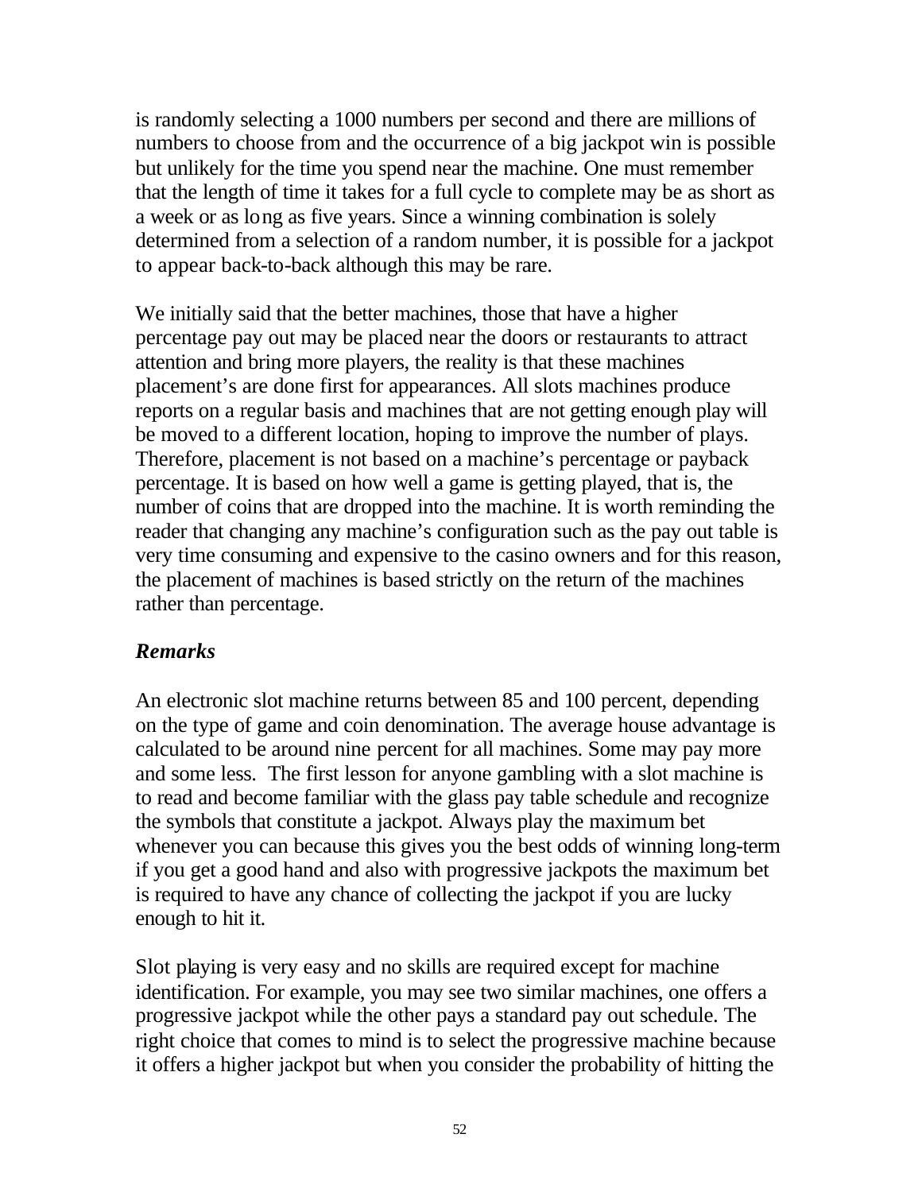is randomly selecting a 1000 numbers per second and there are millions of numbers to choose from and the occurrence of a big jackpot win is possible but unlikely for the time you spend near the machine. One must remember that the length of time it takes for a full cycle to complete may be as short as a week or as long as five years. Since a winning combination is solely determined from a selection of a random number, it is possible for a jackpot to appear back-to-back although this may be rare.

We initially said that the better machines, those that have a higher percentage pay out may be placed near the doors or restaurants to attract attention and bring more players, the reality is that these machines placement's are done first for appearances. All slots machines produce reports on a regular basis and machines that are not getting enough play will be moved to a different location, hoping to improve the number of plays. Therefore, placement is not based on a machine's percentage or payback percentage. It is based on how well a game is getting played, that is, the number of coins that are dropped into the machine. It is worth reminding the reader that changing any machine's configuration such as the pay out table is very time consuming and expensive to the casino owners and for this reason, the placement of machines is based strictly on the return of the machines rather than percentage.

### *Remarks*

An electronic slot machine returns between 85 and 100 percent, depending on the type of game and coin denomination. The average house advantage is calculated to be around nine percent for all machines. Some may pay more and some less. The first lesson for anyone gambling with a slot machine is to read and become familiar with the glass pay table schedule and recognize the symbols that constitute a jackpot. Always play the maximum bet whenever you can because this gives you the best odds of winning long-term if you get a good hand and also with progressive jackpots the maximum bet is required to have any chance of collecting the jackpot if you are lucky enough to hit it.

Slot playing is very easy and no skills are required except for machine identification. For example, you may see two similar machines, one offers a progressive jackpot while the other pays a standard pay out schedule. The right choice that comes to mind is to select the progressive machine because it offers a higher jackpot but when you consider the probability of hitting the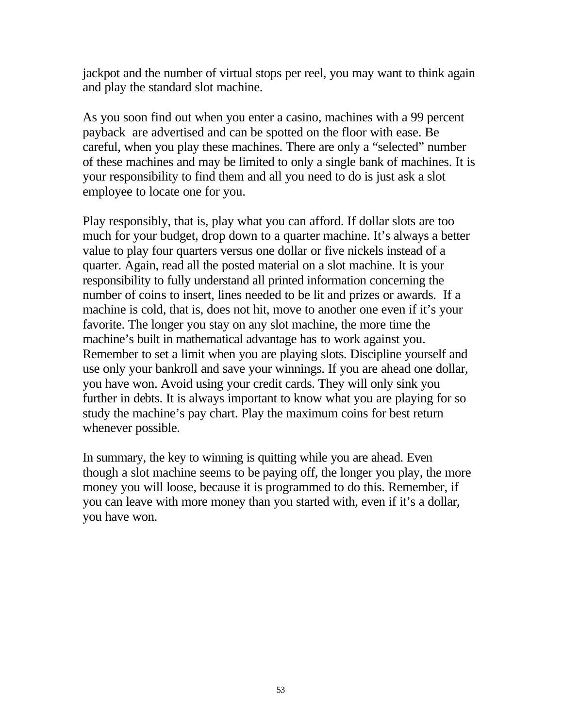jackpot and the number of virtual stops per reel, you may want to think again and play the standard slot machine.

As you soon find out when you enter a casino, machines with a 99 percent payback are advertised and can be spotted on the floor with ease. Be careful, when you play these machines. There are only a "selected" number of these machines and may be limited to only a single bank of machines. It is your responsibility to find them and all you need to do is just ask a slot employee to locate one for you.

Play responsibly, that is, play what you can afford. If dollar slots are too much for your budget, drop down to a quarter machine. It's always a better value to play four quarters versus one dollar or five nickels instead of a quarter. Again, read all the posted material on a slot machine. It is your responsibility to fully understand all printed information concerning the number of coins to insert, lines needed to be lit and prizes or awards. If a machine is cold, that is, does not hit, move to another one even if it's your favorite. The longer you stay on any slot machine, the more time the machine's built in mathematical advantage has to work against you. Remember to set a limit when you are playing slots. Discipline yourself and use only your bankroll and save your winnings. If you are ahead one dollar, you have won. Avoid using your credit cards. They will only sink you further in debts. It is always important to know what you are playing for so study the machine's pay chart. Play the maximum coins for best return whenever possible.

In summary, the key to winning is quitting while you are ahead. Even though a slot machine seems to be paying off, the longer you play, the more money you will loose, because it is programmed to do this. Remember, if you can leave with more money than you started with, even if it's a dollar, you have won.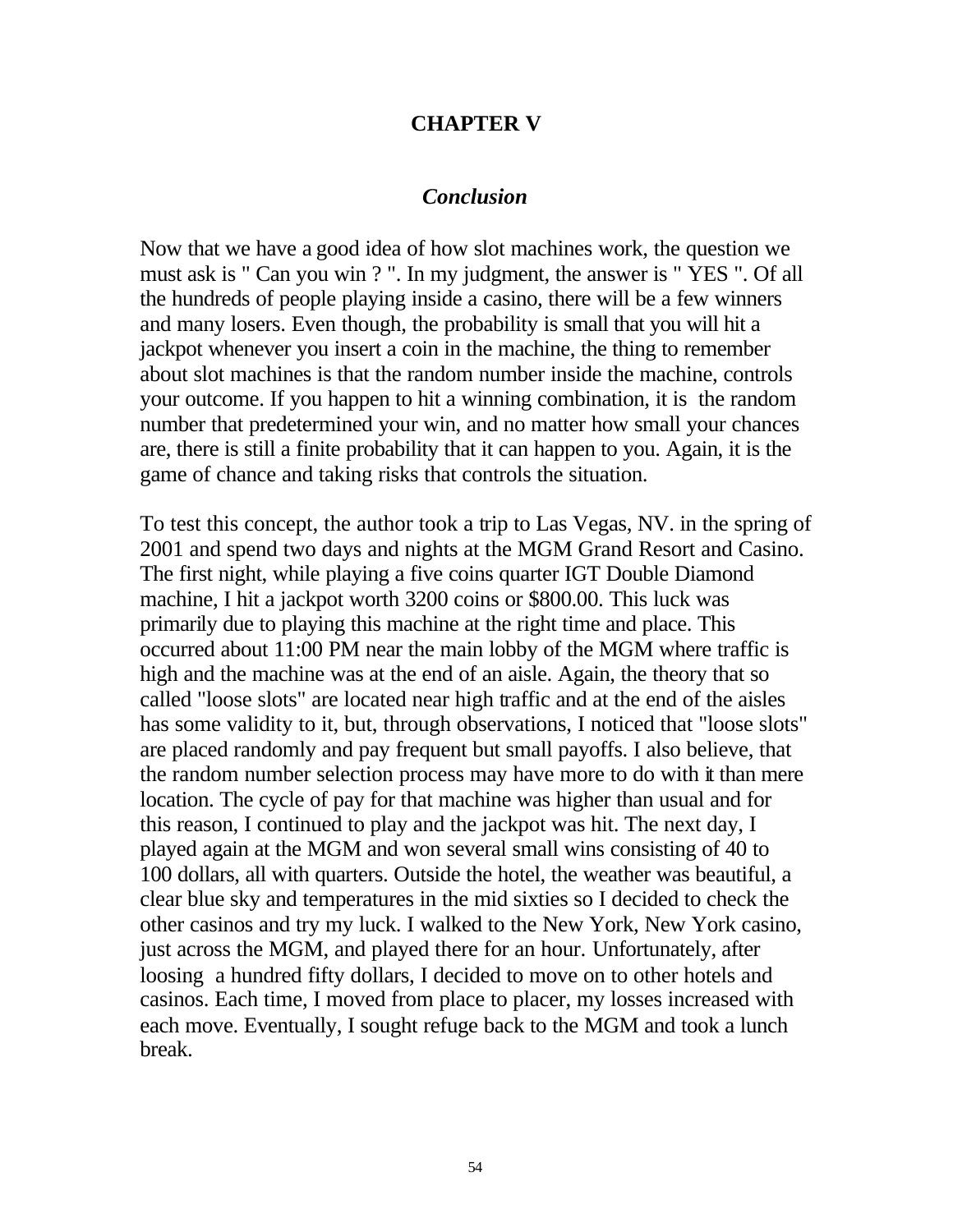# CHAPTER V

## *Conclusion*

Now that we have a good idea of how slot machines work, the question we must ask is " Can you win ? ". In my judgment, the answer is " YES ". Of all the hundreds of people playing inside a casino, there will be a few winners and many losers. Even though, the probability is small that you will hit a jackpot whenever you insert a coin in the machine, the thing to remember about slot machines is that the random number inside the machine, controls your outcome. If you happen to hit a winning combination, it is the random number that predetermined your win, and no matter how small your chances are, there is still a finite probability that it can happen to you. Again, it is the game of chance and taking risks that controls the situation.

To test this concept, the author took a trip to Las Vegas, NV. in the spring of 2001 and spend two days and nights at the MGM Grand Resort and Casino. The first night, while playing a five coins quarter IGT Double Diamond machine, I hit a jackpot worth 3200 coins or $800.00. This luck was primarily due to playing this machine at the right time and place. This occurred about 11:00 PM near the main lobby of the MGM where traffic is high and the machine was at the end of an aisle. Again, the theory that so called "loose slots" are located near high traffic and at the end of the aisles has some validity to it, but, through observations, I noticed that "loose slots" are placed randomly and pay frequent but small payoffs. I also believe, that the random number selection process may have more to do with it than mere location. The cycle of pay for that machine was higher than usual and for this reason, I continued to play and the jackpot was hit. The next day, I played again at the MGM and won several small wins consisting of 40 to 100 dollars, all with quarters. Outside the hotel, the weather was beautiful, a clear blue sky and temperatures in the mid sixties so I decided to check the other casinos and try my luck. I walked to the New York, New York casino, just across the MGM, and played there for an hour. Unfortunately, after loosing a hundred fifty dollars, I decided to move on to other hotels and casinos. Each time, I moved from place to placer, my losses increased with each move. Eventually, I sought refuge back to the MGM and took a lunch break.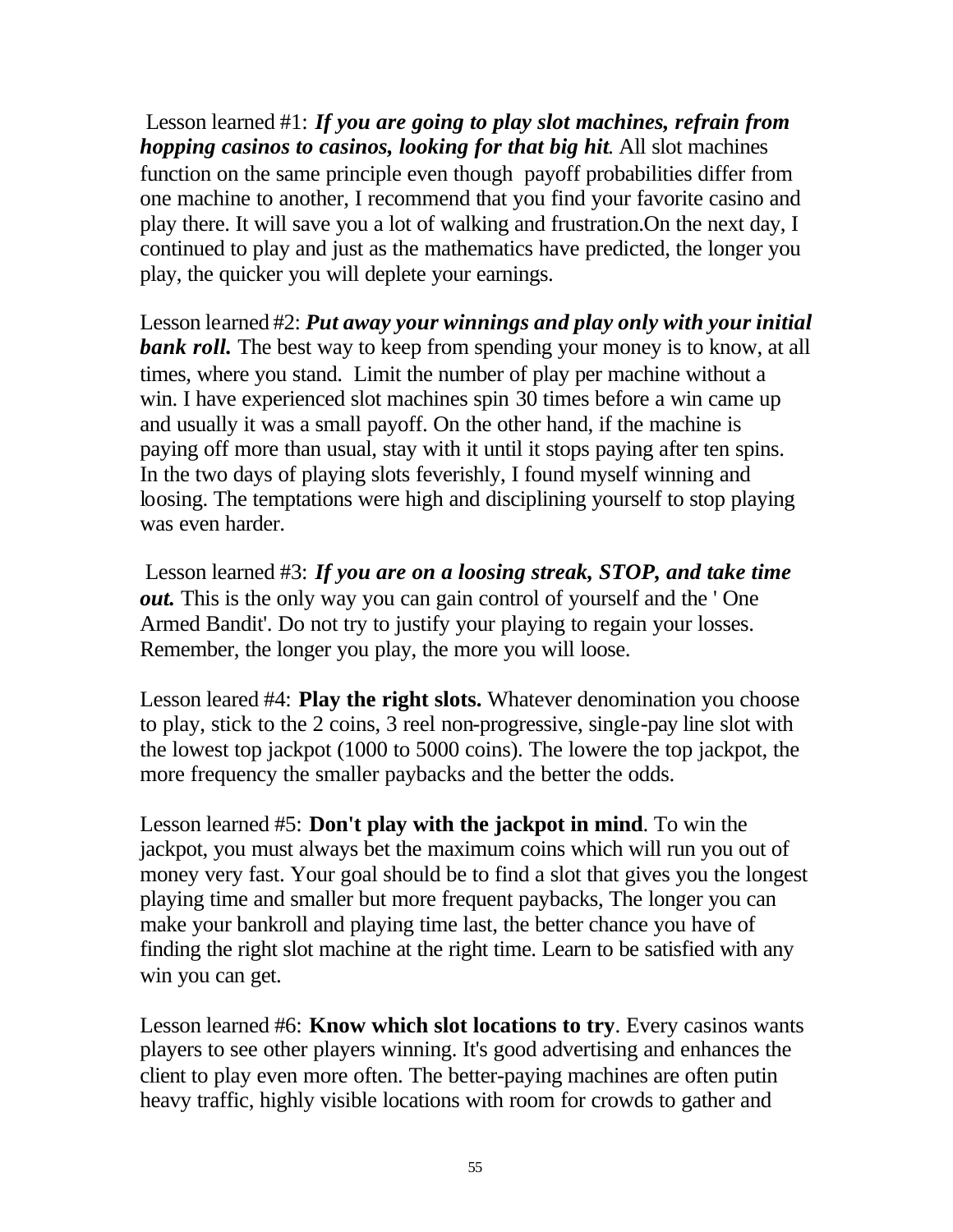Lesson learned #1: ***If you are going to play slot machines, refrain from hopping casinos to casinos, looking for that big hit.*** All slot machines function on the same principle even though payoff probabilities differ from one machine to another, I recommend that you find your favorite casino and play there. It will save you a lot of walking and frustration.On the next day, I continued to play and just as the mathematics have predicted, the longer you play, the quicker you will deplete your earnings.

Lesson learned #2: ***Put away your winnings and play only with your initial bank roll.*** The best way to keep from spending your money is to know, at all times, where you stand. Limit the number of play per machine without a win. I have experienced slot machines spin 30 times before a win came up and usually it was a small payoff. On the other hand, if the machine is paying off more than usual, stay with it until it stops paying after ten spins. In the two days of playing slots feverishly, I found myself winning and loosing. The temptations were high and disciplining yourself to stop playing was even harder.

Lesson learned #3: ***If you are on a loosing streak, STOP, and take time out.*** This is the only way you can gain control of yourself and the ' One Armed Bandit'. Do not try to justify your playing to regain your losses. Remember, the longer you play, the more you will loose.

Lesson leared #4: **Play the right slots.** Whatever denomination you choose to play, stick to the 2 coins, 3 reel non-progressive, single-pay line slot with the lowest top jackpot (1000 to 5000 coins). The lowere the top jackpot, the more frequency the smaller paybacks and the better the odds.

Lesson learned #5: **Don't play with the jackpot in mind**. To win the jackpot, you must always bet the maximum coins which will run you out of money very fast. Your goal should be to find a slot that gives you the longest playing time and smaller but more frequent paybacks, The longer you can make your bankroll and playing time last, the better chance you have of finding the right slot machine at the right time. Learn to be satisfied with any win you can get.

Lesson learned #6: **Know which slot locations to try**. Every casinos wants players to see other players winning. It's good advertising and enhances the client to play even more often. The better-paying machines are often putin heavy traffic, highly visible locations with room for crowds to gather and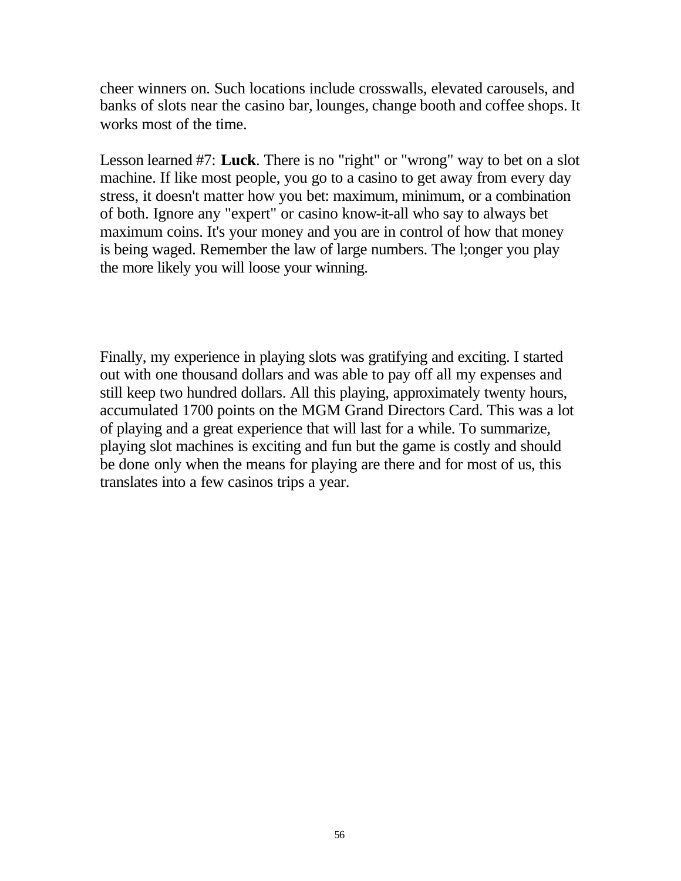cheer winners on. Such locations include crosswalls, elevated carousels, and banks of slots near the casino bar, lounges, change booth and coffee shops. It works most of the time.

Lesson learned #7: **Luck**. There is no "right" or "wrong" way to bet on a slot machine. If like most people, you go to a casino to get away from every day stress, it doesn't matter how you bet: maximum, minimum, or a combination of both. Ignore any "expert" or casino know-it-all who say to always bet maximum coins. It's your money and you are in control of how that money is being waged. Remember the law of large numbers. The l;onger you play the more likely you will loose your winning.

Finally, my experience in playing slots was gratifying and exciting. I started out with one thousand dollars and was able to pay off all my expenses and still keep two hundred dollars. All this playing, approximately twenty hours, accumulated 1700 points on the MGM Grand Directors Card. This was a lot of playing and a great experience that will last for a while. To summarize, playing slot machines is exciting and fun but the game is costly and should be done only when the means for playing are there and for most of us, this translates into a few casinos trips a year.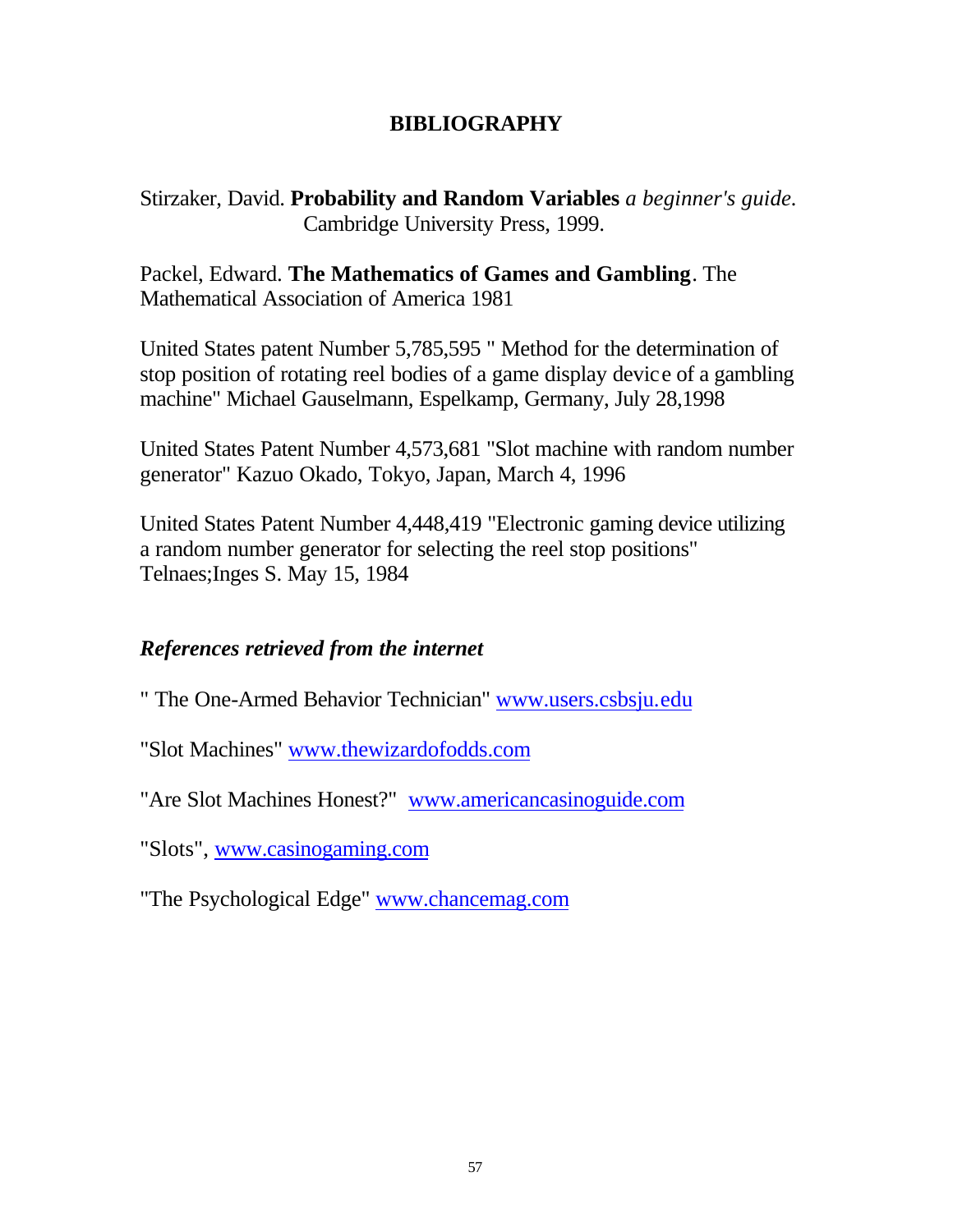## BIBLIOGRAPHY

Stirzaker, David. **Probability and Random Variables** *a beginner's guide*. Cambridge University Press, 1999.

Packel, Edward. **The Mathematics of Games and Gambling**. The Mathematical Association of America 1981

United States patent Number 5,785,595 " Method for the determination of stop position of rotating reel bodies of a game display device of a gambling machine" Michael Gauselmann, Espelkamp, Germany, July 28,1998

United States Patent Number 4,573,681 "Slot machine with random number generator" Kazuo Okado, Tokyo, Japan, March 4, 1996

United States Patent Number 4,448,419 "Electronic gaming device utilizing a random number generator for selecting the reel stop positions" Telnaes;Inges S. May 15, 1984

### *References retrieved from the internet*

" The One-Armed Behavior Technician" www.users.csbsju.edu

"Slot Machines" www.thewizardofodds.com

"Are Slot Machines Honest?" www.americancasinoguide.com

"Slots", www.casinogaming.com

"The Psychological Edge" www.chancemag.com